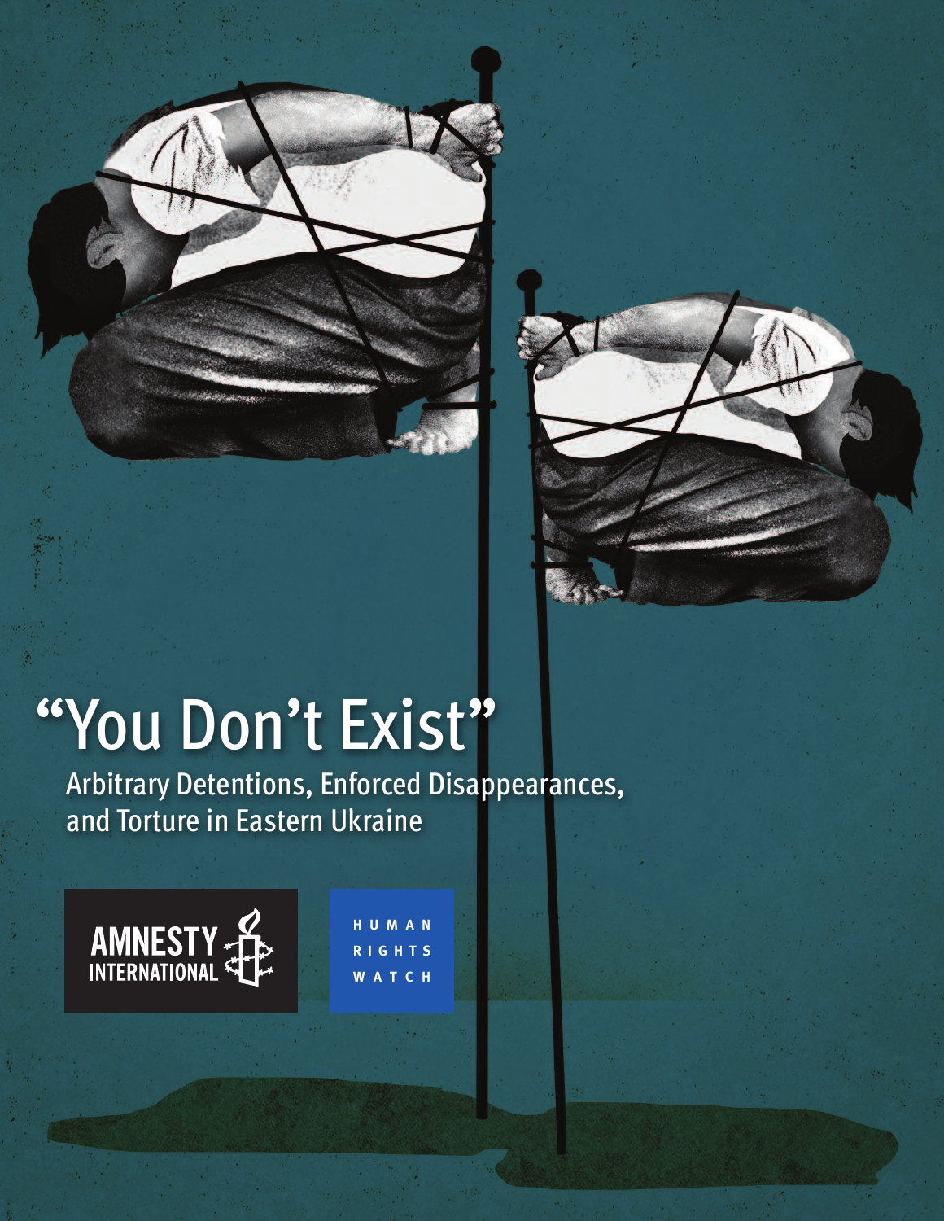# "You Don't Exist"

## Arbitrary Detentions, Enforced Disappearances, and Torture in Eastern Ukraine

AMNESTY INTERNATIONAL

HUMAN RIGHTS WATCH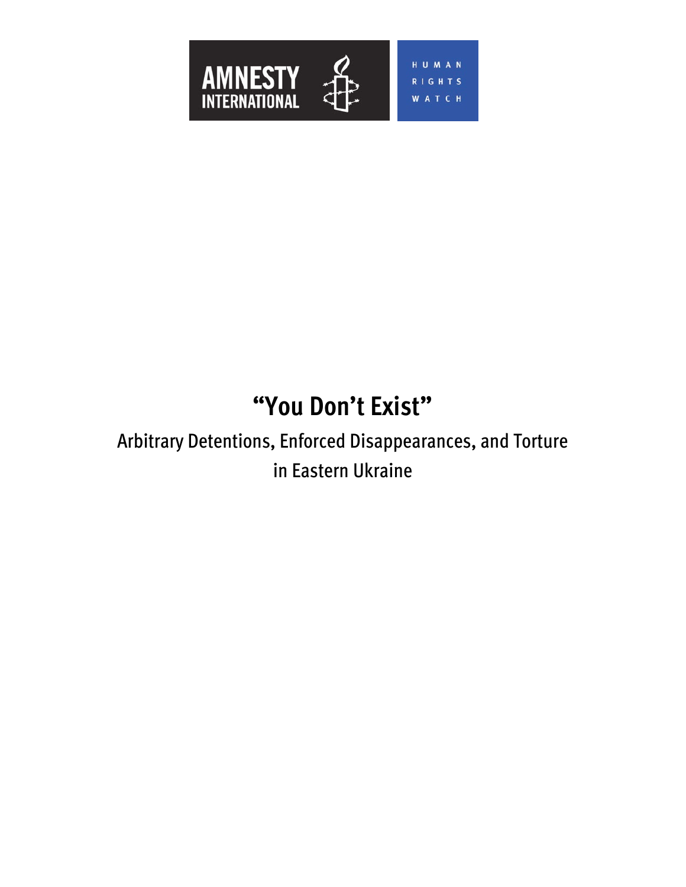AMNESTY INTERNATIONAL

HUMAN RIGHTS WATCH

# "You Don't Exist"

## Arbitrary Detentions, Enforced Disappearances, and Torture in Eastern Ukraine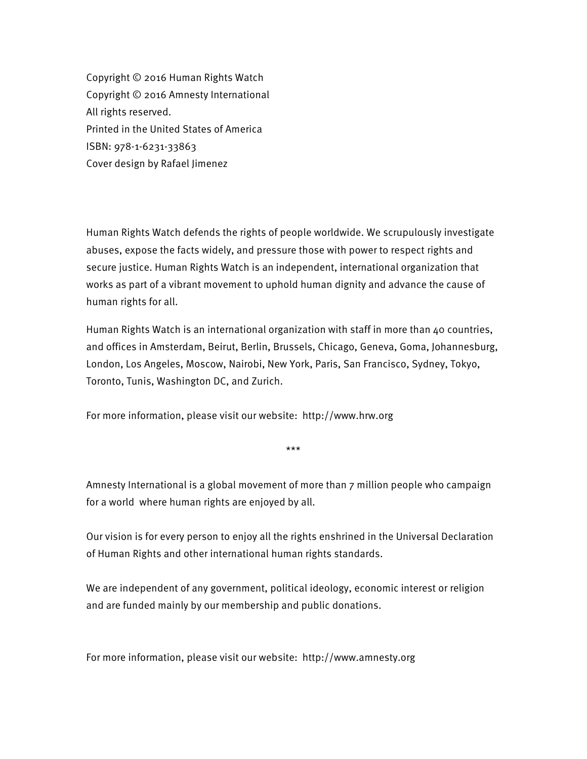Copyright © 2016 Human Rights Watch
Copyright © 2016 Amnesty International
All rights reserved.
Printed in the United States of America
ISBN: 978-1-6231-33863
Cover design by Rafael Jimenez

Human Rights Watch defends the rights of people worldwide. We scrupulously investigate abuses, expose the facts widely, and pressure those with power to respect rights and secure justice. Human Rights Watch is an independent, international organization that works as part of a vibrant movement to uphold human dignity and advance the cause of human rights for all.

Human Rights Watch is an international organization with staff in more than 40 countries, and offices in Amsterdam, Beirut, Berlin, Brussels, Chicago, Geneva, Goma, Johannesburg, London, Los Angeles, Moscow, Nairobi, New York, Paris, San Francisco, Sydney, Tokyo, Toronto, Tunis, Washington DC, and Zurich.

For more information, please visit our website: http://www.hrw.org

***

Amnesty International is a global movement of more than 7 million people who campaign for a world where human rights are enjoyed by all.

Our vision is for every person to enjoy all the rights enshrined in the Universal Declaration of Human Rights and other international human rights standards.

We are independent of any government, political ideology, economic interest or religion and are funded mainly by our membership and public donations.

For more information, please visit our website: http://www.amnesty.org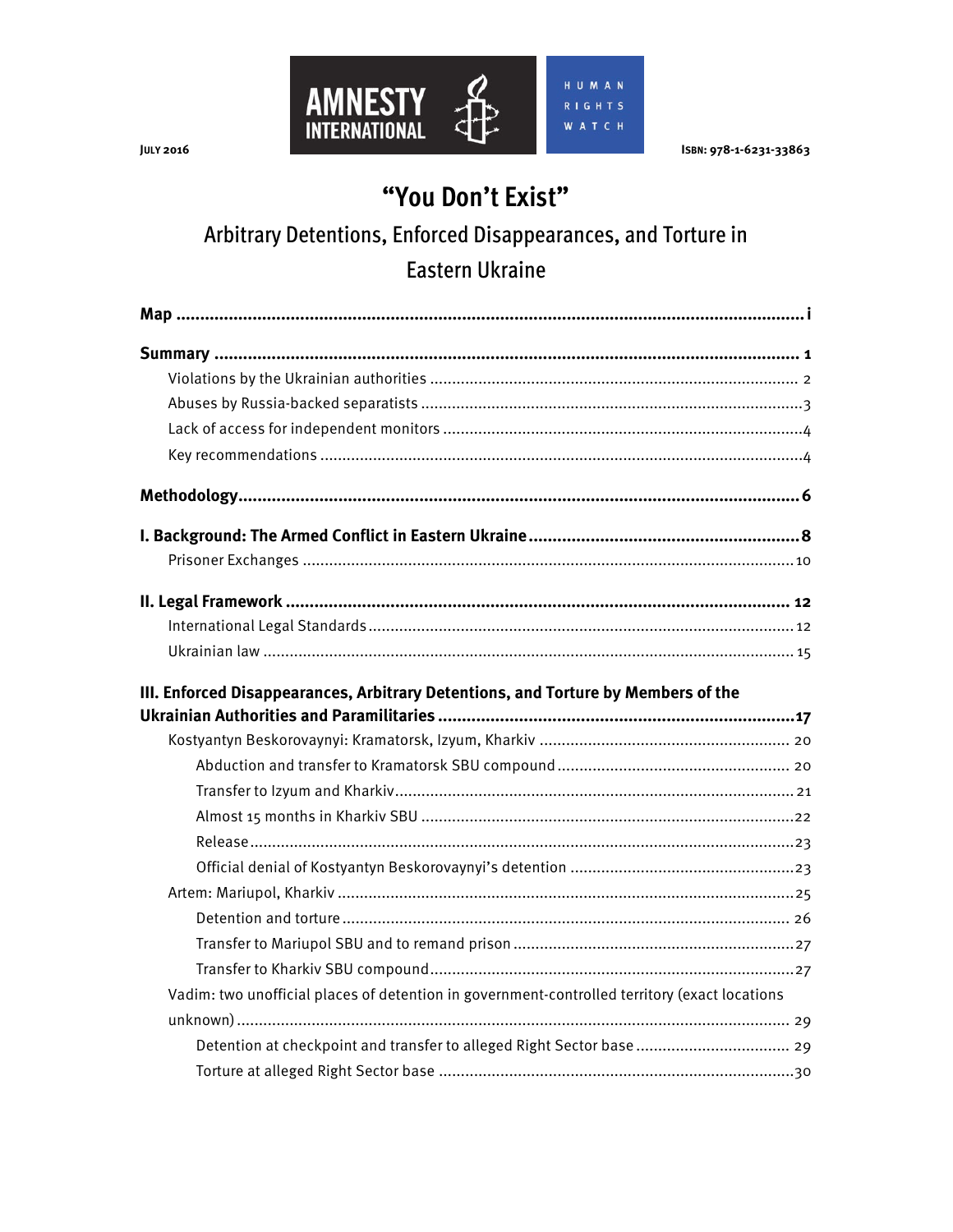JULY 2016

ISBN: 978-1-6231-33863

# "You Don't Exist"

## Arbitrary Detentions, Enforced Disappearances, and Torture in Eastern Ukraine

**Map** ..... i

**Summary** ..... 1

- Violations by the Ukrainian authorities ..... 2
- Abuses by Russia-backed separatists ..... 3
- Lack of access for independent monitors ..... 4
- Key recommendations ..... 4

**Methodology** ..... 6

**I. Background: The Armed Conflict in Eastern Ukraine** ..... 8

- Prisoner Exchanges ..... 10

**II. Legal Framework** ..... 12

- International Legal Standards ..... 12
- Ukrainian law ..... 15

**III. Enforced Disappearances, Arbitrary Detentions, and Torture by Members of the Ukrainian Authorities and Paramilitaries** ..... 17

- Kostyantyn Beskorovaynyi: Kramatorsk, Izyum, Kharkiv ..... 20
  - Abduction and transfer to Kramatorsk SBU compound ..... 20
  - Transfer to Izyum and Kharkiv ..... 21
  - Almost 15 months in Kharkiv SBU ..... 22
  - Release ..... 23
  - Official denial of Kostyantyn Beskorovaynyi's detention ..... 23
- Artem: Mariupol, Kharkiv ..... 25
  - Detention and torture ..... 26
  - Transfer to Mariupol SBU and to remand prison ..... 27
  - Transfer to Kharkiv SBU compound ..... 27
- Vadim: two unofficial places of detention in government-controlled territory (exact locations unknown) ..... 29
  - Detention at checkpoint and transfer to alleged Right Sector base ..... 29
  - Torture at alleged Right Sector base ..... 30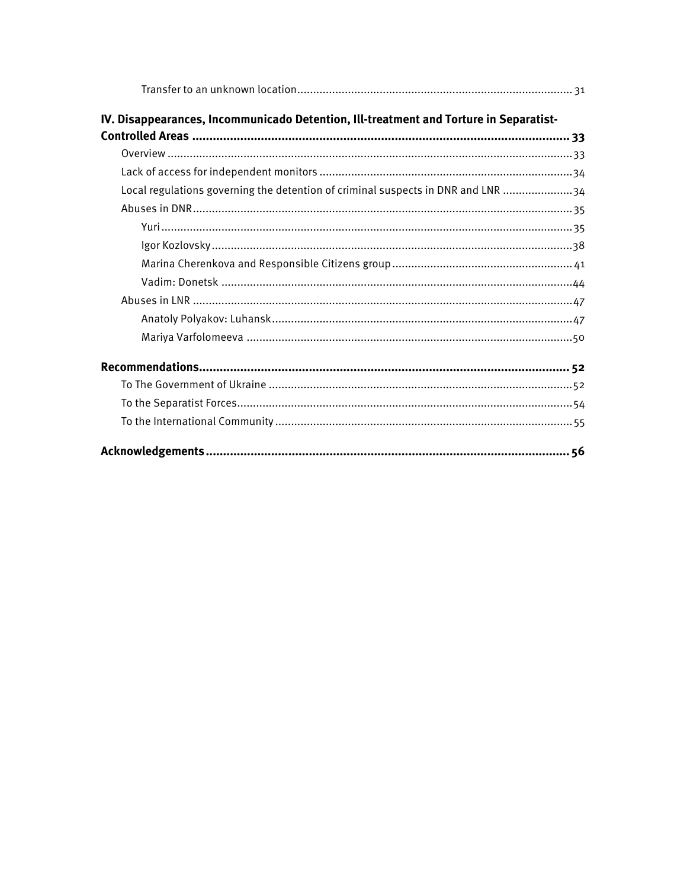Transfer to an unknown location ..... 31

**IV. Disappearances, Incommunicado Detention, Ill-treatment and Torture in Separatist-Controlled Areas ..... 33**

Overview ..... 33

Lack of access for independent monitors ..... 34

Local regulations governing the detention of criminal suspects in DNR and LNR ..... 34

Abuses in DNR ..... 35

Yuri ..... 35

Igor Kozlovsky ..... 38

Marina Cherenkova and Responsible Citizens group ..... 41

Vadim: Donetsk ..... 44

Abuses in LNR ..... 47

Anatoly Polyakov: Luhansk ..... 47

Mariya Varfolomeeva ..... 50

**Recommendations ..... 52**

To The Government of Ukraine ..... 52

To the Separatist Forces ..... 54

To the International Community ..... 55

**Acknowledgements ..... 56**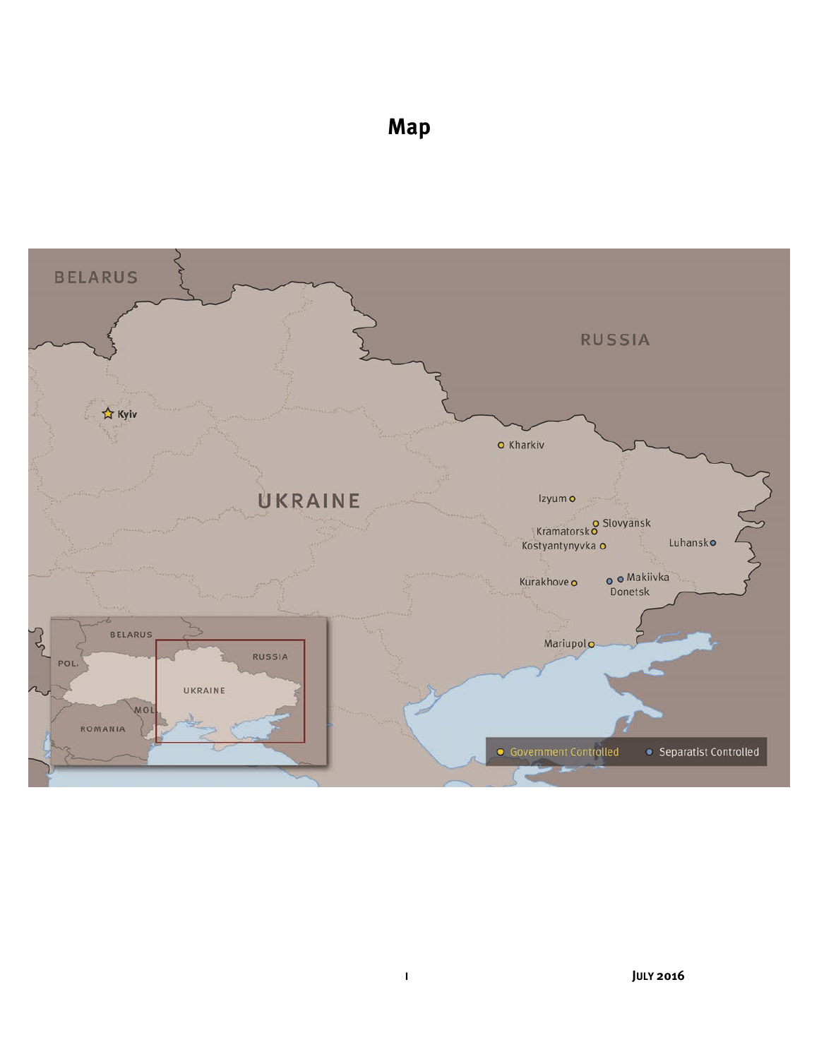# Map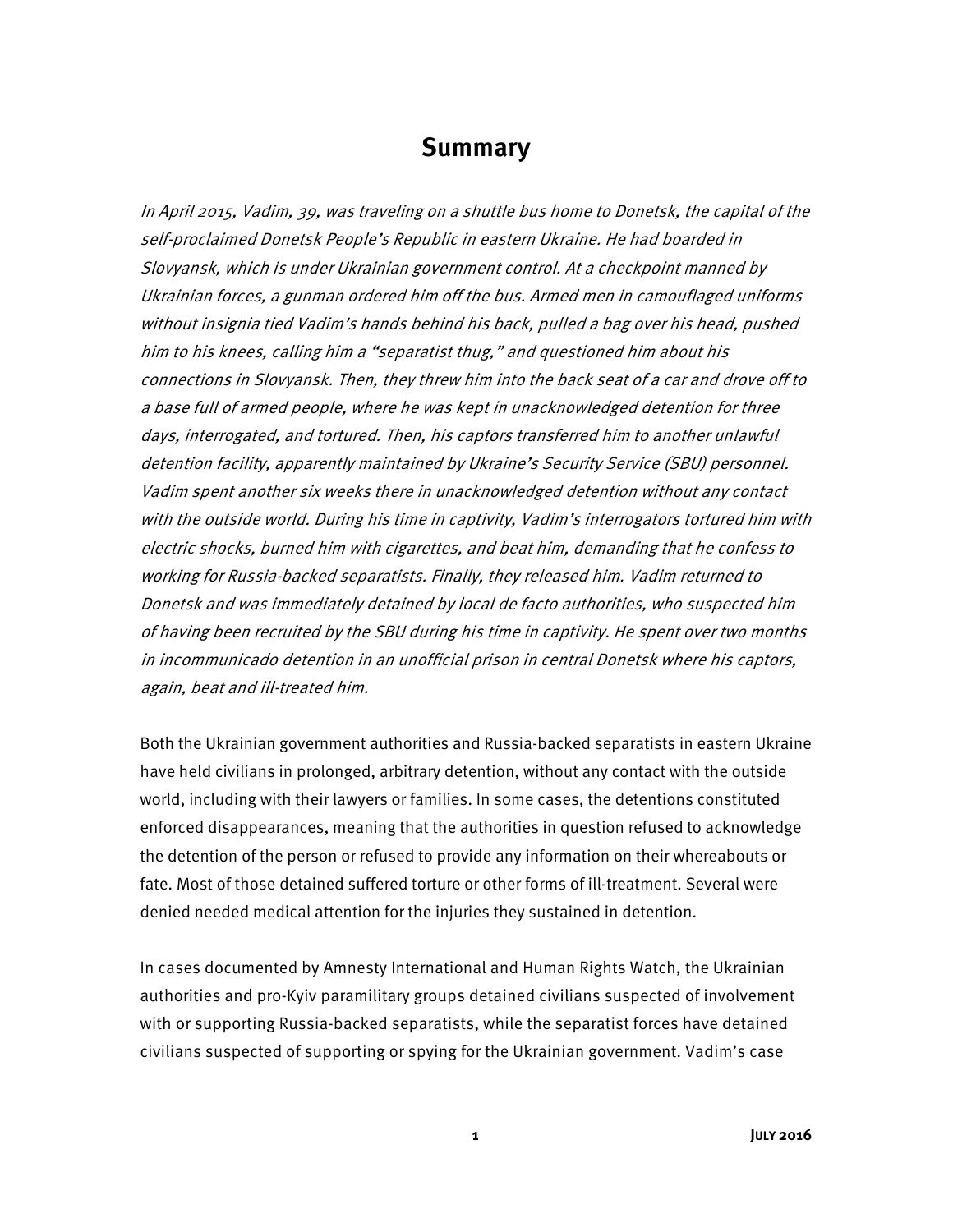# Summary

*In April 2015, Vadim, 39, was traveling on a shuttle bus home to Donetsk, the capital of the self-proclaimed Donetsk People's Republic in eastern Ukraine. He had boarded in Slovyansk, which is under Ukrainian government control. At a checkpoint manned by Ukrainian forces, a gunman ordered him off the bus. Armed men in camouflaged uniforms without insignia tied Vadim's hands behind his back, pulled a bag over his head, pushed him to his knees, calling him a "separatist thug," and questioned him about his connections in Slovyansk. Then, they threw him into the back seat of a car and drove off to a base full of armed people, where he was kept in unacknowledged detention for three days, interrogated, and tortured. Then, his captors transferred him to another unlawful detention facility, apparently maintained by Ukraine's Security Service (SBU) personnel. Vadim spent another six weeks there in unacknowledged detention without any contact with the outside world. During his time in captivity, Vadim's interrogators tortured him with electric shocks, burned him with cigarettes, and beat him, demanding that he confess to working for Russia-backed separatists. Finally, they released him. Vadim returned to Donetsk and was immediately detained by local de facto authorities, who suspected him of having been recruited by the SBU during his time in captivity. He spent over two months in incommunicado detention in an unofficial prison in central Donetsk where his captors, again, beat and ill-treated him.*

Both the Ukrainian government authorities and Russia-backed separatists in eastern Ukraine have held civilians in prolonged, arbitrary detention, without any contact with the outside world, including with their lawyers or families. In some cases, the detentions constituted enforced disappearances, meaning that the authorities in question refused to acknowledge the detention of the person or refused to provide any information on their whereabouts or fate. Most of those detained suffered torture or other forms of ill-treatment. Several were denied needed medical attention for the injuries they sustained in detention.

In cases documented by Amnesty International and Human Rights Watch, the Ukrainian authorities and pro-Kyiv paramilitary groups detained civilians suspected of involvement with or supporting Russia-backed separatists, while the separatist forces have detained civilians suspected of supporting or spying for the Ukrainian government. Vadim's case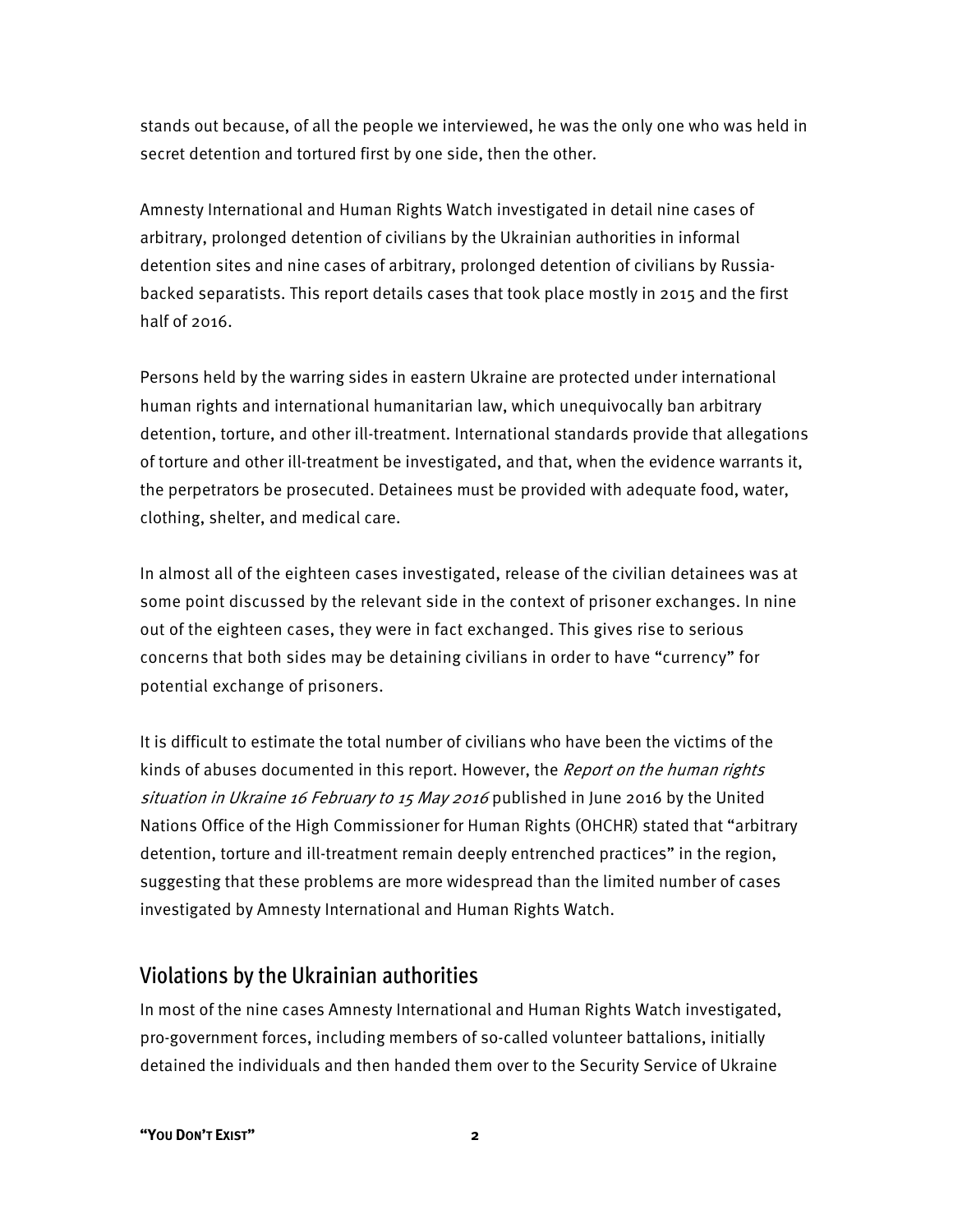stands out because, of all the people we interviewed, he was the only one who was held in secret detention and tortured first by one side, then the other.

Amnesty International and Human Rights Watch investigated in detail nine cases of arbitrary, prolonged detention of civilians by the Ukrainian authorities in informal detention sites and nine cases of arbitrary, prolonged detention of civilians by Russia-backed separatists. This report details cases that took place mostly in 2015 and the first half of 2016.

Persons held by the warring sides in eastern Ukraine are protected under international human rights and international humanitarian law, which unequivocally ban arbitrary detention, torture, and other ill-treatment. International standards provide that allegations of torture and other ill-treatment be investigated, and that, when the evidence warrants it, the perpetrators be prosecuted. Detainees must be provided with adequate food, water, clothing, shelter, and medical care.

In almost all of the eighteen cases investigated, release of the civilian detainees was at some point discussed by the relevant side in the context of prisoner exchanges. In nine out of the eighteen cases, they were in fact exchanged. This gives rise to serious concerns that both sides may be detaining civilians in order to have "currency" for potential exchange of prisoners.

It is difficult to estimate the total number of civilians who have been the victims of the kinds of abuses documented in this report. However, the *Report on the human rights situation in Ukraine 16 February to 15 May 2016* published in June 2016 by the United Nations Office of the High Commissioner for Human Rights (OHCHR) stated that "arbitrary detention, torture and ill-treatment remain deeply entrenched practices" in the region, suggesting that these problems are more widespread than the limited number of cases investigated by Amnesty International and Human Rights Watch.

## Violations by the Ukrainian authorities

In most of the nine cases Amnesty International and Human Rights Watch investigated, pro-government forces, including members of so-called volunteer battalions, initially detained the individuals and then handed them over to the Security Service of Ukraine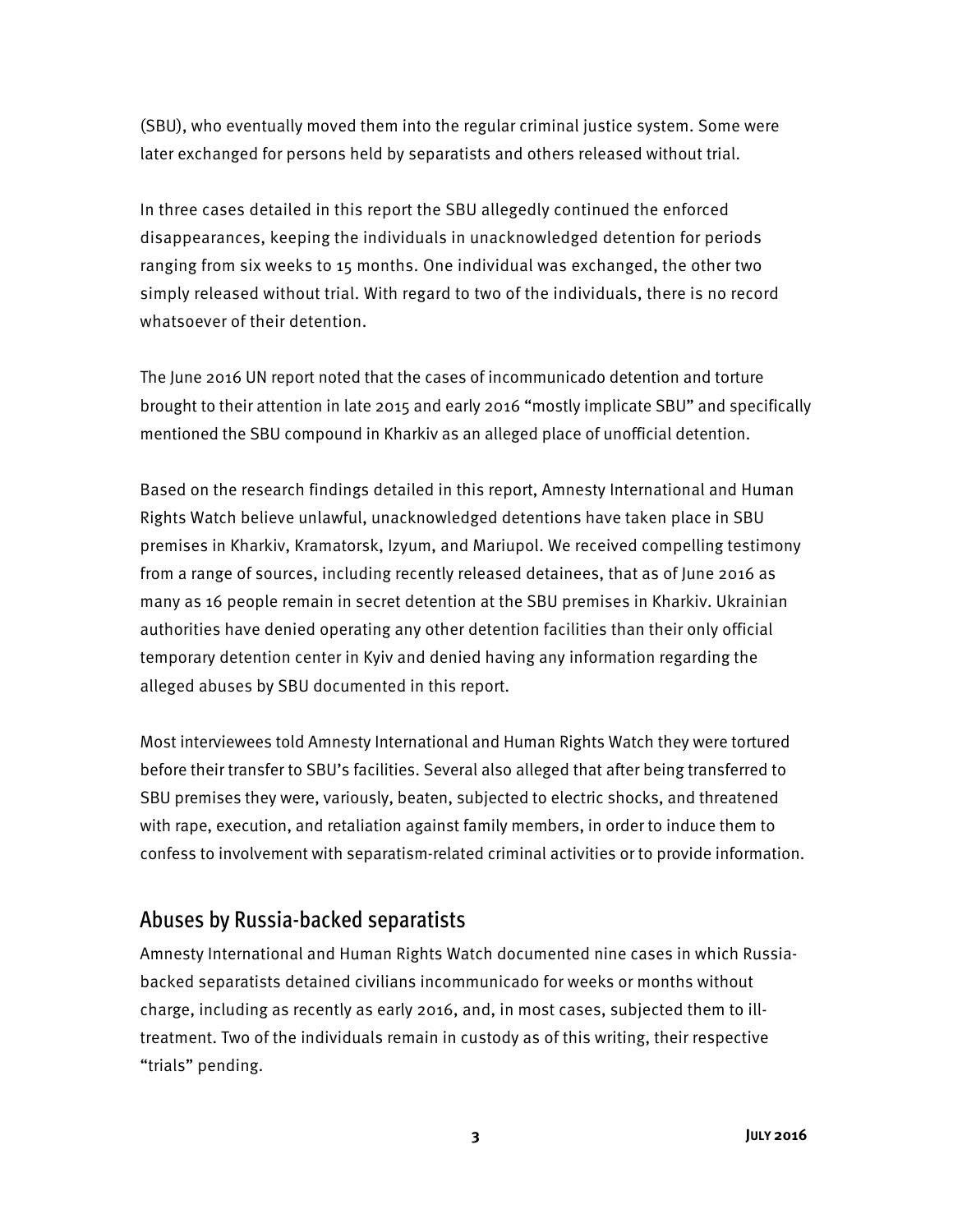(SBU), who eventually moved them into the regular criminal justice system. Some were later exchanged for persons held by separatists and others released without trial.

In three cases detailed in this report the SBU allegedly continued the enforced disappearances, keeping the individuals in unacknowledged detention for periods ranging from six weeks to 15 months. One individual was exchanged, the other two simply released without trial. With regard to two of the individuals, there is no record whatsoever of their detention.

The June 2016 UN report noted that the cases of incommunicado detention and torture brought to their attention in late 2015 and early 2016 "mostly implicate SBU" and specifically mentioned the SBU compound in Kharkiv as an alleged place of unofficial detention.

Based on the research findings detailed in this report, Amnesty International and Human Rights Watch believe unlawful, unacknowledged detentions have taken place in SBU premises in Kharkiv, Kramatorsk, Izyum, and Mariupol. We received compelling testimony from a range of sources, including recently released detainees, that as of June 2016 as many as 16 people remain in secret detention at the SBU premises in Kharkiv. Ukrainian authorities have denied operating any other detention facilities than their only official temporary detention center in Kyiv and denied having any information regarding the alleged abuses by SBU documented in this report.

Most interviewees told Amnesty International and Human Rights Watch they were tortured before their transfer to SBU's facilities. Several also alleged that after being transferred to SBU premises they were, variously, beaten, subjected to electric shocks, and threatened with rape, execution, and retaliation against family members, in order to induce them to confess to involvement with separatism-related criminal activities or to provide information.

## Abuses by Russia-backed separatists

Amnesty International and Human Rights Watch documented nine cases in which Russia-backed separatists detained civilians incommunicado for weeks or months without charge, including as recently as early 2016, and, in most cases, subjected them to ill-treatment. Two of the individuals remain in custody as of this writing, their respective "trials" pending.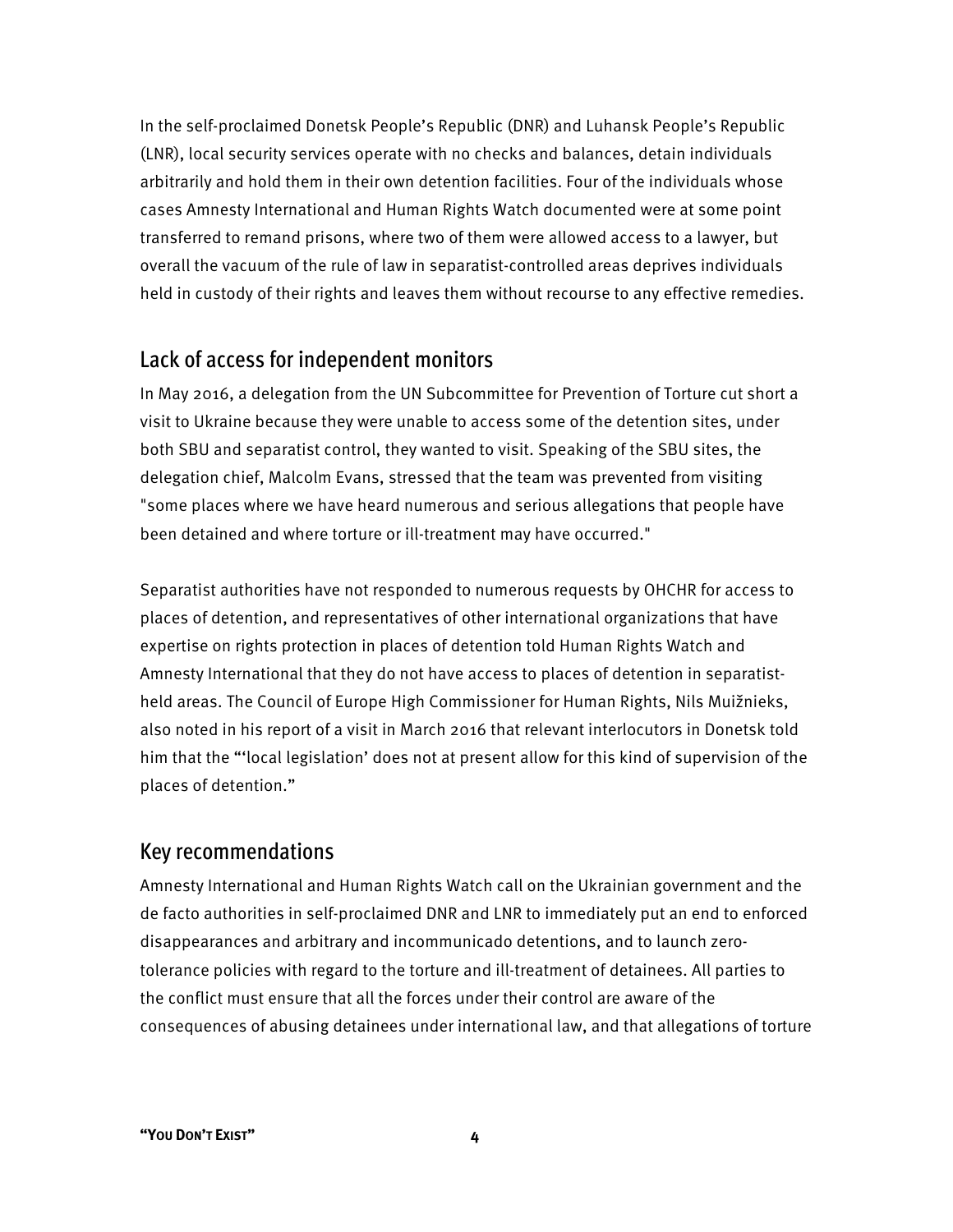In the self-proclaimed Donetsk People's Republic (DNR) and Luhansk People's Republic (LNR), local security services operate with no checks and balances, detain individuals arbitrarily and hold them in their own detention facilities. Four of the individuals whose cases Amnesty International and Human Rights Watch documented were at some point transferred to remand prisons, where two of them were allowed access to a lawyer, but overall the vacuum of the rule of law in separatist-controlled areas deprives individuals held in custody of their rights and leaves them without recourse to any effective remedies.

## Lack of access for independent monitors

In May 2016, a delegation from the UN Subcommittee for Prevention of Torture cut short a visit to Ukraine because they were unable to access some of the detention sites, under both SBU and separatist control, they wanted to visit. Speaking of the SBU sites, the delegation chief, Malcolm Evans, stressed that the team was prevented from visiting "some places where we have heard numerous and serious allegations that people have been detained and where torture or ill-treatment may have occurred."

Separatist authorities have not responded to numerous requests by OHCHR for access to places of detention, and representatives of other international organizations that have expertise on rights protection in places of detention told Human Rights Watch and Amnesty International that they do not have access to places of detention in separatist-held areas. The Council of Europe High Commissioner for Human Rights, Nils Muižnieks, also noted in his report of a visit in March 2016 that relevant interlocutors in Donetsk told him that the "'local legislation' does not at present allow for this kind of supervision of the places of detention."

## Key recommendations

Amnesty International and Human Rights Watch call on the Ukrainian government and the de facto authorities in self-proclaimed DNR and LNR to immediately put an end to enforced disappearances and arbitrary and incommunicado detentions, and to launch zero-tolerance policies with regard to the torture and ill-treatment of detainees. All parties to the conflict must ensure that all the forces under their control are aware of the consequences of abusing detainees under international law, and that allegations of torture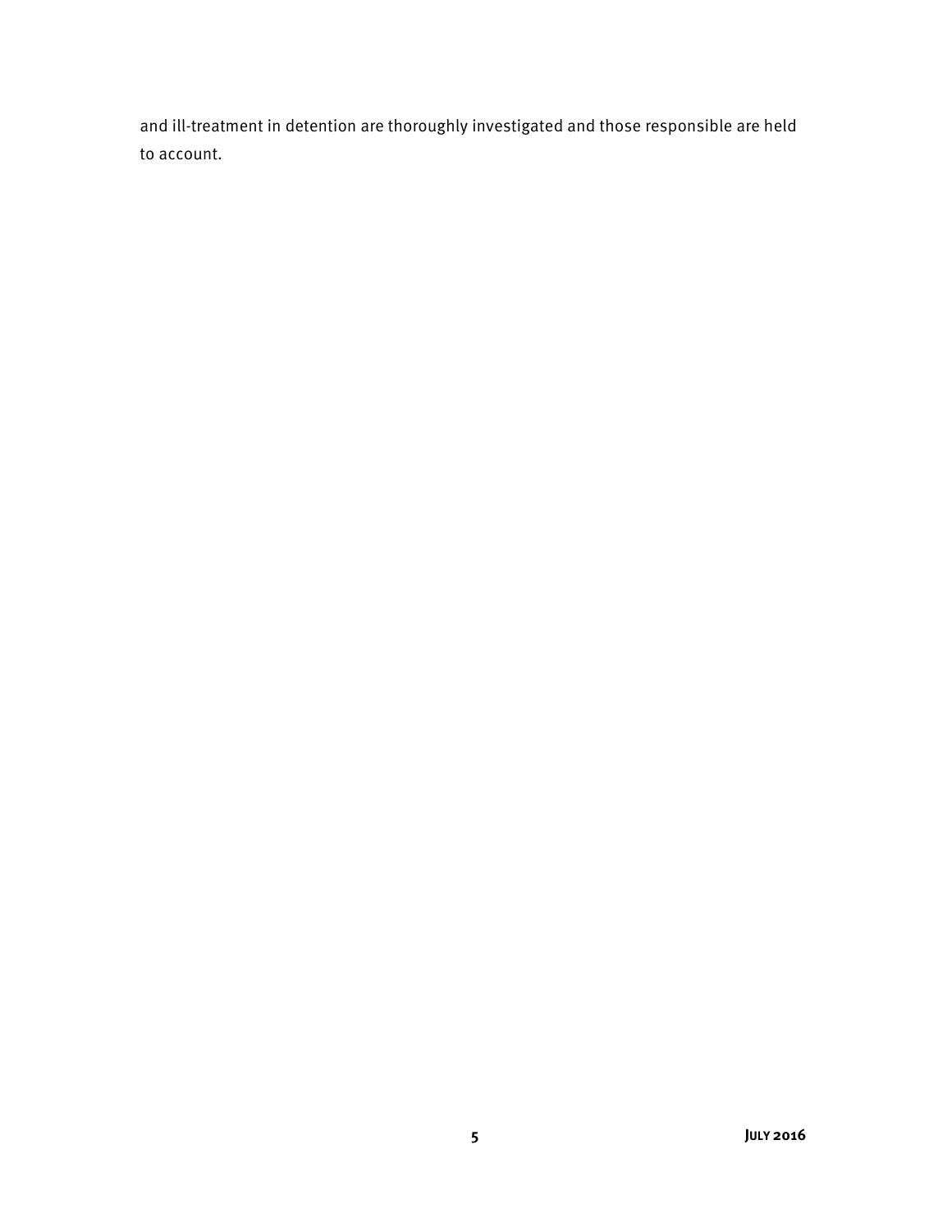and ill-treatment in detention are thoroughly investigated and those responsible are held to account.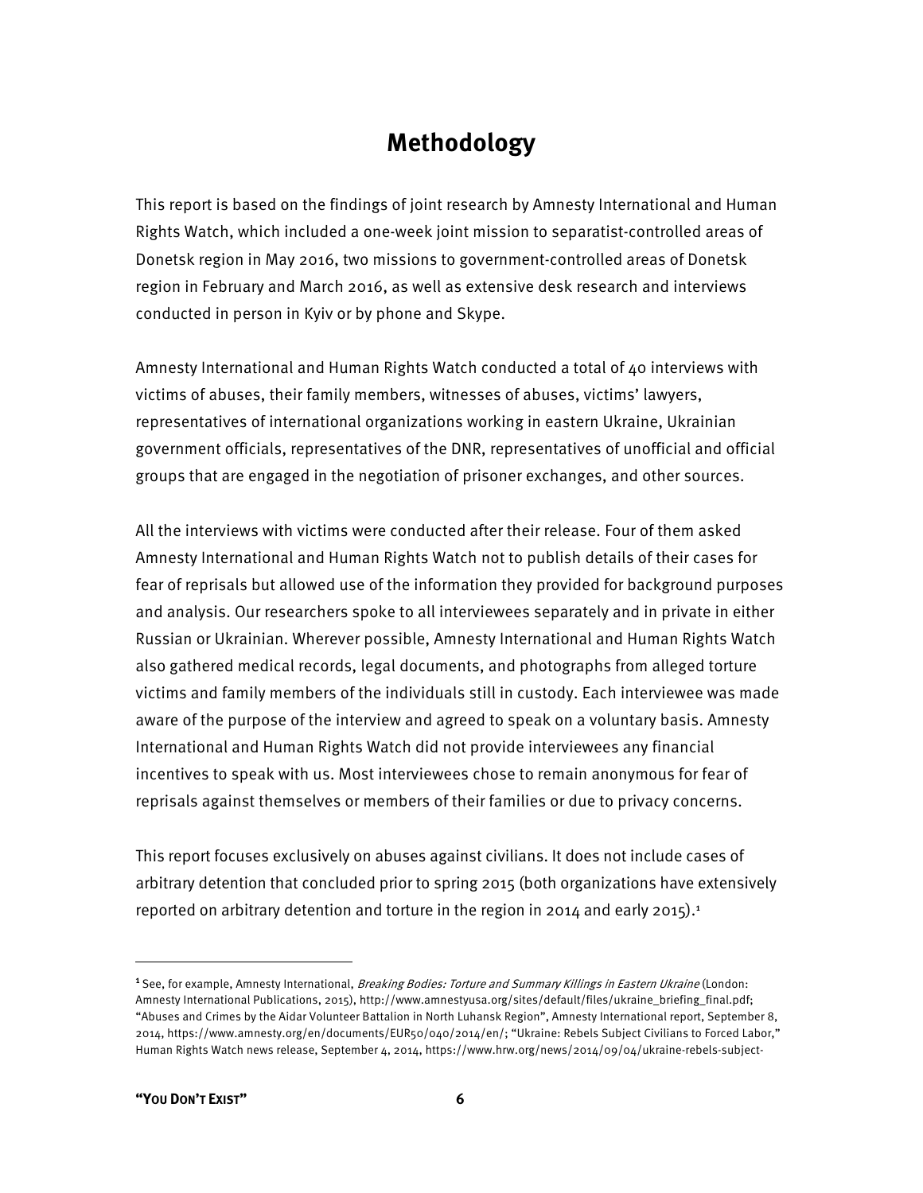# Methodology

This report is based on the findings of joint research by Amnesty International and Human Rights Watch, which included a one-week joint mission to separatist-controlled areas of Donetsk region in May 2016, two missions to government-controlled areas of Donetsk region in February and March 2016, as well as extensive desk research and interviews conducted in person in Kyiv or by phone and Skype.

Amnesty International and Human Rights Watch conducted a total of 40 interviews with victims of abuses, their family members, witnesses of abuses, victims' lawyers, representatives of international organizations working in eastern Ukraine, Ukrainian government officials, representatives of the DNR, representatives of unofficial and official groups that are engaged in the negotiation of prisoner exchanges, and other sources.

All the interviews with victims were conducted after their release. Four of them asked Amnesty International and Human Rights Watch not to publish details of their cases for fear of reprisals but allowed use of the information they provided for background purposes and analysis. Our researchers spoke to all interviewees separately and in private in either Russian or Ukrainian. Wherever possible, Amnesty International and Human Rights Watch also gathered medical records, legal documents, and photographs from alleged torture victims and family members of the individuals still in custody. Each interviewee was made aware of the purpose of the interview and agreed to speak on a voluntary basis. Amnesty International and Human Rights Watch did not provide interviewees any financial incentives to speak with us. Most interviewees chose to remain anonymous for fear of reprisals against themselves or members of their families or due to privacy concerns.

This report focuses exclusively on abuses against civilians. It does not include cases of arbitrary detention that concluded prior to spring 2015 (both organizations have extensively reported on arbitrary detention and torture in the region in 2014 and early 2015).[1]

---

[1] See, for example, Amnesty International, *Breaking Bodies: Torture and Summary Killings in Eastern Ukraine* (London: Amnesty International Publications, 2015), http://www.amnestyusa.org/sites/default/files/ukraine_briefing_final.pdf; "Abuses and Crimes by the Aidar Volunteer Battalion in North Luhansk Region", Amnesty International report, September 8, 2014, https://www.amnesty.org/en/documents/EUR50/040/2014/en/; "Ukraine: Rebels Subject Civilians to Forced Labor," Human Rights Watch news release, September 4, 2014, https://www.hrw.org/news/2014/09/04/ukraine-rebels-subject-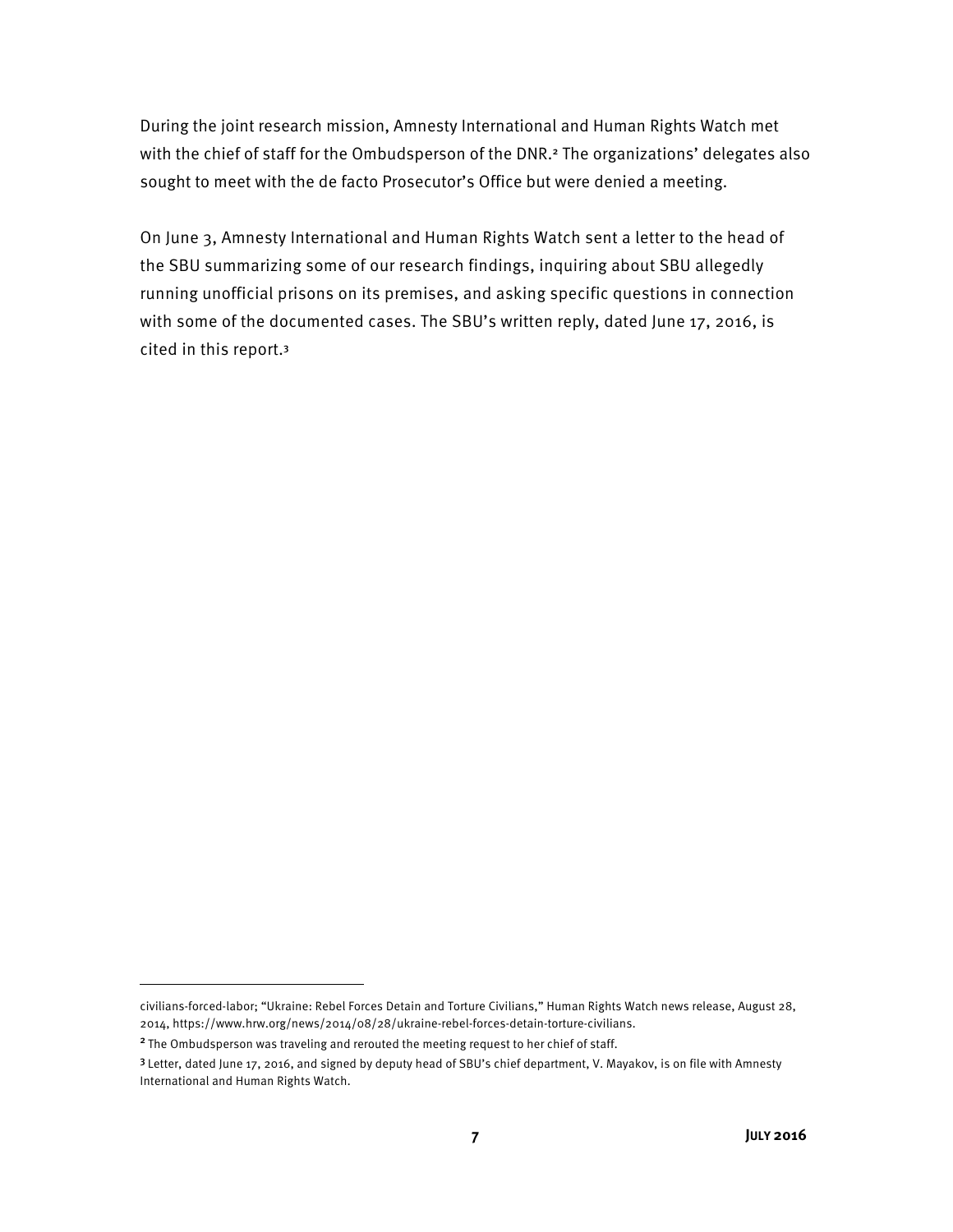During the joint research mission, Amnesty International and Human Rights Watch met with the chief of staff for the Ombudsperson of the DNR.[2] The organizations' delegates also sought to meet with the de facto Prosecutor's Office but were denied a meeting.

On June 3, Amnesty International and Human Rights Watch sent a letter to the head of the SBU summarizing some of our research findings, inquiring about SBU allegedly running unofficial prisons on its premises, and asking specific questions in connection with some of the documented cases. The SBU's written reply, dated June 17, 2016, is cited in this report.[3]

---

civilians-forced-labor; "Ukraine: Rebel Forces Detain and Torture Civilians," Human Rights Watch news release, August 28, 2014, https://www.hrw.org/news/2014/08/28/ukraine-rebel-forces-detain-torture-civilians.

[2] The Ombudsperson was traveling and rerouted the meeting request to her chief of staff.

[3] Letter, dated June 17, 2016, and signed by deputy head of SBU's chief department, V. Mayakov, is on file with Amnesty International and Human Rights Watch.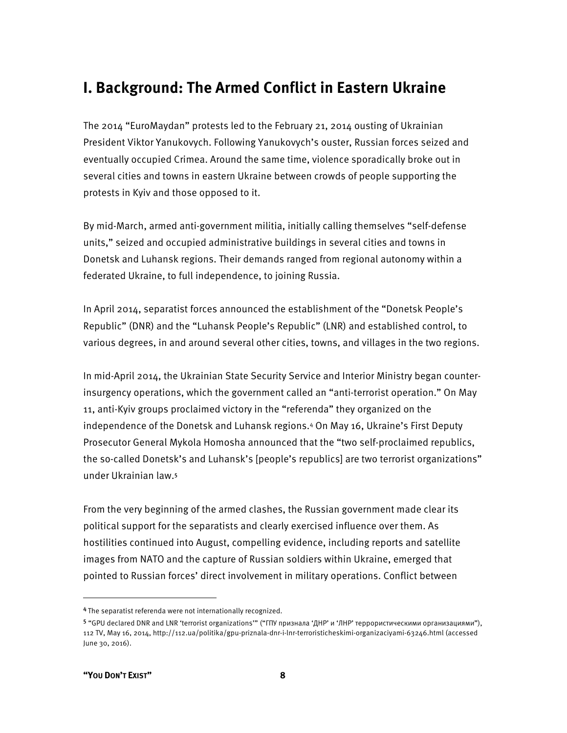# I. Background: The Armed Conflict in Eastern Ukraine

The 2014 "EuroMaydan" protests led to the February 21, 2014 ousting of Ukrainian President Viktor Yanukovych. Following Yanukovych's ouster, Russian forces seized and eventually occupied Crimea. Around the same time, violence sporadically broke out in several cities and towns in eastern Ukraine between crowds of people supporting the protests in Kyiv and those opposed to it.

By mid-March, armed anti-government militia, initially calling themselves "self-defense units," seized and occupied administrative buildings in several cities and towns in Donetsk and Luhansk regions. Their demands ranged from regional autonomy within a federated Ukraine, to full independence, to joining Russia.

In April 2014, separatist forces announced the establishment of the "Donetsk People's Republic" (DNR) and the "Luhansk People's Republic" (LNR) and established control, to various degrees, in and around several other cities, towns, and villages in the two regions.

In mid-April 2014, the Ukrainian State Security Service and Interior Ministry began counter-insurgency operations, which the government called an "anti-terrorist operation." On May 11, anti-Kyiv groups proclaimed victory in the "referenda" they organized on the independence of the Donetsk and Luhansk regions.[4] On May 16, Ukraine's First Deputy Prosecutor General Mykola Homosha announced that the "two self-proclaimed republics, the so-called Donetsk's and Luhansk's [people's republics] are two terrorist organizations" under Ukrainian law.[5]

From the very beginning of the armed clashes, the Russian government made clear its political support for the separatists and clearly exercised influence over them. As hostilities continued into August, compelling evidence, including reports and satellite images from NATO and the capture of Russian soldiers within Ukraine, emerged that pointed to Russian forces' direct involvement in military operations. Conflict between

---

[4] The separatist referenda were not internationally recognized.

[5] "GPU declared DNR and LNR 'terrorist organizations'" ("ГПУ признала 'ДНР' и 'ЛНР' террористическими организациями"), 112 TV, May 16, 2014, http://112.ua/politika/gpu-priznala-dnr-i-lnr-terroristicheskimi-organizaciyami-63246.html (accessed June 30, 2016).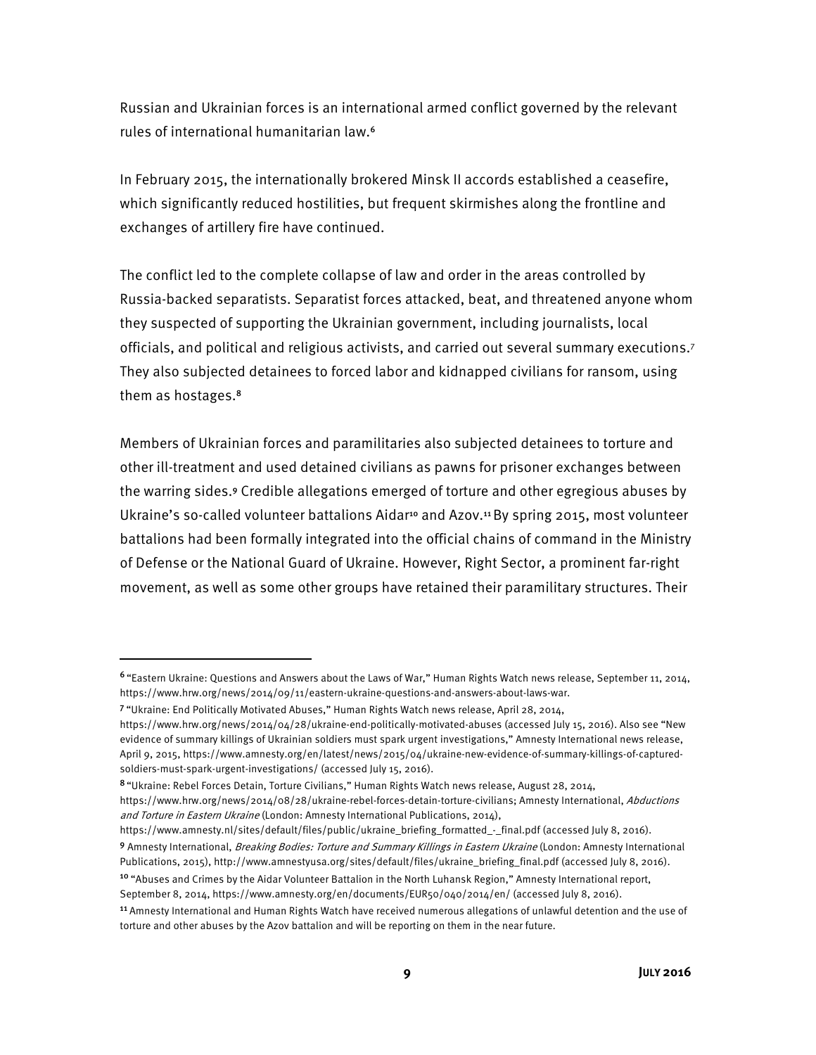Russian and Ukrainian forces is an international armed conflict governed by the relevant rules of international humanitarian law.[6]

In February 2015, the internationally brokered Minsk II accords established a ceasefire, which significantly reduced hostilities, but frequent skirmishes along the frontline and exchanges of artillery fire have continued.

The conflict led to the complete collapse of law and order in the areas controlled by Russia-backed separatists. Separatist forces attacked, beat, and threatened anyone whom they suspected of supporting the Ukrainian government, including journalists, local officials, and political and religious activists, and carried out several summary executions.[7] They also subjected detainees to forced labor and kidnapped civilians for ransom, using them as hostages.[8]

Members of Ukrainian forces and paramilitaries also subjected detainees to torture and other ill-treatment and used detained civilians as pawns for prisoner exchanges between the warring sides.[9] Credible allegations emerged of torture and other egregious abuses by Ukraine's so-called volunteer battalions Aidar[10] and Azov.[11] By spring 2015, most volunteer battalions had been formally integrated into the official chains of command in the Ministry of Defense or the National Guard of Ukraine. However, Right Sector, a prominent far-right movement, as well as some other groups have retained their paramilitary structures. Their

---

[6] "Eastern Ukraine: Questions and Answers about the Laws of War," Human Rights Watch news release, September 11, 2014, https://www.hrw.org/news/2014/09/11/eastern-ukraine-questions-and-answers-about-laws-war.

[7] "Ukraine: End Politically Motivated Abuses," Human Rights Watch news release, April 28, 2014, https://www.hrw.org/news/2014/04/28/ukraine-end-politically-motivated-abuses (accessed July 15, 2016). Also see "New evidence of summary killings of Ukrainian soldiers must spark urgent investigations," Amnesty International news release, April 9, 2015, https://www.amnesty.org/en/latest/news/2015/04/ukraine-new-evidence-of-summary-killings-of-captured-soldiers-must-spark-urgent-investigations/ (accessed July 15, 2016).

[8] "Ukraine: Rebel Forces Detain, Torture Civilians," Human Rights Watch news release, August 28, 2014, https://www.hrw.org/news/2014/08/28/ukraine-rebel-forces-detain-torture-civilians; Amnesty International, *Abductions and Torture in Eastern Ukraine* (London: Amnesty International Publications, 2014), https://www.amnesty.nl/sites/default/files/public/ukraine_briefing_formatted_-_final.pdf (accessed July 8, 2016).

[9] Amnesty International, *Breaking Bodies: Torture and Summary Killings in Eastern Ukraine* (London: Amnesty International Publications, 2015), http://www.amnestyusa.org/sites/default/files/ukraine_briefing_final.pdf (accessed July 8, 2016).

[10] "Abuses and Crimes by the Aidar Volunteer Battalion in the North Luhansk Region," Amnesty International report, September 8, 2014, https://www.amnesty.org/en/documents/EUR50/040/2014/en/ (accessed July 8, 2016).

[11] Amnesty International and Human Rights Watch have received numerous allegations of unlawful detention and the use of torture and other abuses by the Azov battalion and will be reporting on them in the near future.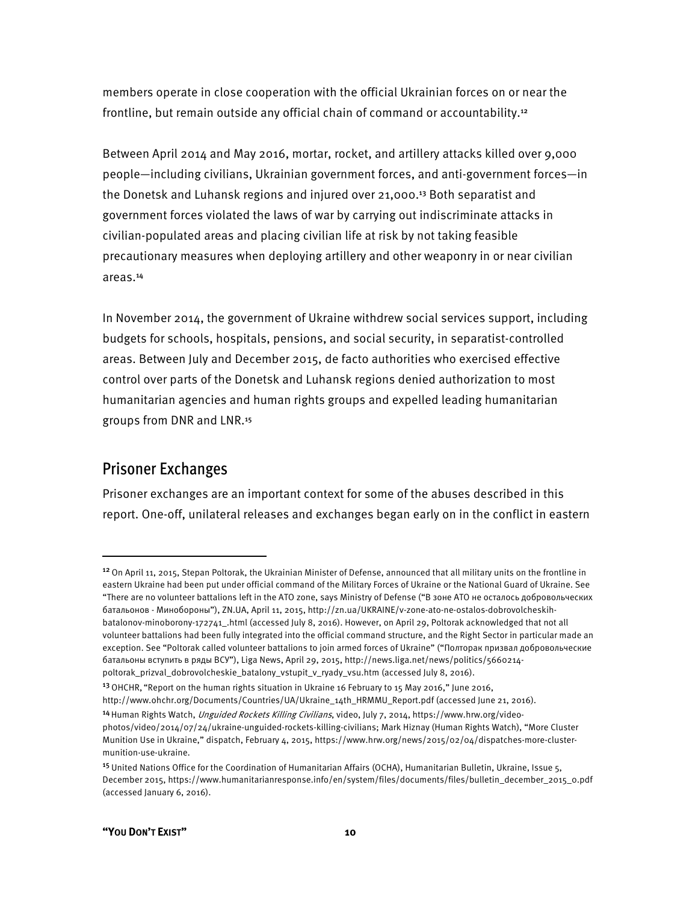members operate in close cooperation with the official Ukrainian forces on or near the frontline, but remain outside any official chain of command or accountability.[12]

Between April 2014 and May 2016, mortar, rocket, and artillery attacks killed over 9,000 people—including civilians, Ukrainian government forces, and anti-government forces—in the Donetsk and Luhansk regions and injured over 21,000.[13] Both separatist and government forces violated the laws of war by carrying out indiscriminate attacks in civilian-populated areas and placing civilian life at risk by not taking feasible precautionary measures when deploying artillery and other weaponry in or near civilian areas.[14]

In November 2014, the government of Ukraine withdrew social services support, including budgets for schools, hospitals, pensions, and social security, in separatist-controlled areas. Between July and December 2015, de facto authorities who exercised effective control over parts of the Donetsk and Luhansk regions denied authorization to most humanitarian agencies and human rights groups and expelled leading humanitarian groups from DNR and LNR.[15]

## Prisoner Exchanges

Prisoner exchanges are an important context for some of the abuses described in this report. One-off, unilateral releases and exchanges began early on in the conflict in eastern

---

[12] On April 11, 2015, Stepan Poltorak, the Ukrainian Minister of Defense, announced that all military units on the frontline in eastern Ukraine had been put under official command of the Military Forces of Ukraine or the National Guard of Ukraine. See "There are no volunteer battalions left in the ATO zone, says Ministry of Defense ("В зоне АТО не осталось добровольческих батальонов - Минобороны"), ZN.UA, April 11, 2015, http://zn.ua/UKRAINE/v-zone-ato-ne-ostalos-dobrovolcheskih-batalonov-minoborony-172741_.html (accessed July 8, 2016). However, on April 29, Poltorak acknowledged that not all volunteer battalions had been fully integrated into the official command structure, and the Right Sector in particular made an exception. See "Poltorak called volunteer battalions to join armed forces of Ukraine" ("Полторак призвал добровольческие батальоны вступить в ряды ВСУ"), Liga News, April 29, 2015, http://news.liga.net/news/politics/5660214-poltorak_prizval_dobrovolcheskie_batalony_vstupit_v_ryady_vsu.htm (accessed July 8, 2016).

[13] OHCHR, "Report on the human rights situation in Ukraine 16 February to 15 May 2016," June 2016, http://www.ohchr.org/Documents/Countries/UA/Ukraine_14th_HRMMU_Report.pdf (accessed June 21, 2016).

[14] Human Rights Watch, *Unguided Rockets Killing Civilians*, video, July 7, 2014, https://www.hrw.org/video-photos/video/2014/07/24/ukraine-unguided-rockets-killing-civilians; Mark Hiznay (Human Rights Watch), "More Cluster Munition Use in Ukraine," dispatch, February 4, 2015, https://www.hrw.org/news/2015/02/04/dispatches-more-cluster-munition-use-ukraine.

[15] United Nations Office for the Coordination of Humanitarian Affairs (OCHA), Humanitarian Bulletin, Ukraine, Issue 5, December 2015, https://www.humanitarianresponse.info/en/system/files/documents/files/bulletin_december_2015_0.pdf (accessed January 6, 2016).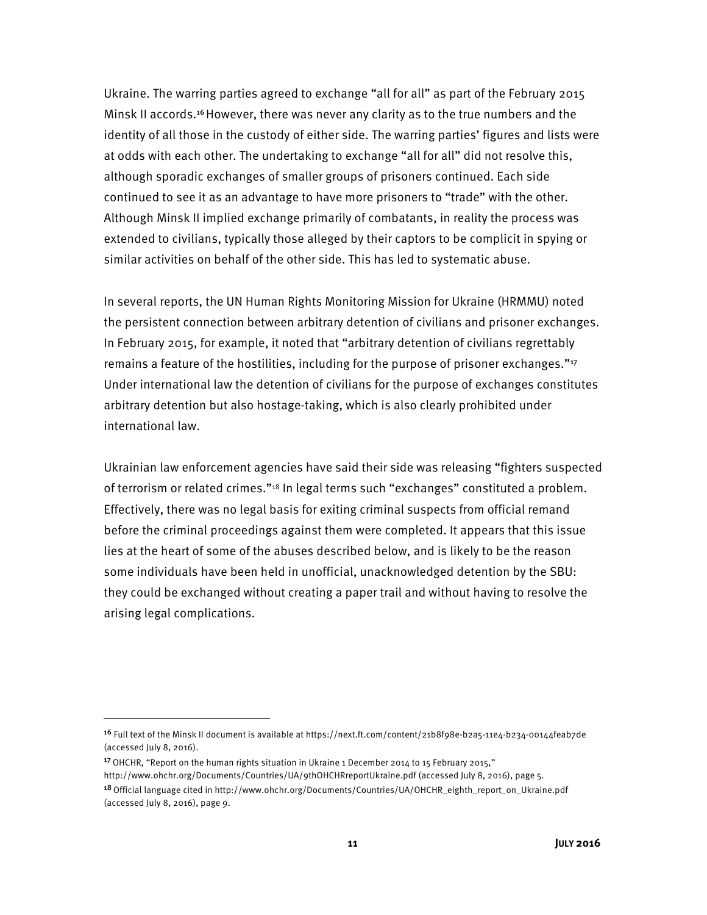Ukraine. The warring parties agreed to exchange "all for all" as part of the February 2015 Minsk II accords.[16] However, there was never any clarity as to the true numbers and the identity of all those in the custody of either side. The warring parties' figures and lists were at odds with each other. The undertaking to exchange "all for all" did not resolve this, although sporadic exchanges of smaller groups of prisoners continued. Each side continued to see it as an advantage to have more prisoners to "trade" with the other. Although Minsk II implied exchange primarily of combatants, in reality the process was extended to civilians, typically those alleged by their captors to be complicit in spying or similar activities on behalf of the other side. This has led to systematic abuse.

In several reports, the UN Human Rights Monitoring Mission for Ukraine (HRMMU) noted the persistent connection between arbitrary detention of civilians and prisoner exchanges. In February 2015, for example, it noted that "arbitrary detention of civilians regrettably remains a feature of the hostilities, including for the purpose of prisoner exchanges."[17] Under international law the detention of civilians for the purpose of exchanges constitutes arbitrary detention but also hostage-taking, which is also clearly prohibited under international law.

Ukrainian law enforcement agencies have said their side was releasing "fighters suspected of terrorism or related crimes."[18] In legal terms such "exchanges" constituted a problem. Effectively, there was no legal basis for exiting criminal suspects from official remand before the criminal proceedings against them were completed. It appears that this issue lies at the heart of some of the abuses described below, and is likely to be the reason some individuals have been held in unofficial, unacknowledged detention by the SBU: they could be exchanged without creating a paper trail and without having to resolve the arising legal complications.

---

[16] Full text of the Minsk II document is available at https://next.ft.com/content/21b8f98e-b2a5-11e4-b234-00144feab7de (accessed July 8, 2016).

[17] OHCHR, "Report on the human rights situation in Ukraine 1 December 2014 to 15 February 2015," http://www.ohchr.org/Documents/Countries/UA/9thOHCHRreportUkraine.pdf (accessed July 8, 2016), page 5.

[18] Official language cited in http://www.ohchr.org/Documents/Countries/UA/OHCHR_eighth_report_on_Ukraine.pdf (accessed July 8, 2016), page 9.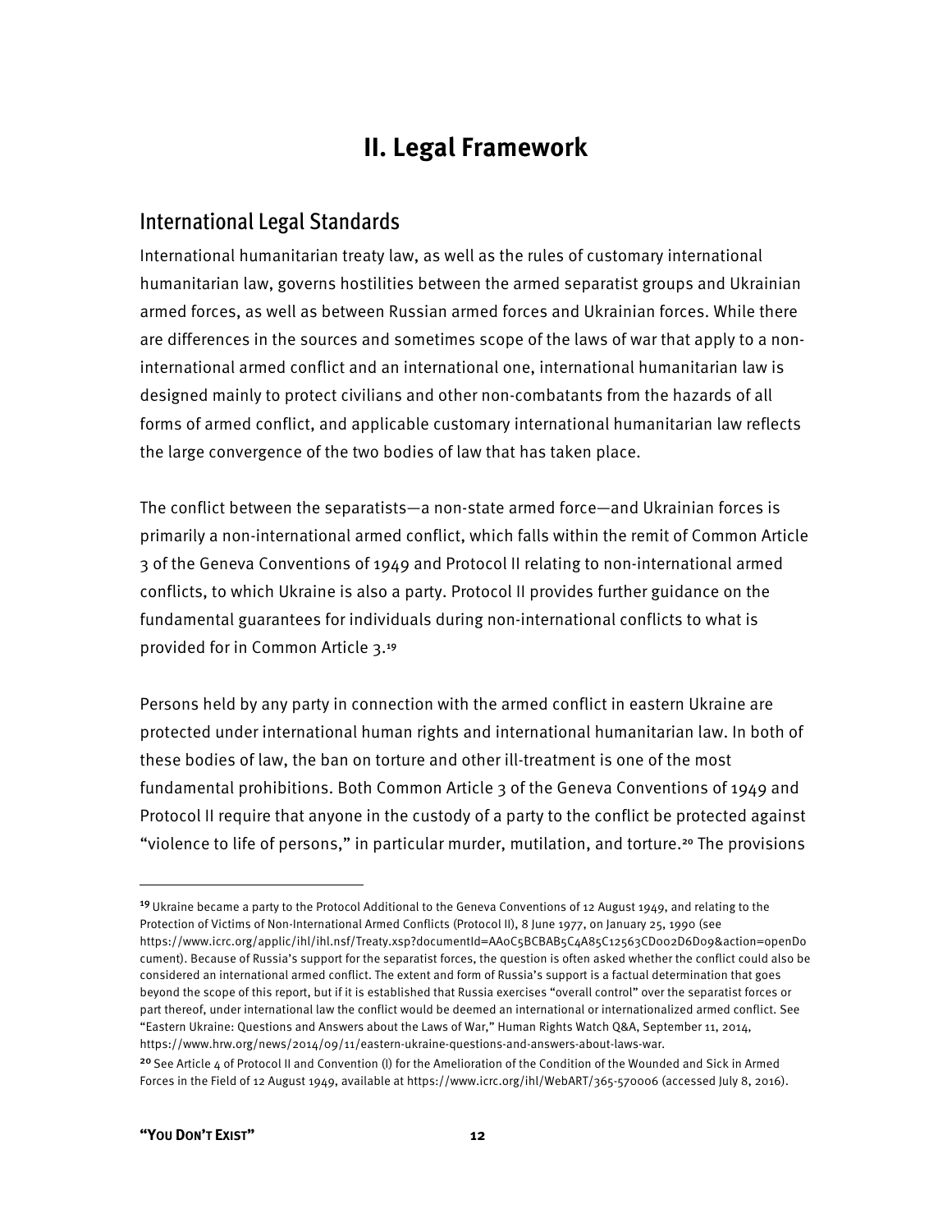# II. Legal Framework

## International Legal Standards

International humanitarian treaty law, as well as the rules of customary international humanitarian law, governs hostilities between the armed separatist groups and Ukrainian armed forces, as well as between Russian armed forces and Ukrainian forces. While there are differences in the sources and sometimes scope of the laws of war that apply to a non-international armed conflict and an international one, international humanitarian law is designed mainly to protect civilians and other non-combatants from the hazards of all forms of armed conflict, and applicable customary international humanitarian law reflects the large convergence of the two bodies of law that has taken place.

The conflict between the separatists—a non-state armed force—and Ukrainian forces is primarily a non-international armed conflict, which falls within the remit of Common Article 3 of the Geneva Conventions of 1949 and Protocol II relating to non-international armed conflicts, to which Ukraine is also a party. Protocol II provides further guidance on the fundamental guarantees for individuals during non-international conflicts to what is provided for in Common Article 3.[19]

Persons held by any party in connection with the armed conflict in eastern Ukraine are protected under international human rights and international humanitarian law. In both of these bodies of law, the ban on torture and other ill-treatment is one of the most fundamental prohibitions. Both Common Article 3 of the Geneva Conventions of 1949 and Protocol II require that anyone in the custody of a party to the conflict be protected against "violence to life of persons," in particular murder, mutilation, and torture.[20] The provisions

---

[19] Ukraine became a party to the Protocol Additional to the Geneva Conventions of 12 August 1949, and relating to the Protection of Victims of Non-International Armed Conflicts (Protocol II), 8 June 1977, on January 25, 1990 (see https://www.icrc.org/applic/ihl/ihl.nsf/Treaty.xsp?documentId=AA0C5BCBAB5C4A85C12563CD002D6D09&action=openDocument). Because of Russia's support for the separatist forces, the question is often asked whether the conflict could also be considered an international armed conflict. The extent and form of Russia's support is a factual determination that goes beyond the scope of this report, but if it is established that Russia exercises "overall control" over the separatist forces or part thereof, under international law the conflict would be deemed an international or internationalized armed conflict. See "Eastern Ukraine: Questions and Answers about the Laws of War," Human Rights Watch Q&A, September 11, 2014, https://www.hrw.org/news/2014/09/11/eastern-ukraine-questions-and-answers-about-laws-war.

[20] See Article 4 of Protocol II and Convention (I) for the Amelioration of the Condition of the Wounded and Sick in Armed Forces in the Field of 12 August 1949, available at https://www.icrc.org/ihl/WebART/365-570006 (accessed July 8, 2016).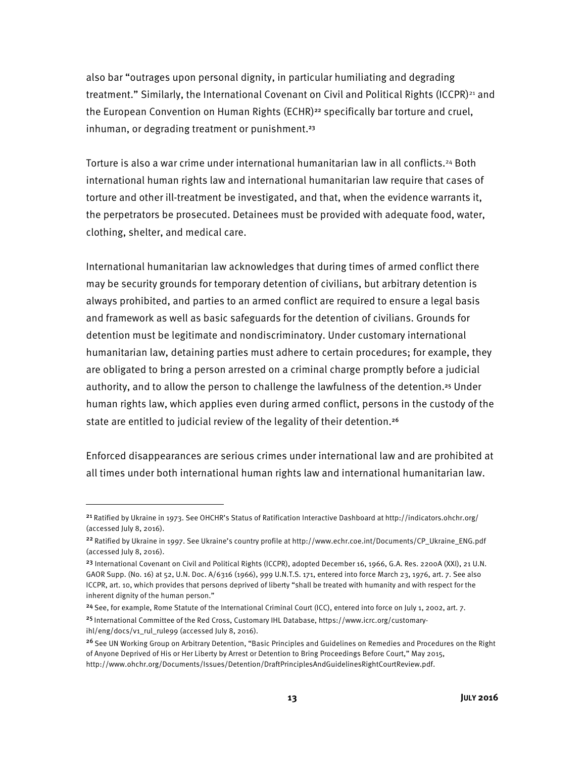also bar "outrages upon personal dignity, in particular humiliating and degrading treatment." Similarly, the International Covenant on Civil and Political Rights (ICCPR)[21] and the European Convention on Human Rights (ECHR)[22] specifically bar torture and cruel, inhuman, or degrading treatment or punishment.[23]

Torture is also a war crime under international humanitarian law in all conflicts.[24] Both international human rights law and international humanitarian law require that cases of torture and other ill-treatment be investigated, and that, when the evidence warrants it, the perpetrators be prosecuted. Detainees must be provided with adequate food, water, clothing, shelter, and medical care.

International humanitarian law acknowledges that during times of armed conflict there may be security grounds for temporary detention of civilians, but arbitrary detention is always prohibited, and parties to an armed conflict are required to ensure a legal basis and framework as well as basic safeguards for the detention of civilians. Grounds for detention must be legitimate and nondiscriminatory. Under customary international humanitarian law, detaining parties must adhere to certain procedures; for example, they are obligated to bring a person arrested on a criminal charge promptly before a judicial authority, and to allow the person to challenge the lawfulness of the detention.[25] Under human rights law, which applies even during armed conflict, persons in the custody of the state are entitled to judicial review of the legality of their detention.[26]

Enforced disappearances are serious crimes under international law and are prohibited at all times under both international human rights law and international humanitarian law.

---

[21] Ratified by Ukraine in 1973. See OHCHR's Status of Ratification Interactive Dashboard at http://indicators.ohchr.org/ (accessed July 8, 2016).

[22] Ratified by Ukraine in 1997. See Ukraine's country profile at http://www.echr.coe.int/Documents/CP_Ukraine_ENG.pdf (accessed July 8, 2016).

[23] International Covenant on Civil and Political Rights (ICCPR), adopted December 16, 1966, G.A. Res. 2200A (XXI), 21 U.N. GAOR Supp. (No. 16) at 52, U.N. Doc. A/6316 (1966), 999 U.N.T.S. 171, entered into force March 23, 1976, art. 7. See also ICCPR, art. 10, which provides that persons deprived of liberty "shall be treated with humanity and with respect for the inherent dignity of the human person."

[24] See, for example, Rome Statute of the International Criminal Court (ICC), entered into force on July 1, 2002, art. 7.

[25] International Committee of the Red Cross, Customary IHL Database, https://www.icrc.org/customary-ihl/eng/docs/v1_rul_rule99 (accessed July 8, 2016).

[26] See UN Working Group on Arbitrary Detention, "Basic Principles and Guidelines on Remedies and Procedures on the Right of Anyone Deprived of His or Her Liberty by Arrest or Detention to Bring Proceedings Before Court," May 2015, http://www.ohchr.org/Documents/Issues/Detention/DraftPrinciplesAndGuidelinesRightCourtReview.pdf.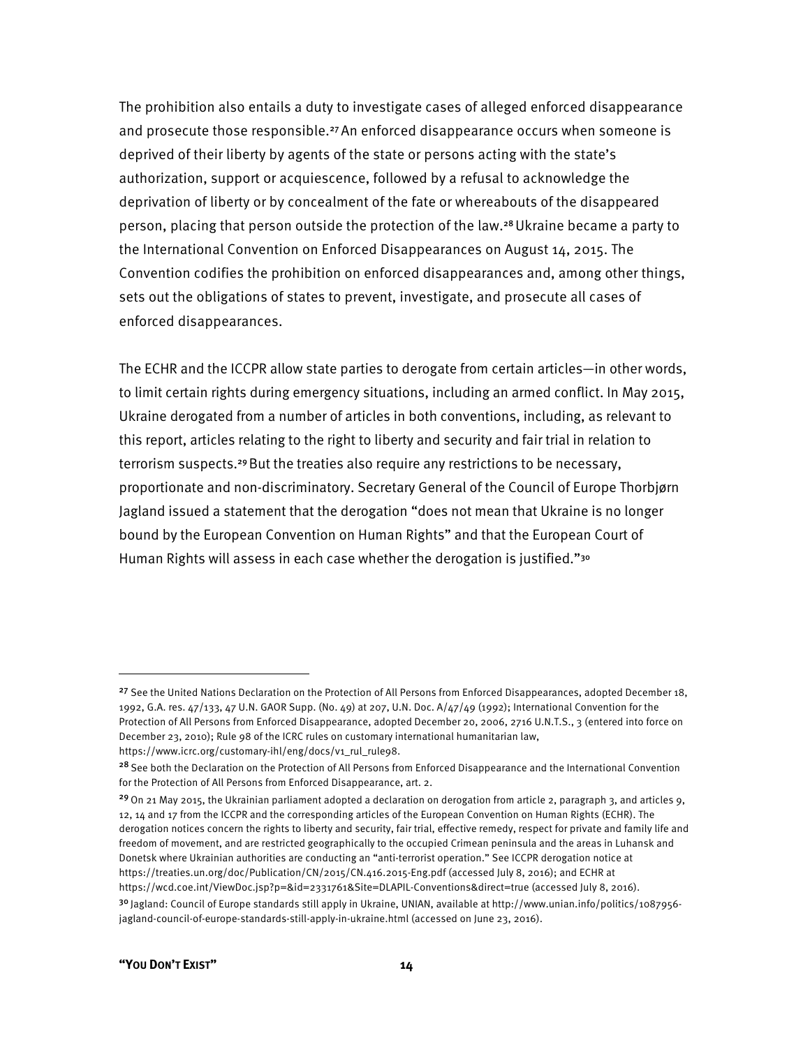The prohibition also entails a duty to investigate cases of alleged enforced disappearance and prosecute those responsible.[27] An enforced disappearance occurs when someone is deprived of their liberty by agents of the state or persons acting with the state's authorization, support or acquiescence, followed by a refusal to acknowledge the deprivation of liberty or by concealment of the fate or whereabouts of the disappeared person, placing that person outside the protection of the law.[28] Ukraine became a party to the International Convention on Enforced Disappearances on August 14, 2015. The Convention codifies the prohibition on enforced disappearances and, among other things, sets out the obligations of states to prevent, investigate, and prosecute all cases of enforced disappearances.

The ECHR and the ICCPR allow state parties to derogate from certain articles—in other words, to limit certain rights during emergency situations, including an armed conflict. In May 2015, Ukraine derogated from a number of articles in both conventions, including, as relevant to this report, articles relating to the right to liberty and security and fair trial in relation to terrorism suspects.[29] But the treaties also require any restrictions to be necessary, proportionate and non-discriminatory. Secretary General of the Council of Europe Thorbjørn Jagland issued a statement that the derogation "does not mean that Ukraine is no longer bound by the European Convention on Human Rights" and that the European Court of Human Rights will assess in each case whether the derogation is justified."[30]

---

[27] See the United Nations Declaration on the Protection of All Persons from Enforced Disappearances, adopted December 18, 1992, G.A. res. 47/133, 47 U.N. GAOR Supp. (No. 49) at 207, U.N. Doc. A/47/49 (1992); International Convention for the Protection of All Persons from Enforced Disappearance, adopted December 20, 2006, 2716 U.N.T.S., 3 (entered into force on December 23, 2010); Rule 98 of the ICRC rules on customary international humanitarian law, https://www.icrc.org/customary-ihl/eng/docs/v1_rul_rule98.

[28] See both the Declaration on the Protection of All Persons from Enforced Disappearance and the International Convention for the Protection of All Persons from Enforced Disappearance, art. 2.

[29] On 21 May 2015, the Ukrainian parliament adopted a declaration on derogation from article 2, paragraph 3, and articles 9, 12, 14 and 17 from the ICCPR and the corresponding articles of the European Convention on Human Rights (ECHR). The derogation notices concern the rights to liberty and security, fair trial, effective remedy, respect for private and family life and freedom of movement, and are restricted geographically to the occupied Crimean peninsula and the areas in Luhansk and Donetsk where Ukrainian authorities are conducting an "anti-terrorist operation." See ICCPR derogation notice at https://treaties.un.org/doc/Publication/CN/2015/CN.416.2015-Eng.pdf (accessed July 8, 2016); and ECHR at https://wcd.coe.int/ViewDoc.jsp?p=&id=2331761&Site=DLAPIL-Conventions&direct=true (accessed July 8, 2016).

[30] Jagland: Council of Europe standards still apply in Ukraine, UNIAN, available at http://www.unian.info/politics/1087956-jagland-council-of-europe-standards-still-apply-in-ukraine.html (accessed on June 23, 2016).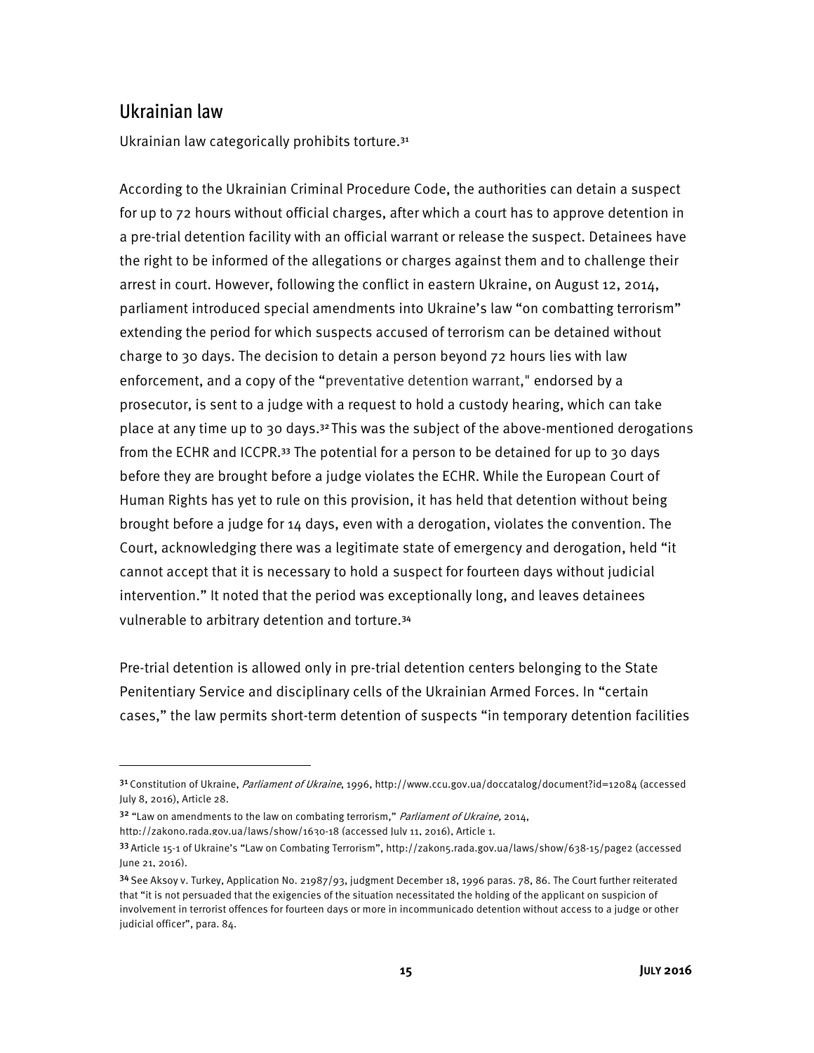## Ukrainian law

Ukrainian law categorically prohibits torture.[31]

According to the Ukrainian Criminal Procedure Code, the authorities can detain a suspect for up to 72 hours without official charges, after which a court has to approve detention in a pre-trial detention facility with an official warrant or release the suspect. Detainees have the right to be informed of the allegations or charges against them and to challenge their arrest in court. However, following the conflict in eastern Ukraine, on August 12, 2014, parliament introduced special amendments into Ukraine's law "on combatting terrorism" extending the period for which suspects accused of terrorism can be detained without charge to 30 days. The decision to detain a person beyond 72 hours lies with law enforcement, and a copy of the "preventative detention warrant," endorsed by a prosecutor, is sent to a judge with a request to hold a custody hearing, which can take place at any time up to 30 days.[32] This was the subject of the above-mentioned derogations from the ECHR and ICCPR.[33] The potential for a person to be detained for up to 30 days before they are brought before a judge violates the ECHR. While the European Court of Human Rights has yet to rule on this provision, it has held that detention without being brought before a judge for 14 days, even with a derogation, violates the convention. The Court, acknowledging there was a legitimate state of emergency and derogation, held "it cannot accept that it is necessary to hold a suspect for fourteen days without judicial intervention." It noted that the period was exceptionally long, and leaves detainees vulnerable to arbitrary detention and torture.[34]

Pre-trial detention is allowed only in pre-trial detention centers belonging to the State Penitentiary Service and disciplinary cells of the Ukrainian Armed Forces. In "certain cases," the law permits short-term detention of suspects "in temporary detention facilities

---

[31] Constitution of Ukraine, *Parliament of Ukraine*, 1996, http://www.ccu.gov.ua/doccatalog/document?id=12084 (accessed July 8, 2016), Article 28.

[32] "Law on amendments to the law on combating terrorism," *Parliament of Ukraine,* 2014, http://zakono.rada.gov.ua/laws/show/1630-18 (accessed July 11, 2016), Article 1.

[33] Article 15-1 of Ukraine's "Law on Combating Terrorism", http://zakon5.rada.gov.ua/laws/show/638-15/page2 (accessed June 21, 2016).

[34] See Aksoy v. Turkey, Application No. 21987/93, judgment December 18, 1996 paras. 78, 86. The Court further reiterated that "it is not persuaded that the exigencies of the situation necessitated the holding of the applicant on suspicion of involvement in terrorist offences for fourteen days or more in incommunicado detention without access to a judge or other judicial officer", para. 84.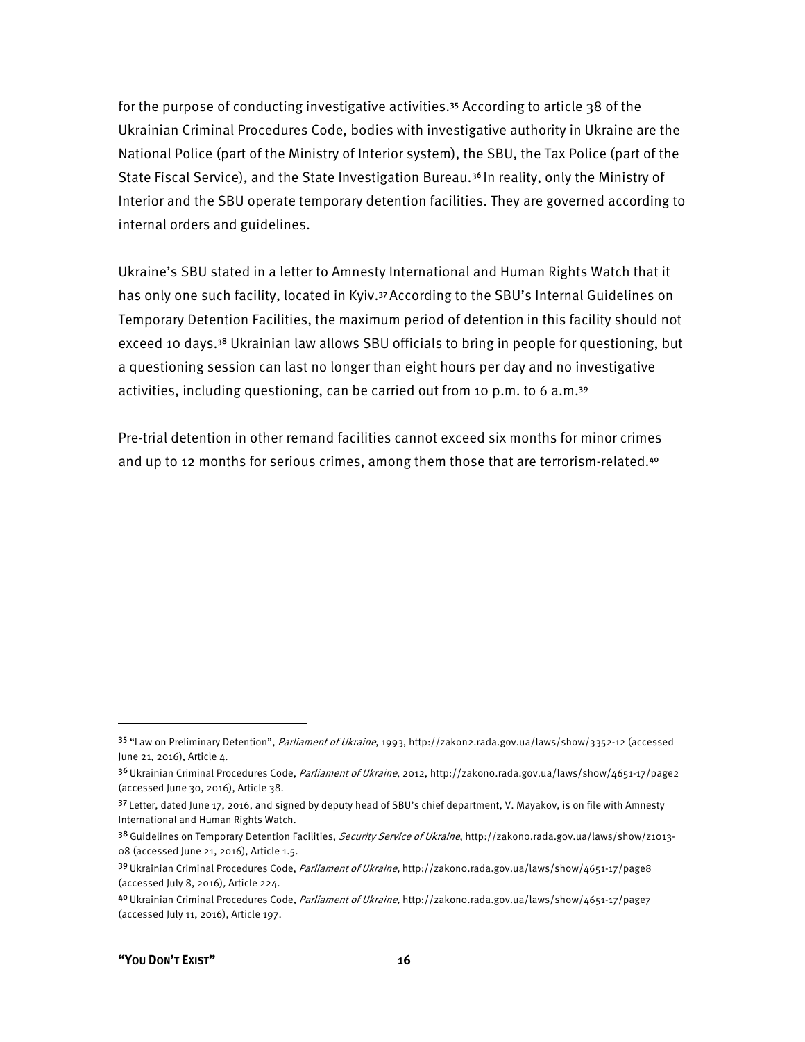for the purpose of conducting investigative activities.[35] According to article 38 of the Ukrainian Criminal Procedures Code, bodies with investigative authority in Ukraine are the National Police (part of the Ministry of Interior system), the SBU, the Tax Police (part of the State Fiscal Service), and the State Investigation Bureau.[36] In reality, only the Ministry of Interior and the SBU operate temporary detention facilities. They are governed according to internal orders and guidelines.

Ukraine's SBU stated in a letter to Amnesty International and Human Rights Watch that it has only one such facility, located in Kyiv.[37] According to the SBU's Internal Guidelines on Temporary Detention Facilities, the maximum period of detention in this facility should not exceed 10 days.[38] Ukrainian law allows SBU officials to bring in people for questioning, but a questioning session can last no longer than eight hours per day and no investigative activities, including questioning, can be carried out from 10 p.m. to 6 a.m.[39]

Pre-trial detention in other remand facilities cannot exceed six months for minor crimes and up to 12 months for serious crimes, among them those that are terrorism-related.[40]

---

[35] "Law on Preliminary Detention", *Parliament of Ukraine*, 1993, http://zakon2.rada.gov.ua/laws/show/3352-12 (accessed June 21, 2016), Article 4.

[36] Ukrainian Criminal Procedures Code, *Parliament of Ukraine*, 2012, http://zakono.rada.gov.ua/laws/show/4651-17/page2 (accessed June 30, 2016), Article 38.

[37] Letter, dated June 17, 2016, and signed by deputy head of SBU's chief department, V. Mayakov, is on file with Amnesty International and Human Rights Watch.

[38] Guidelines on Temporary Detention Facilities, *Security Service of Ukraine*, http://zakono.rada.gov.ua/laws/show/z1013-08 (accessed June 21, 2016), Article 1.5.

[39] Ukrainian Criminal Procedures Code, *Parliament of Ukraine,* http://zakono.rada.gov.ua/laws/show/4651-17/page8 (accessed July 8, 2016), Article 224.

[40] Ukrainian Criminal Procedures Code, *Parliament of Ukraine,* http://zakono.rada.gov.ua/laws/show/4651-17/page7 (accessed July 11, 2016), Article 197.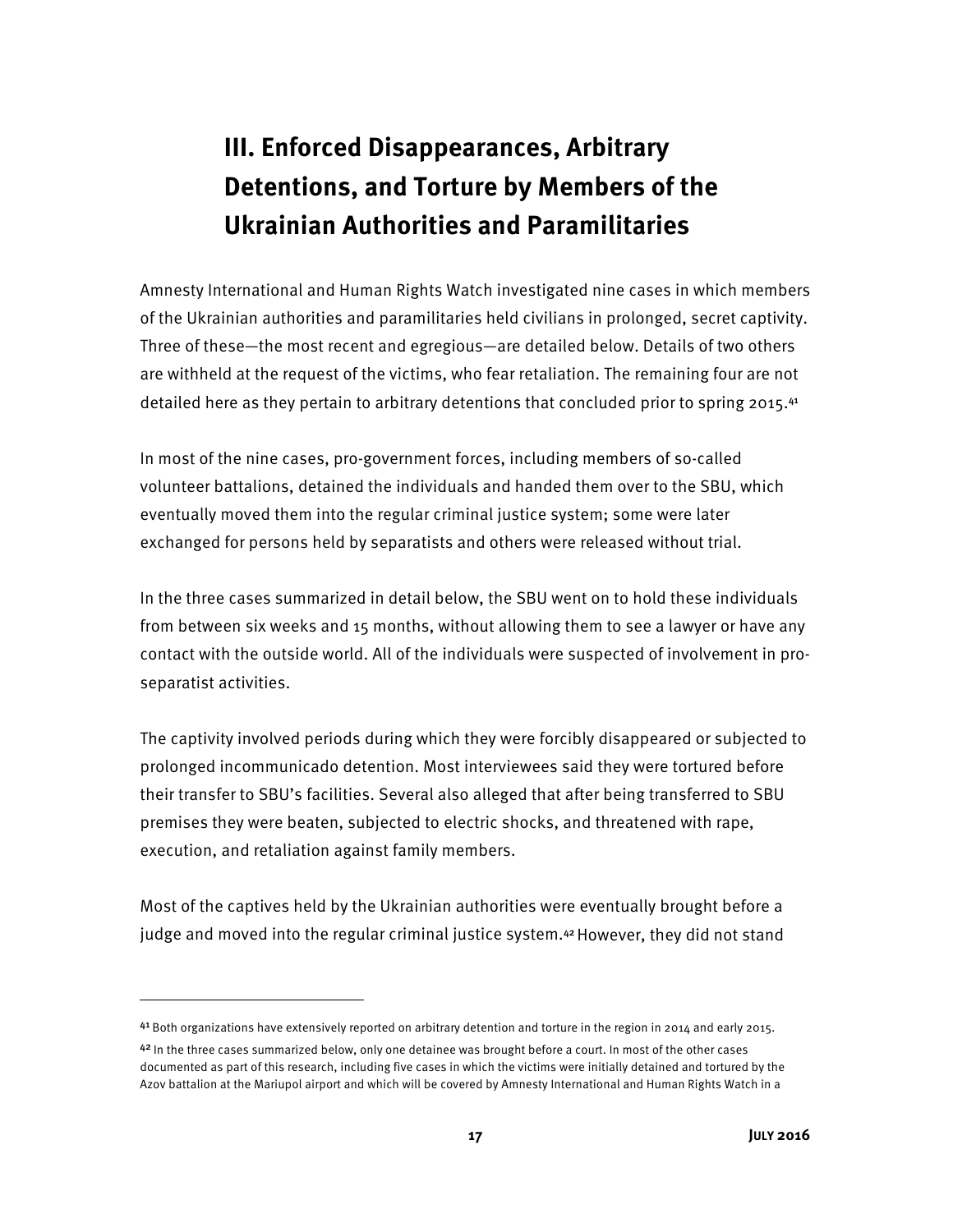# III. Enforced Disappearances, Arbitrary Detentions, and Torture by Members of the Ukrainian Authorities and Paramilitaries

Amnesty International and Human Rights Watch investigated nine cases in which members of the Ukrainian authorities and paramilitaries held civilians in prolonged, secret captivity. Three of these—the most recent and egregious—are detailed below. Details of two others are withheld at the request of the victims, who fear retaliation. The remaining four are not detailed here as they pertain to arbitrary detentions that concluded prior to spring 2015.[41]

In most of the nine cases, pro-government forces, including members of so-called volunteer battalions, detained the individuals and handed them over to the SBU, which eventually moved them into the regular criminal justice system; some were later exchanged for persons held by separatists and others were released without trial.

In the three cases summarized in detail below, the SBU went on to hold these individuals from between six weeks and 15 months, without allowing them to see a lawyer or have any contact with the outside world. All of the individuals were suspected of involvement in pro-separatist activities.

The captivity involved periods during which they were forcibly disappeared or subjected to prolonged incommunicado detention. Most interviewees said they were tortured before their transfer to SBU's facilities. Several also alleged that after being transferred to SBU premises they were beaten, subjected to electric shocks, and threatened with rape, execution, and retaliation against family members.

Most of the captives held by the Ukrainian authorities were eventually brought before a judge and moved into the regular criminal justice system.[42] However, they did not stand

---

[41] Both organizations have extensively reported on arbitrary detention and torture in the region in 2014 and early 2015.

[42] In the three cases summarized below, only one detainee was brought before a court. In most of the other cases documented as part of this research, including five cases in which the victims were initially detained and tortured by the Azov battalion at the Mariupol airport and which will be covered by Amnesty International and Human Rights Watch in a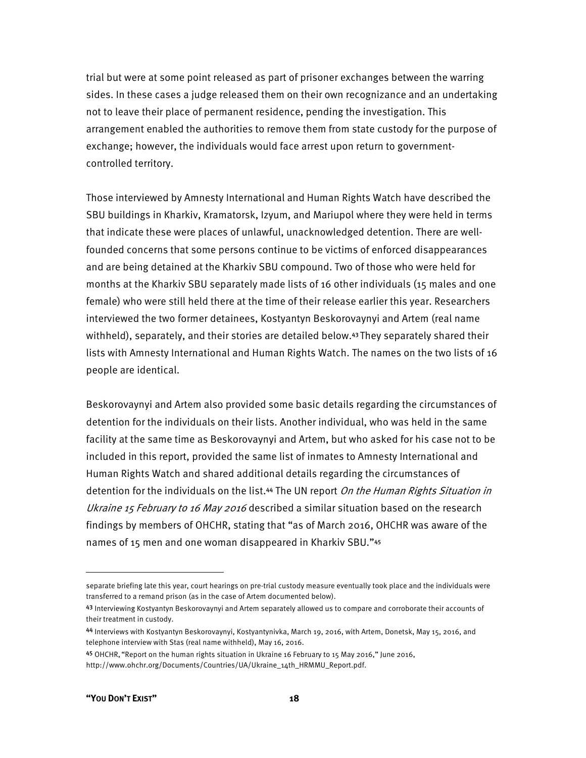trial but were at some point released as part of prisoner exchanges between the warring sides. In these cases a judge released them on their own recognizance and an undertaking not to leave their place of permanent residence, pending the investigation. This arrangement enabled the authorities to remove them from state custody for the purpose of exchange; however, the individuals would face arrest upon return to government-controlled territory.

Those interviewed by Amnesty International and Human Rights Watch have described the SBU buildings in Kharkiv, Kramatorsk, Izyum, and Mariupol where they were held in terms that indicate these were places of unlawful, unacknowledged detention. There are well-founded concerns that some persons continue to be victims of enforced disappearances and are being detained at the Kharkiv SBU compound. Two of those who were held for months at the Kharkiv SBU separately made lists of 16 other individuals (15 males and one female) who were still held there at the time of their release earlier this year. Researchers interviewed the two former detainees, Kostyantyn Beskorovaynyi and Artem (real name withheld), separately, and their stories are detailed below.[43] They separately shared their lists with Amnesty International and Human Rights Watch. The names on the two lists of 16 people are identical.

Beskorovaynyi and Artem also provided some basic details regarding the circumstances of detention for the individuals on their lists. Another individual, who was held in the same facility at the same time as Beskorovaynyi and Artem, but who asked for his case not to be included in this report, provided the same list of inmates to Amnesty International and Human Rights Watch and shared additional details regarding the circumstances of detention for the individuals on the list.[44] The UN report *On the Human Rights Situation in Ukraine 15 February to 16 May 2016* described a similar situation based on the research findings by members of OHCHR, stating that "as of March 2016, OHCHR was aware of the names of 15 men and one woman disappeared in Kharkiv SBU."[45]

---

separate briefing late this year, court hearings on pre-trial custody measure eventually took place and the individuals were transferred to a remand prison (as in the case of Artem documented below).

[43] Interviewing Kostyantyn Beskorovaynyi and Artem separately allowed us to compare and corroborate their accounts of their treatment in custody.

[44] Interviews with Kostyantyn Beskorovaynyi, Kostyantynivka, March 19, 2016, with Artem, Donetsk, May 15, 2016, and telephone interview with Stas (real name withheld), May 16, 2016.

[45] OHCHR, "Report on the human rights situation in Ukraine 16 February to 15 May 2016," June 2016, http://www.ohchr.org/Documents/Countries/UA/Ukraine_14th_HRMMU_Report.pdf.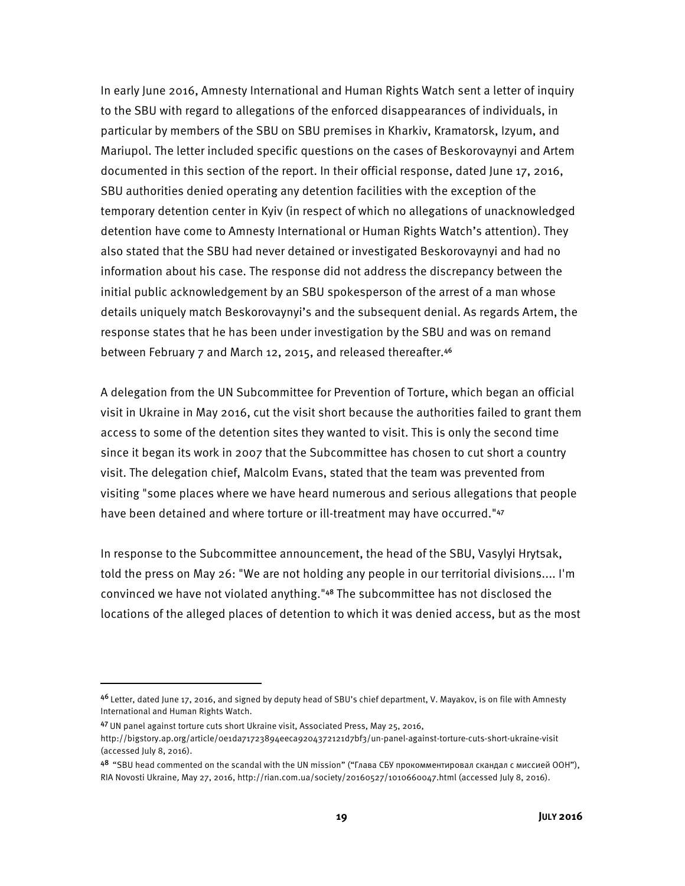In early June 2016, Amnesty International and Human Rights Watch sent a letter of inquiry to the SBU with regard to allegations of the enforced disappearances of individuals, in particular by members of the SBU on SBU premises in Kharkiv, Kramatorsk, Izyum, and Mariupol. The letter included specific questions on the cases of Beskorovaynyi and Artem documented in this section of the report. In their official response, dated June 17, 2016, SBU authorities denied operating any detention facilities with the exception of the temporary detention center in Kyiv (in respect of which no allegations of unacknowledged detention have come to Amnesty International or Human Rights Watch's attention). They also stated that the SBU had never detained or investigated Beskorovaynyi and had no information about his case. The response did not address the discrepancy between the initial public acknowledgement by an SBU spokesperson of the arrest of a man whose details uniquely match Beskorovaynyi's and the subsequent denial. As regards Artem, the response states that he has been under investigation by the SBU and was on remand between February 7 and March 12, 2015, and released thereafter.[46]

A delegation from the UN Subcommittee for Prevention of Torture, which began an official visit in Ukraine in May 2016, cut the visit short because the authorities failed to grant them access to some of the detention sites they wanted to visit. This is only the second time since it began its work in 2007 that the Subcommittee has chosen to cut short a country visit. The delegation chief, Malcolm Evans, stated that the team was prevented from visiting "some places where we have heard numerous and serious allegations that people have been detained and where torture or ill-treatment may have occurred."[47]

In response to the Subcommittee announcement, the head of the SBU, Vasylyi Hrytsak, told the press on May 26: "We are not holding any people in our territorial divisions.... I'm convinced we have not violated anything."[48] The subcommittee has not disclosed the locations of the alleged places of detention to which it was denied access, but as the most

---

[46] Letter, dated June 17, 2016, and signed by deputy head of SBU's chief department, V. Mayakov, is on file with Amnesty International and Human Rights Watch.

[47] UN panel against torture cuts short Ukraine visit, Associated Press, May 25, 2016, http://bigstory.ap.org/article/0e1da71723894eeca9204372121d7bf3/un-panel-against-torture-cuts-short-ukraine-visit (accessed July 8, 2016).

[48] "SBU head commented on the scandal with the UN mission" ("Глава СБУ прокомментировал скандал с миссией ООН"), RIA Novosti Ukraine, May 27, 2016, http://rian.com.ua/society/20160527/1010660047.html (accessed July 8, 2016).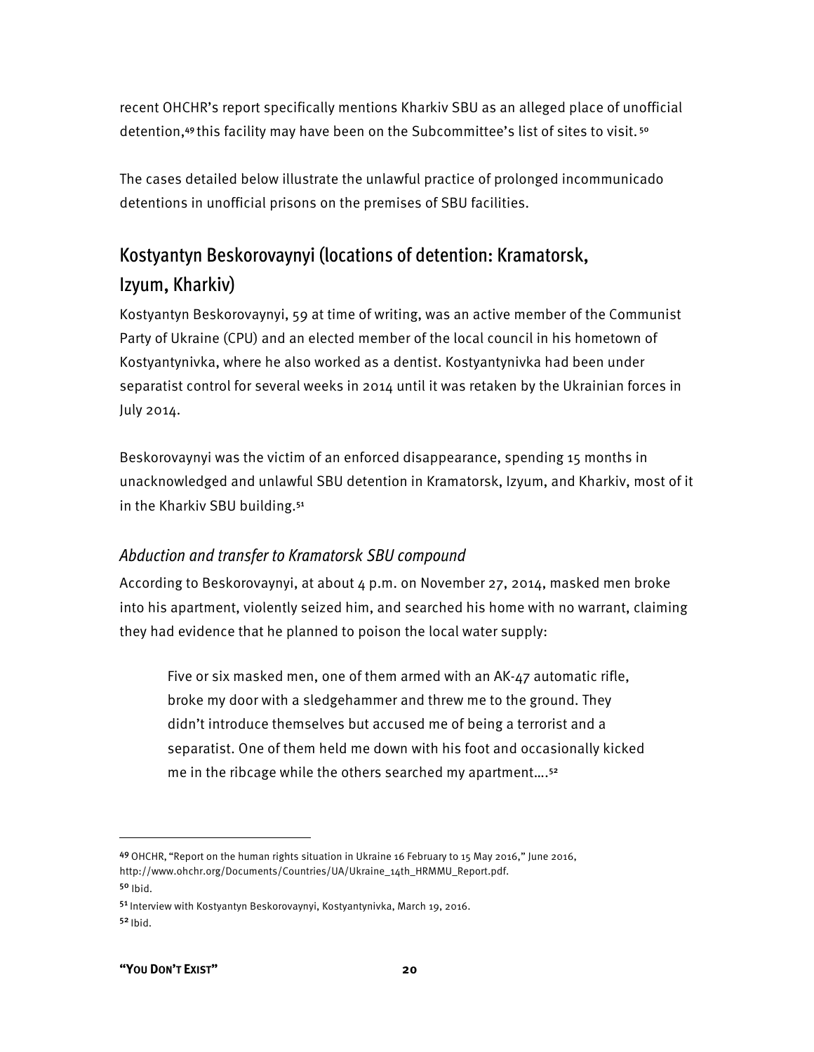recent OHCHR's report specifically mentions Kharkiv SBU as an alleged place of unofficial detention,[49] this facility may have been on the Subcommittee's list of sites to visit.[50]

The cases detailed below illustrate the unlawful practice of prolonged incommunicado detentions in unofficial prisons on the premises of SBU facilities.

## Kostyantyn Beskorovaynyi (locations of detention: Kramatorsk, Izyum, Kharkiv)

Kostyantyn Beskorovaynyi, 59 at time of writing, was an active member of the Communist Party of Ukraine (CPU) and an elected member of the local council in his hometown of Kostyantynivka, where he also worked as a dentist. Kostyantynivka had been under separatist control for several weeks in 2014 until it was retaken by the Ukrainian forces in July 2014.

Beskorovaynyi was the victim of an enforced disappearance, spending 15 months in unacknowledged and unlawful SBU detention in Kramatorsk, Izyum, and Kharkiv, most of it in the Kharkiv SBU building.[51]

### *Abduction and transfer to Kramatorsk SBU compound*

According to Beskorovaynyi, at about 4 p.m. on November 27, 2014, masked men broke into his apartment, violently seized him, and searched his home with no warrant, claiming they had evidence that he planned to poison the local water supply:

> Five or six masked men, one of them armed with an AK-47 automatic rifle, broke my door with a sledgehammer and threw me to the ground. They didn't introduce themselves but accused me of being a terrorist and a separatist. One of them held me down with his foot and occasionally kicked me in the ribcage while the others searched my apartment….[52]

---

[49] OHCHR, "Report on the human rights situation in Ukraine 16 February to 15 May 2016," June 2016, http://www.ohchr.org/Documents/Countries/UA/Ukraine_14th_HRMMU_Report.pdf.

[50] Ibid.

[51] Interview with Kostyantyn Beskorovaynyi, Kostyantynivka, March 19, 2016.

[52] Ibid.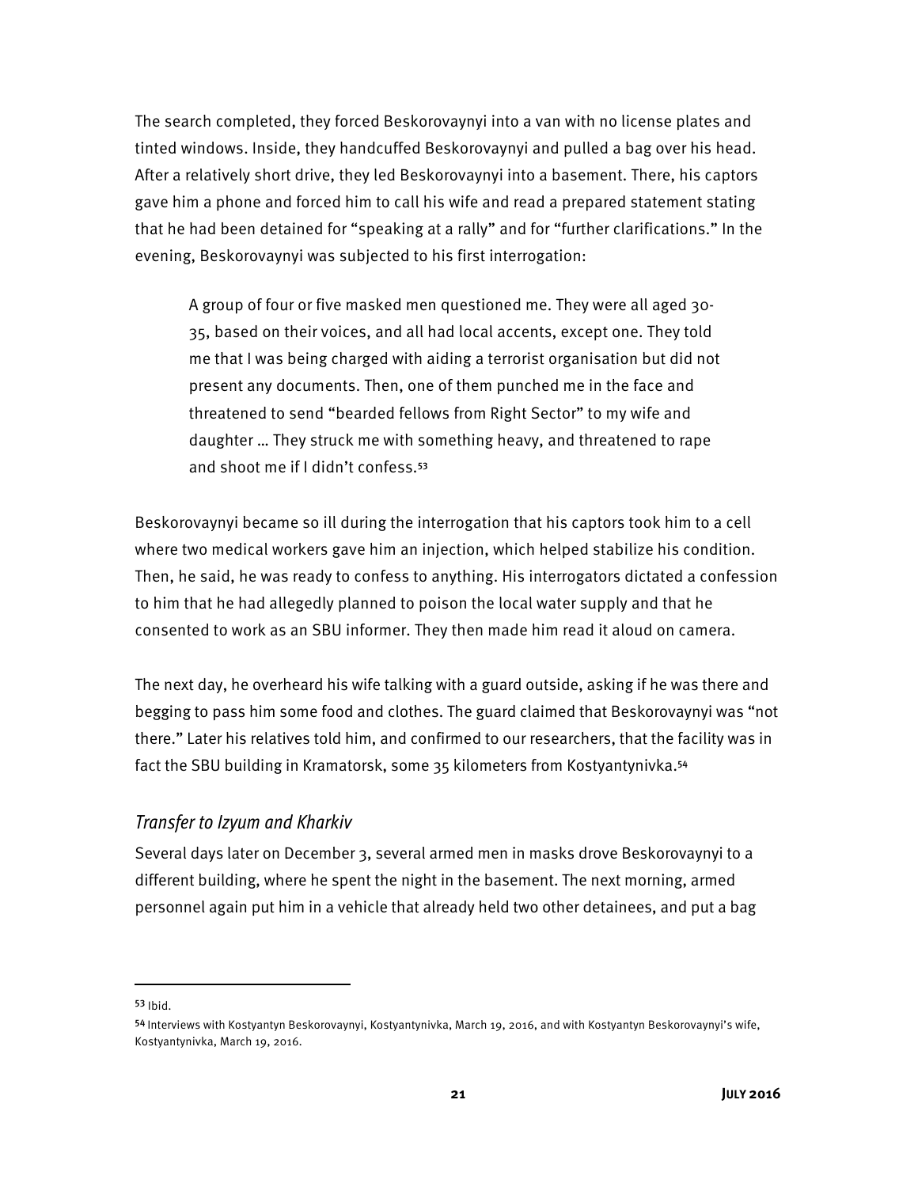The search completed, they forced Beskorovaynyi into a van with no license plates and tinted windows. Inside, they handcuffed Beskorovaynyi and pulled a bag over his head. After a relatively short drive, they led Beskorovaynyi into a basement. There, his captors gave him a phone and forced him to call his wife and read a prepared statement stating that he had been detained for "speaking at a rally" and for "further clarifications." In the evening, Beskorovaynyi was subjected to his first interrogation:

> A group of four or five masked men questioned me. They were all aged 30-35, based on their voices, and all had local accents, except one. They told me that I was being charged with aiding a terrorist organisation but did not present any documents. Then, one of them punched me in the face and threatened to send "bearded fellows from Right Sector" to my wife and daughter … They struck me with something heavy, and threatened to rape and shoot me if I didn't confess.[53]

Beskorovaynyi became so ill during the interrogation that his captors took him to a cell where two medical workers gave him an injection, which helped stabilize his condition. Then, he said, he was ready to confess to anything. His interrogators dictated a confession to him that he had allegedly planned to poison the local water supply and that he consented to work as an SBU informer. They then made him read it aloud on camera.

The next day, he overheard his wife talking with a guard outside, asking if he was there and begging to pass him some food and clothes. The guard claimed that Beskorovaynyi was "not there." Later his relatives told him, and confirmed to our researchers, that the facility was in fact the SBU building in Kramatorsk, some 35 kilometers from Kostyantynivka.[54]

### *Transfer to Izyum and Kharkiv*

Several days later on December 3, several armed men in masks drove Beskorovaynyi to a different building, where he spent the night in the basement. The next morning, armed personnel again put him in a vehicle that already held two other detainees, and put a bag

---

[53] Ibid.

[54] Interviews with Kostyantyn Beskorovaynyi, Kostyantynivka, March 19, 2016, and with Kostyantyn Beskorovaynyi's wife, Kostyantynivka, March 19, 2016.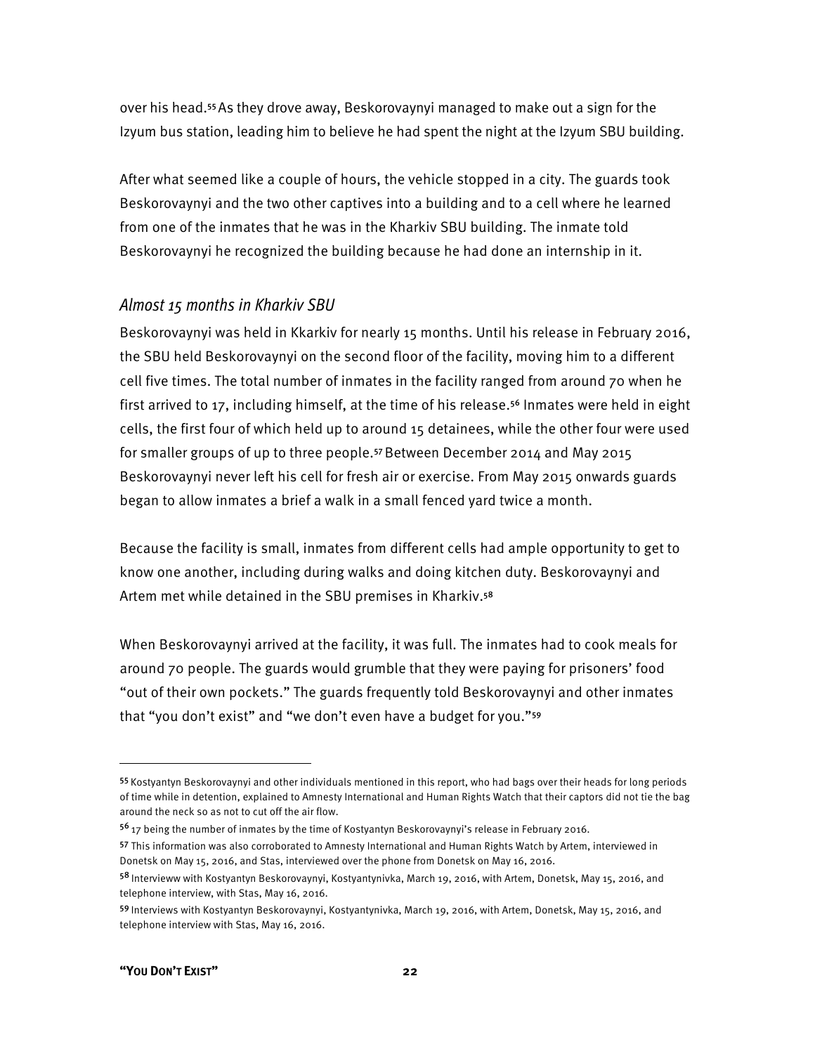over his head.[55] As they drove away, Beskorovaynyi managed to make out a sign for the Izyum bus station, leading him to believe he had spent the night at the Izyum SBU building.

After what seemed like a couple of hours, the vehicle stopped in a city. The guards took Beskorovaynyi and the two other captives into a building and to a cell where he learned from one of the inmates that he was in the Kharkiv SBU building. The inmate told Beskorovaynyi he recognized the building because he had done an internship in it.

### *Almost 15 months in Kharkiv SBU*

Beskorovaynyi was held in Kkarkiv for nearly 15 months. Until his release in February 2016, the SBU held Beskorovaynyi on the second floor of the facility, moving him to a different cell five times. The total number of inmates in the facility ranged from around 70 when he first arrived to 17, including himself, at the time of his release.[56] Inmates were held in eight cells, the first four of which held up to around 15 detainees, while the other four were used for smaller groups of up to three people.[57] Between December 2014 and May 2015 Beskorovaynyi never left his cell for fresh air or exercise. From May 2015 onwards guards began to allow inmates a brief a walk in a small fenced yard twice a month.

Because the facility is small, inmates from different cells had ample opportunity to get to know one another, including during walks and doing kitchen duty. Beskorovaynyi and Artem met while detained in the SBU premises in Kharkiv.[58]

When Beskorovaynyi arrived at the facility, it was full. The inmates had to cook meals for around 70 people. The guards would grumble that they were paying for prisoners' food "out of their own pockets." The guards frequently told Beskorovaynyi and other inmates that "you don't exist" and "we don't even have a budget for you."[59]

---

[55] Kostyantyn Beskorovaynyi and other individuals mentioned in this report, who had bags over their heads for long periods of time while in detention, explained to Amnesty International and Human Rights Watch that their captors did not tie the bag around the neck so as not to cut off the air flow.

[56] 17 being the number of inmates by the time of Kostyantyn Beskorovaynyi's release in February 2016.

[57] This information was also corroborated to Amnesty International and Human Rights Watch by Artem, interviewed in Donetsk on May 15, 2016, and Stas, interviewed over the phone from Donetsk on May 16, 2016.

[58] Intervieww with Kostyantyn Beskorovaynyi, Kostyantynivka, March 19, 2016, with Artem, Donetsk, May 15, 2016, and telephone interview, with Stas, May 16, 2016.

[59] Interviews with Kostyantyn Beskorovaynyi, Kostyantynivka, March 19, 2016, with Artem, Donetsk, May 15, 2016, and telephone interview with Stas, May 16, 2016.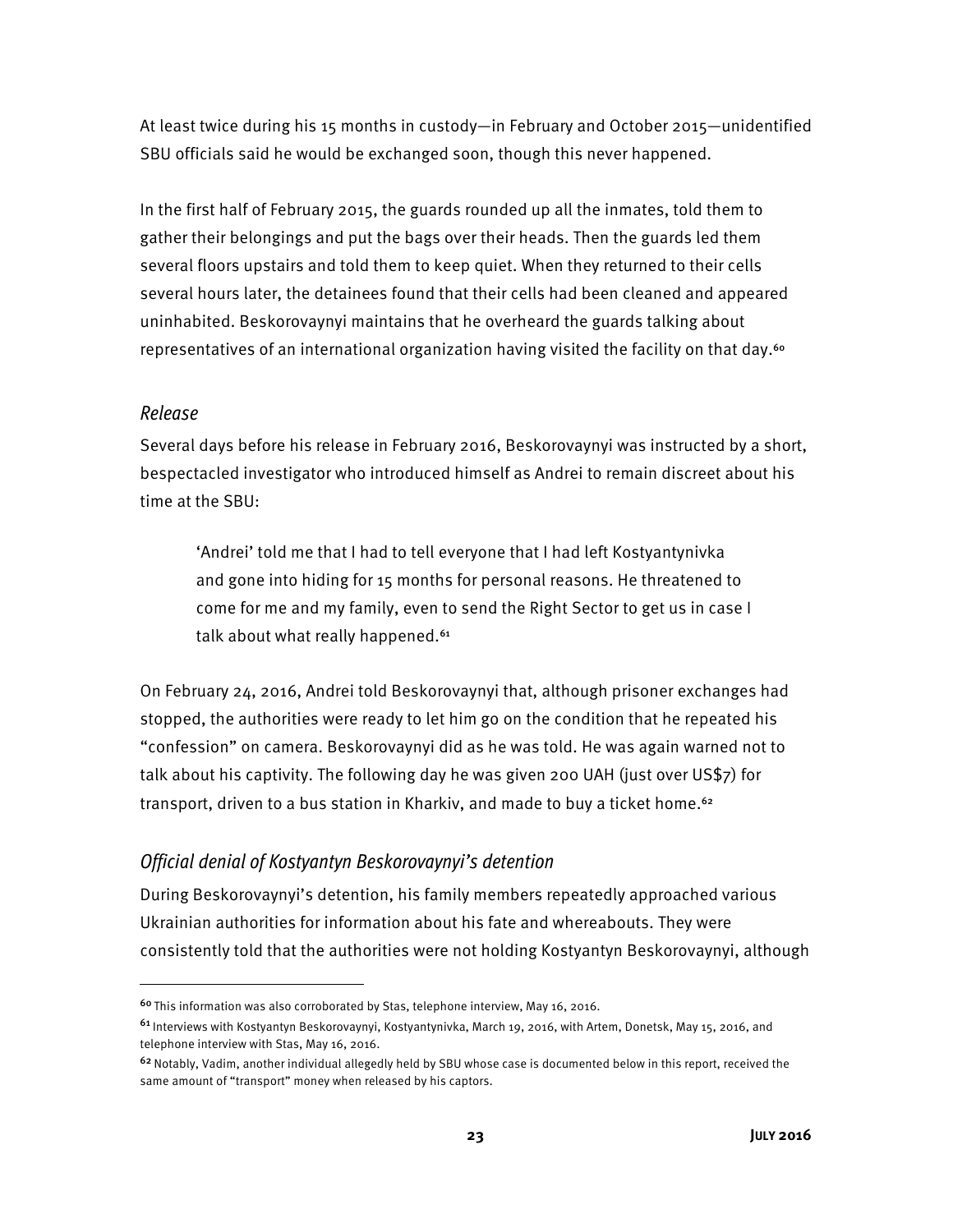At least twice during his 15 months in custody—in February and October 2015—unidentified SBU officials said he would be exchanged soon, though this never happened.

In the first half of February 2015, the guards rounded up all the inmates, told them to gather their belongings and put the bags over their heads. Then the guards led them several floors upstairs and told them to keep quiet. When they returned to their cells several hours later, the detainees found that their cells had been cleaned and appeared uninhabited. Beskorovaynyi maintains that he overheard the guards talking about representatives of an international organization having visited the facility on that day.[60]

### *Release*

Several days before his release in February 2016, Beskorovaynyi was instructed by a short, bespectacled investigator who introduced himself as Andrei to remain discreet about his time at the SBU:

> 'Andrei' told me that I had to tell everyone that I had left Kostyantynivka and gone into hiding for 15 months for personal reasons. He threatened to come for me and my family, even to send the Right Sector to get us in case I talk about what really happened.[61]

On February 24, 2016, Andrei told Beskorovaynyi that, although prisoner exchanges had stopped, the authorities were ready to let him go on the condition that he repeated his "confession" on camera. Beskorovaynyi did as he was told. He was again warned not to talk about his captivity. The following day he was given 200 UAH (just over US$7) for transport, driven to a bus station in Kharkiv, and made to buy a ticket home.[62]

### *Official denial of Kostyantyn Beskorovaynyi's detention*

During Beskorovaynyi's detention, his family members repeatedly approached various Ukrainian authorities for information about his fate and whereabouts. They were consistently told that the authorities were not holding Kostyantyn Beskorovaynyi, although

---

[60] This information was also corroborated by Stas, telephone interview, May 16, 2016.

[61] Interviews with Kostyantyn Beskorovaynyi, Kostyantynivka, March 19, 2016, with Artem, Donetsk, May 15, 2016, and telephone interview with Stas, May 16, 2016.

[62] Notably, Vadim, another individual allegedly held by SBU whose case is documented below in this report, received the same amount of "transport" money when released by his captors.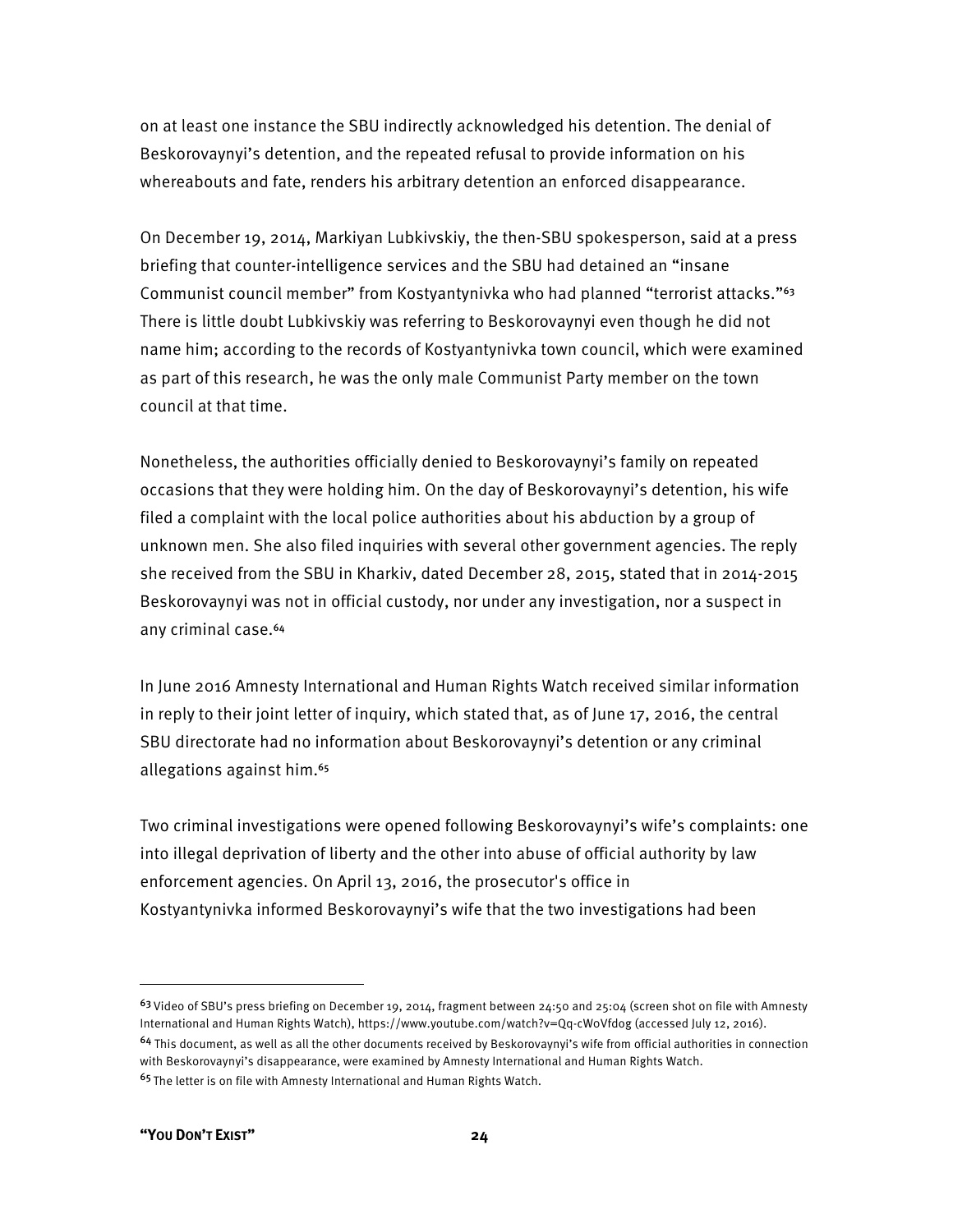on at least one instance the SBU indirectly acknowledged his detention. The denial of Beskorovaynyi's detention, and the repeated refusal to provide information on his whereabouts and fate, renders his arbitrary detention an enforced disappearance.

On December 19, 2014, Markiyan Lubkivskiy, the then-SBU spokesperson, said at a press briefing that counter-intelligence services and the SBU had detained an "insane Communist council member" from Kostyantynivka who had planned "terrorist attacks."[63] There is little doubt Lubkivskiy was referring to Beskorovaynyi even though he did not name him; according to the records of Kostyantynivka town council, which were examined as part of this research, he was the only male Communist Party member on the town council at that time.

Nonetheless, the authorities officially denied to Beskorovaynyi's family on repeated occasions that they were holding him. On the day of Beskorovaynyi's detention, his wife filed a complaint with the local police authorities about his abduction by a group of unknown men. She also filed inquiries with several other government agencies. The reply she received from the SBU in Kharkiv, dated December 28, 2015, stated that in 2014-2015 Beskorovaynyi was not in official custody, nor under any investigation, nor a suspect in any criminal case.[64]

In June 2016 Amnesty International and Human Rights Watch received similar information in reply to their joint letter of inquiry, which stated that, as of June 17, 2016, the central SBU directorate had no information about Beskorovaynyi's detention or any criminal allegations against him.[65]

Two criminal investigations were opened following Beskorovaynyi's wife's complaints: one into illegal deprivation of liberty and the other into abuse of official authority by law enforcement agencies. On April 13, 2016, the prosecutor's office in Kostyantynivka informed Beskorovaynyi's wife that the two investigations had been

---

[63] Video of SBU's press briefing on December 19, 2014, fragment between 24:50 and 25:04 (screen shot on file with Amnesty International and Human Rights Watch), https://www.youtube.com/watch?v=Qq-cWoVfdog (accessed July 12, 2016).

[64] This document, as well as all the other documents received by Beskorovaynyi's wife from official authorities in connection with Beskorovaynyi's disappearance, were examined by Amnesty International and Human Rights Watch.

[65] The letter is on file with Amnesty International and Human Rights Watch.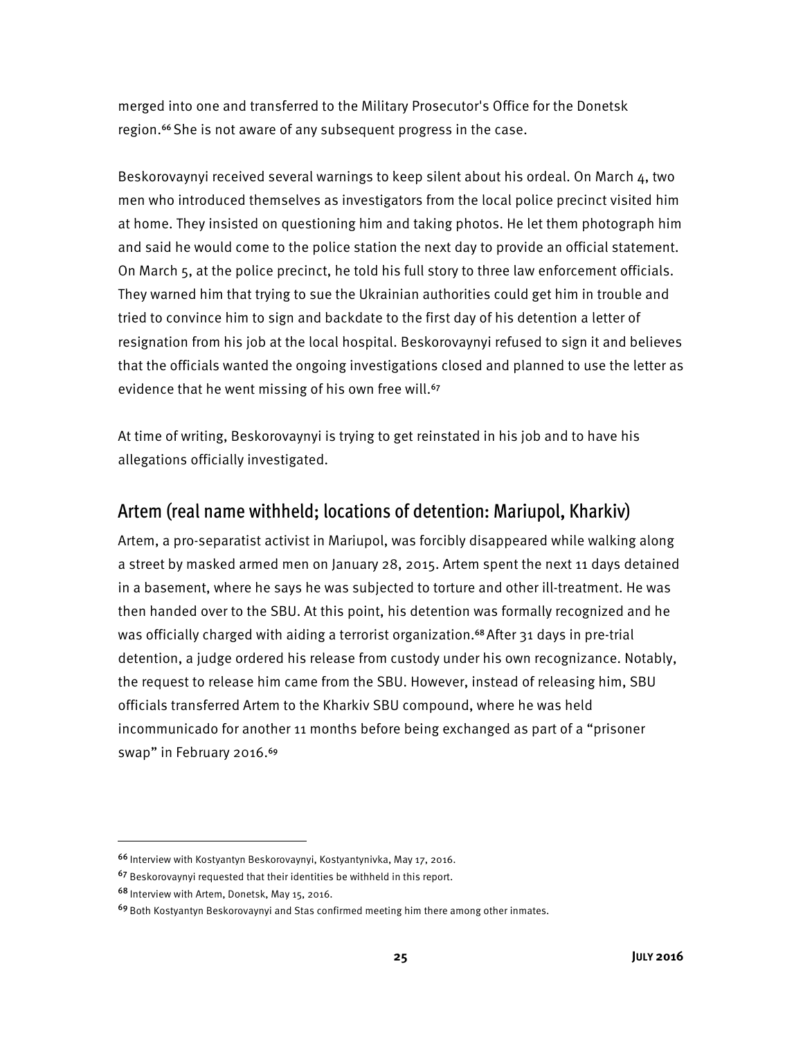merged into one and transferred to the Military Prosecutor's Office for the Donetsk region.[66] She is not aware of any subsequent progress in the case.

Beskorovaynyi received several warnings to keep silent about his ordeal. On March 4, two men who introduced themselves as investigators from the local police precinct visited him at home. They insisted on questioning him and taking photos. He let them photograph him and said he would come to the police station the next day to provide an official statement. On March 5, at the police precinct, he told his full story to three law enforcement officials. They warned him that trying to sue the Ukrainian authorities could get him in trouble and tried to convince him to sign and backdate to the first day of his detention a letter of resignation from his job at the local hospital. Beskorovaynyi refused to sign it and believes that the officials wanted the ongoing investigations closed and planned to use the letter as evidence that he went missing of his own free will.[67]

At time of writing, Beskorovaynyi is trying to get reinstated in his job and to have his allegations officially investigated.

## Artem (real name withheld; locations of detention: Mariupol, Kharkiv)

Artem, a pro-separatist activist in Mariupol, was forcibly disappeared while walking along a street by masked armed men on January 28, 2015. Artem spent the next 11 days detained in a basement, where he says he was subjected to torture and other ill-treatment. He was then handed over to the SBU. At this point, his detention was formally recognized and he was officially charged with aiding a terrorist organization.[68] After 31 days in pre-trial detention, a judge ordered his release from custody under his own recognizance. Notably, the request to release him came from the SBU. However, instead of releasing him, SBU officials transferred Artem to the Kharkiv SBU compound, where he was held incommunicado for another 11 months before being exchanged as part of a "prisoner swap" in February 2016.[69]

---

[66] Interview with Kostyantyn Beskorovaynyi, Kostyantynivka, May 17, 2016.

[67] Beskorovaynyi requested that their identities be withheld in this report.

[68] Interview with Artem, Donetsk, May 15, 2016.

[69] Both Kostyantyn Beskorovaynyi and Stas confirmed meeting him there among other inmates.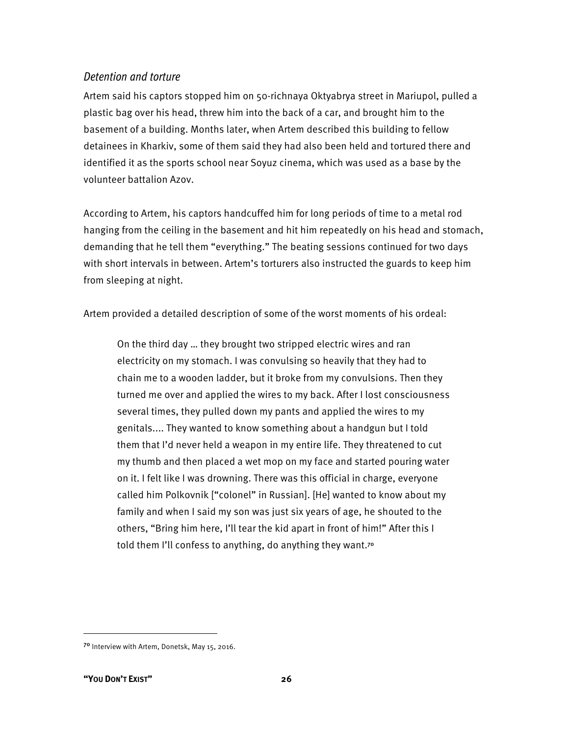### *Detention and torture*

Artem said his captors stopped him on 50-richnaya Oktyabrya street in Mariupol, pulled a plastic bag over his head, threw him into the back of a car, and brought him to the basement of a building. Months later, when Artem described this building to fellow detainees in Kharkiv, some of them said they had also been held and tortured there and identified it as the sports school near Soyuz cinema, which was used as a base by the volunteer battalion Azov.

According to Artem, his captors handcuffed him for long periods of time to a metal rod hanging from the ceiling in the basement and hit him repeatedly on his head and stomach, demanding that he tell them "everything." The beating sessions continued for two days with short intervals in between. Artem's torturers also instructed the guards to keep him from sleeping at night.

Artem provided a detailed description of some of the worst moments of his ordeal:

> On the third day … they brought two stripped electric wires and ran electricity on my stomach. I was convulsing so heavily that they had to chain me to a wooden ladder, but it broke from my convulsions. Then they turned me over and applied the wires to my back. After I lost consciousness several times, they pulled down my pants and applied the wires to my genitals.… They wanted to know something about a handgun but I told them that I'd never held a weapon in my entire life. They threatened to cut my thumb and then placed a wet mop on my face and started pouring water on it. I felt like I was drowning. There was this official in charge, everyone called him Polkovnik ["colonel" in Russian]. [He] wanted to know about my family and when I said my son was just six years of age, he shouted to the others, "Bring him here, I'll tear the kid apart in front of him!" After this I told them I'll confess to anything, do anything they want.[70]

---

[70] Interview with Artem, Donetsk, May 15, 2016.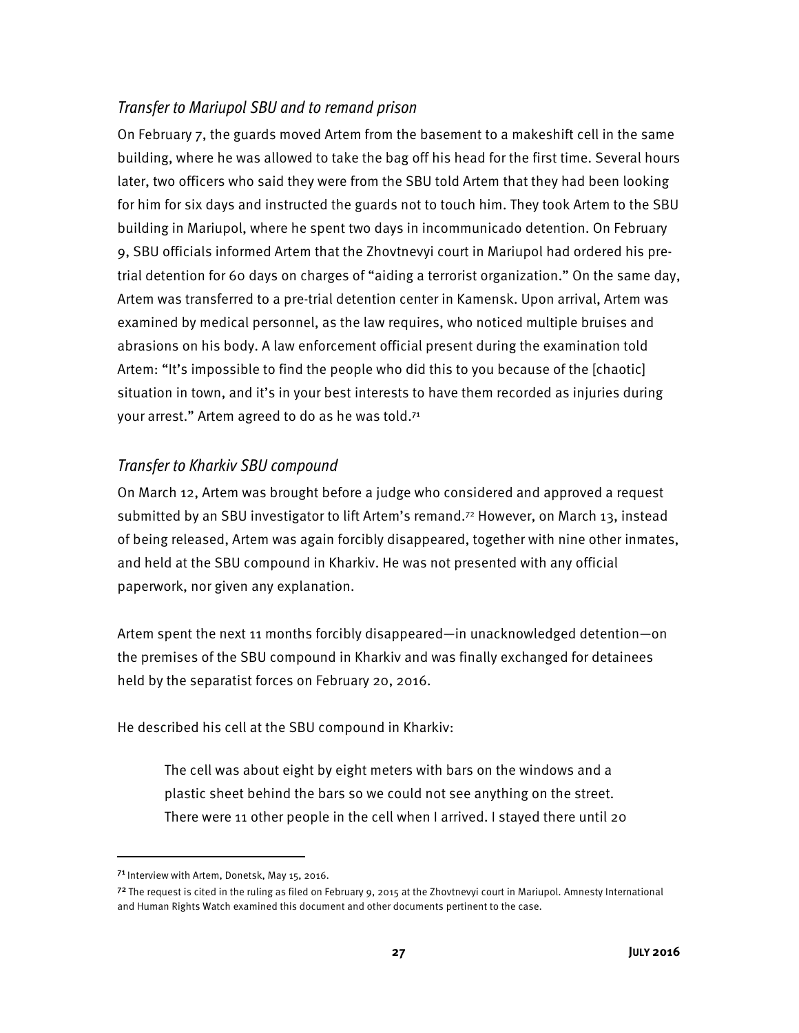### *Transfer to Mariupol SBU and to remand prison*

On February 7, the guards moved Artem from the basement to a makeshift cell in the same building, where he was allowed to take the bag off his head for the first time. Several hours later, two officers who said they were from the SBU told Artem that they had been looking for him for six days and instructed the guards not to touch him. They took Artem to the SBU building in Mariupol, where he spent two days in incommunicado detention. On February 9, SBU officials informed Artem that the Zhovtnevyi court in Mariupol had ordered his pre-trial detention for 60 days on charges of "aiding a terrorist organization." On the same day, Artem was transferred to a pre-trial detention center in Kamensk. Upon arrival, Artem was examined by medical personnel, as the law requires, who noticed multiple bruises and abrasions on his body. A law enforcement official present during the examination told Artem: "It's impossible to find the people who did this to you because of the [chaotic] situation in town, and it's in your best interests to have them recorded as injuries during your arrest." Artem agreed to do as he was told.[71]

### *Transfer to Kharkiv SBU compound*

On March 12, Artem was brought before a judge who considered and approved a request submitted by an SBU investigator to lift Artem's remand.[72] However, on March 13, instead of being released, Artem was again forcibly disappeared, together with nine other inmates, and held at the SBU compound in Kharkiv. He was not presented with any official paperwork, nor given any explanation.

Artem spent the next 11 months forcibly disappeared—in unacknowledged detention—on the premises of the SBU compound in Kharkiv and was finally exchanged for detainees held by the separatist forces on February 20, 2016.

He described his cell at the SBU compound in Kharkiv:

> The cell was about eight by eight meters with bars on the windows and a plastic sheet behind the bars so we could not see anything on the street. There were 11 other people in the cell when I arrived. I stayed there until 20

---

[71] Interview with Artem, Donetsk, May 15, 2016.

[72] The request is cited in the ruling as filed on February 9, 2015 at the Zhovtnevyi court in Mariupol. Amnesty International and Human Rights Watch examined this document and other documents pertinent to the case.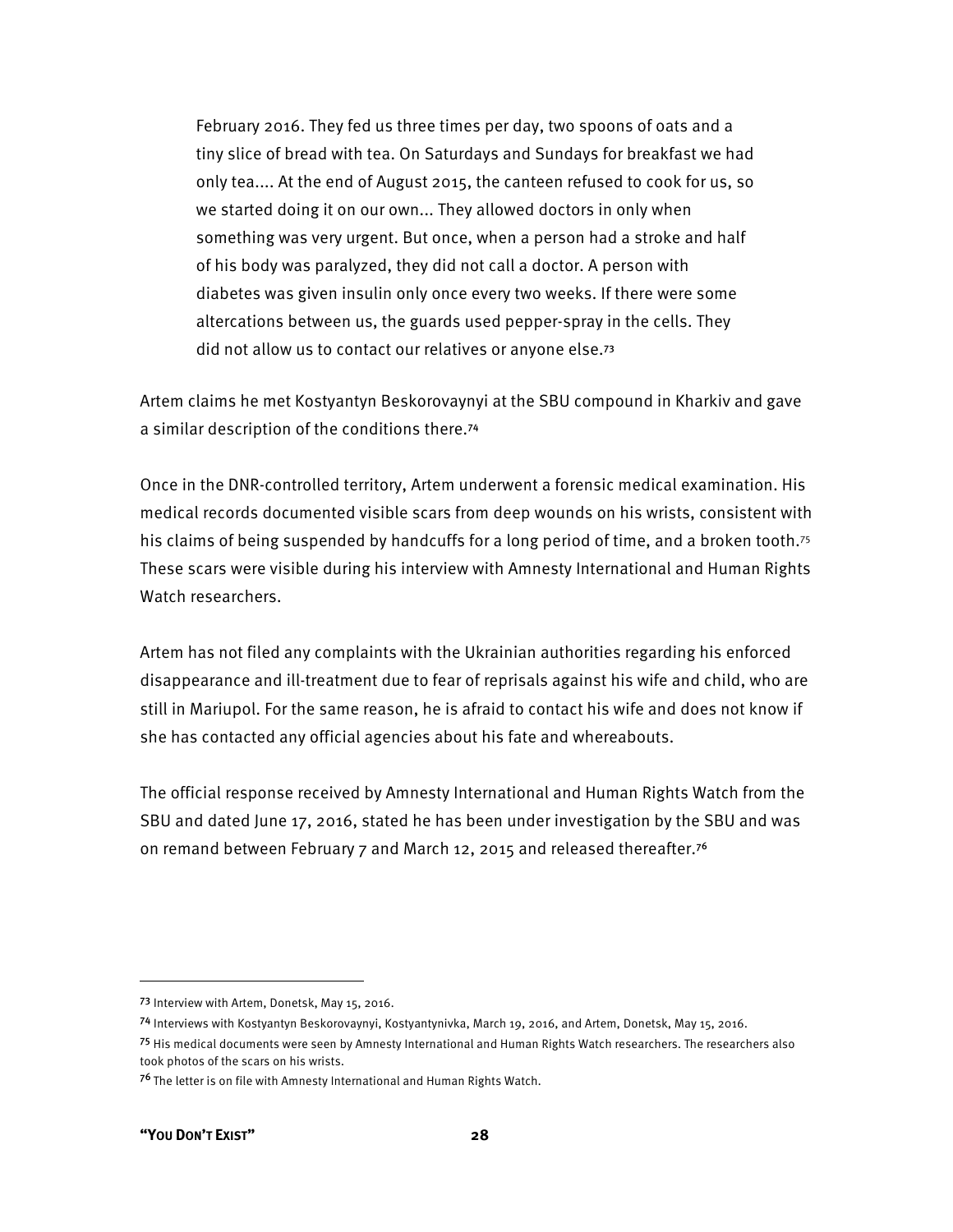> February 2016. They fed us three times per day, two spoons of oats and a tiny slice of bread with tea. On Saturdays and Sundays for breakfast we had only tea.... At the end of August 2015, the canteen refused to cook for us, so we started doing it on our own... They allowed doctors in only when something was very urgent. But once, when a person had a stroke and half of his body was paralyzed, they did not call a doctor. A person with diabetes was given insulin only once every two weeks. If there were some altercations between us, the guards used pepper-spray in the cells. They did not allow us to contact our relatives or anyone else.[73]

Artem claims he met Kostyantyn Beskorovaynyi at the SBU compound in Kharkiv and gave a similar description of the conditions there.[74]

Once in the DNR-controlled territory, Artem underwent a forensic medical examination. His medical records documented visible scars from deep wounds on his wrists, consistent with his claims of being suspended by handcuffs for a long period of time, and a broken tooth.[75] These scars were visible during his interview with Amnesty International and Human Rights Watch researchers.

Artem has not filed any complaints with the Ukrainian authorities regarding his enforced disappearance and ill-treatment due to fear of reprisals against his wife and child, who are still in Mariupol. For the same reason, he is afraid to contact his wife and does not know if she has contacted any official agencies about his fate and whereabouts.

The official response received by Amnesty International and Human Rights Watch from the SBU and dated June 17, 2016, stated he has been under investigation by the SBU and was on remand between February 7 and March 12, 2015 and released thereafter.[76]

---

[73] Interview with Artem, Donetsk, May 15, 2016.

[74] Interviews with Kostyantyn Beskorovaynyi, Kostyantynivka, March 19, 2016, and Artem, Donetsk, May 15, 2016.

[75] His medical documents were seen by Amnesty International and Human Rights Watch researchers. The researchers also took photos of the scars on his wrists.

[76] The letter is on file with Amnesty International and Human Rights Watch.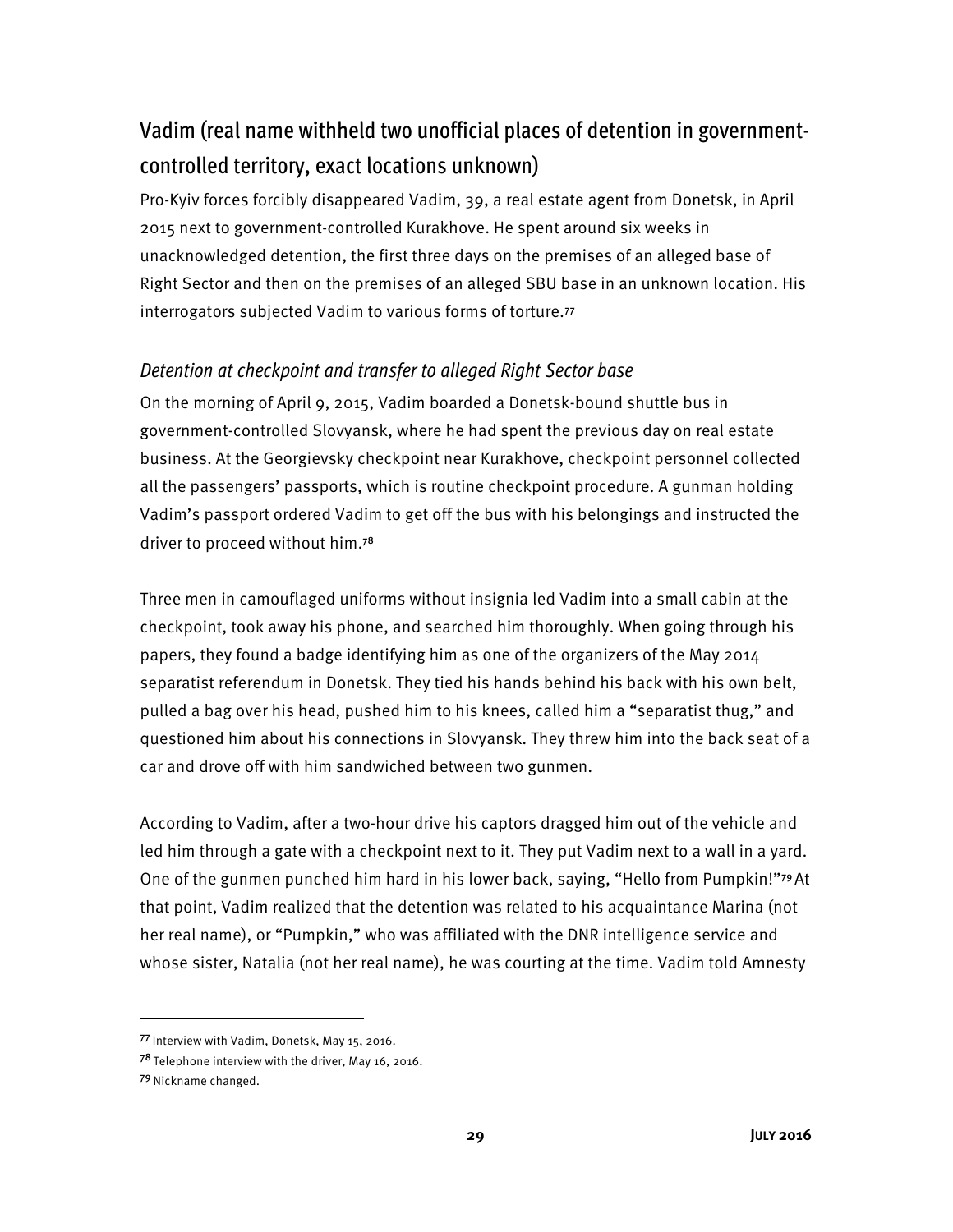## Vadim (real name withheld two unofficial places of detention in government-controlled territory, exact locations unknown)

Pro-Kyiv forces forcibly disappeared Vadim, 39, a real estate agent from Donetsk, in April 2015 next to government-controlled Kurakhove. He spent around six weeks in unacknowledged detention, the first three days on the premises of an alleged base of Right Sector and then on the premises of an alleged SBU base in an unknown location. His interrogators subjected Vadim to various forms of torture.[77]

### *Detention at checkpoint and transfer to alleged Right Sector base*

On the morning of April 9, 2015, Vadim boarded a Donetsk-bound shuttle bus in government-controlled Slovyansk, where he had spent the previous day on real estate business. At the Georgievsky checkpoint near Kurakhove, checkpoint personnel collected all the passengers' passports, which is routine checkpoint procedure. A gunman holding Vadim's passport ordered Vadim to get off the bus with his belongings and instructed the driver to proceed without him.[78]

Three men in camouflaged uniforms without insignia led Vadim into a small cabin at the checkpoint, took away his phone, and searched him thoroughly. When going through his papers, they found a badge identifying him as one of the organizers of the May 2014 separatist referendum in Donetsk. They tied his hands behind his back with his own belt, pulled a bag over his head, pushed him to his knees, called him a "separatist thug," and questioned him about his connections in Slovyansk. They threw him into the back seat of a car and drove off with him sandwiched between two gunmen.

According to Vadim, after a two-hour drive his captors dragged him out of the vehicle and led him through a gate with a checkpoint next to it. They put Vadim next to a wall in a yard. One of the gunmen punched him hard in his lower back, saying, "Hello from Pumpkin!"[79] At that point, Vadim realized that the detention was related to his acquaintance Marina (not her real name), or "Pumpkin," who was affiliated with the DNR intelligence service and whose sister, Natalia (not her real name), he was courting at the time. Vadim told Amnesty

---

[77] Interview with Vadim, Donetsk, May 15, 2016.

[78] Telephone interview with the driver, May 16, 2016.

[79] Nickname changed.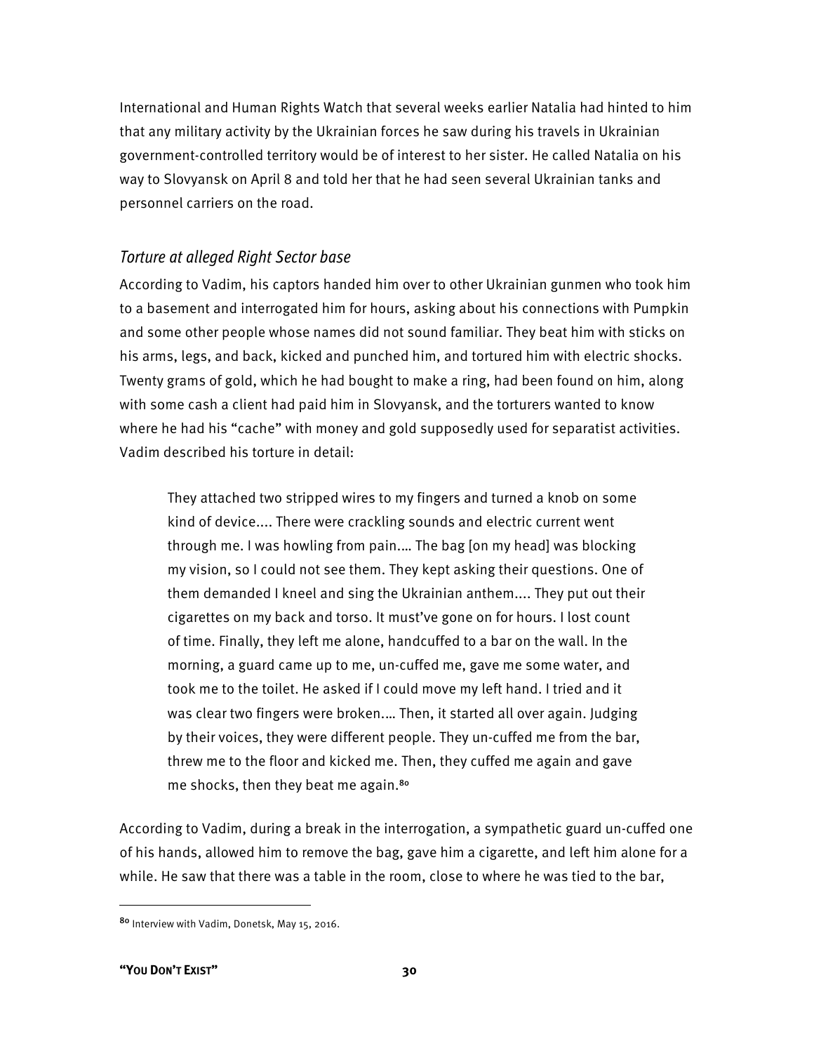International and Human Rights Watch that several weeks earlier Natalia had hinted to him that any military activity by the Ukrainian forces he saw during his travels in Ukrainian government-controlled territory would be of interest to her sister. He called Natalia on his way to Slovyansk on April 8 and told her that he had seen several Ukrainian tanks and personnel carriers on the road.

### *Torture at alleged Right Sector base*

According to Vadim, his captors handed him over to other Ukrainian gunmen who took him to a basement and interrogated him for hours, asking about his connections with Pumpkin and some other people whose names did not sound familiar. They beat him with sticks on his arms, legs, and back, kicked and punched him, and tortured him with electric shocks. Twenty grams of gold, which he had bought to make a ring, had been found on him, along with some cash a client had paid him in Slovyansk, and the torturers wanted to know where he had his "cache" with money and gold supposedly used for separatist activities. Vadim described his torture in detail:

> They attached two stripped wires to my fingers and turned a knob on some kind of device.... There were crackling sounds and electric current went through me. I was howling from pain.… The bag [on my head] was blocking my vision, so I could not see them. They kept asking their questions. One of them demanded I kneel and sing the Ukrainian anthem.... They put out their cigarettes on my back and torso. It must've gone on for hours. I lost count of time. Finally, they left me alone, handcuffed to a bar on the wall. In the morning, a guard came up to me, un-cuffed me, gave me some water, and took me to the toilet. He asked if I could move my left hand. I tried and it was clear two fingers were broken.… Then, it started all over again. Judging by their voices, they were different people. They un-cuffed me from the bar, threw me to the floor and kicked me. Then, they cuffed me again and gave me shocks, then they beat me again.[80]

According to Vadim, during a break in the interrogation, a sympathetic guard un-cuffed one of his hands, allowed him to remove the bag, gave him a cigarette, and left him alone for a while. He saw that there was a table in the room, close to where he was tied to the bar,

---

[80] Interview with Vadim, Donetsk, May 15, 2016.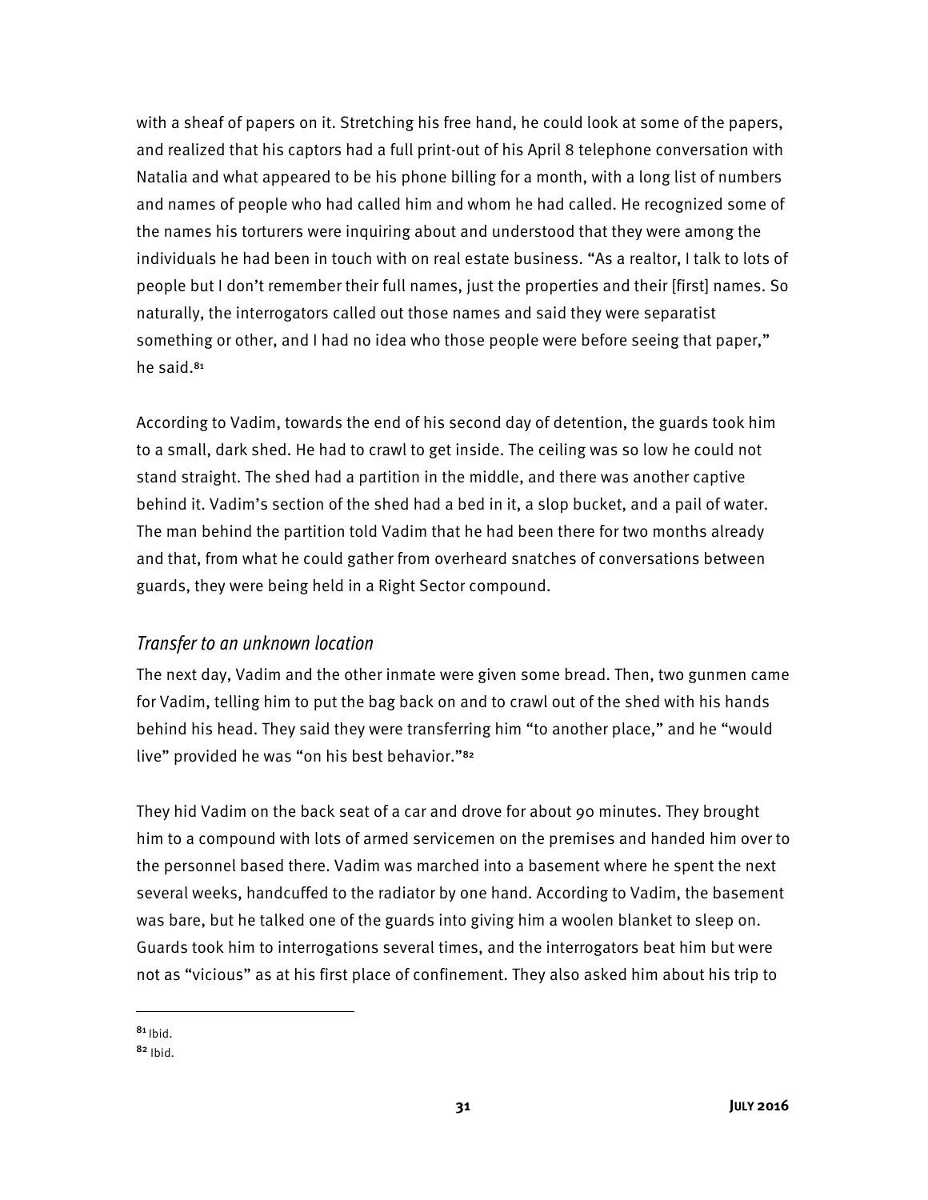with a sheaf of papers on it. Stretching his free hand, he could look at some of the papers, and realized that his captors had a full print-out of his April 8 telephone conversation with Natalia and what appeared to be his phone billing for a month, with a long list of numbers and names of people who had called him and whom he had called. He recognized some of the names his torturers were inquiring about and understood that they were among the individuals he had been in touch with on real estate business. "As a realtor, I talk to lots of people but I don't remember their full names, just the properties and their [first] names. So naturally, the interrogators called out those names and said they were separatist something or other, and I had no idea who those people were before seeing that paper," he said.[81]

According to Vadim, towards the end of his second day of detention, the guards took him to a small, dark shed. He had to crawl to get inside. The ceiling was so low he could not stand straight. The shed had a partition in the middle, and there was another captive behind it. Vadim's section of the shed had a bed in it, a slop bucket, and a pail of water. The man behind the partition told Vadim that he had been there for two months already and that, from what he could gather from overheard snatches of conversations between guards, they were being held in a Right Sector compound.

### *Transfer to an unknown location*

The next day, Vadim and the other inmate were given some bread. Then, two gunmen came for Vadim, telling him to put the bag back on and to crawl out of the shed with his hands behind his head. They said they were transferring him "to another place," and he "would live" provided he was "on his best behavior."[82]

They hid Vadim on the back seat of a car and drove for about 90 minutes. They brought him to a compound with lots of armed servicemen on the premises and handed him over to the personnel based there. Vadim was marched into a basement where he spent the next several weeks, handcuffed to the radiator by one hand. According to Vadim, the basement was bare, but he talked one of the guards into giving him a woolen blanket to sleep on. Guards took him to interrogations several times, and the interrogators beat him but were not as "vicious" as at his first place of confinement. They also asked him about his trip to

[81] Ibid.

[82] Ibid.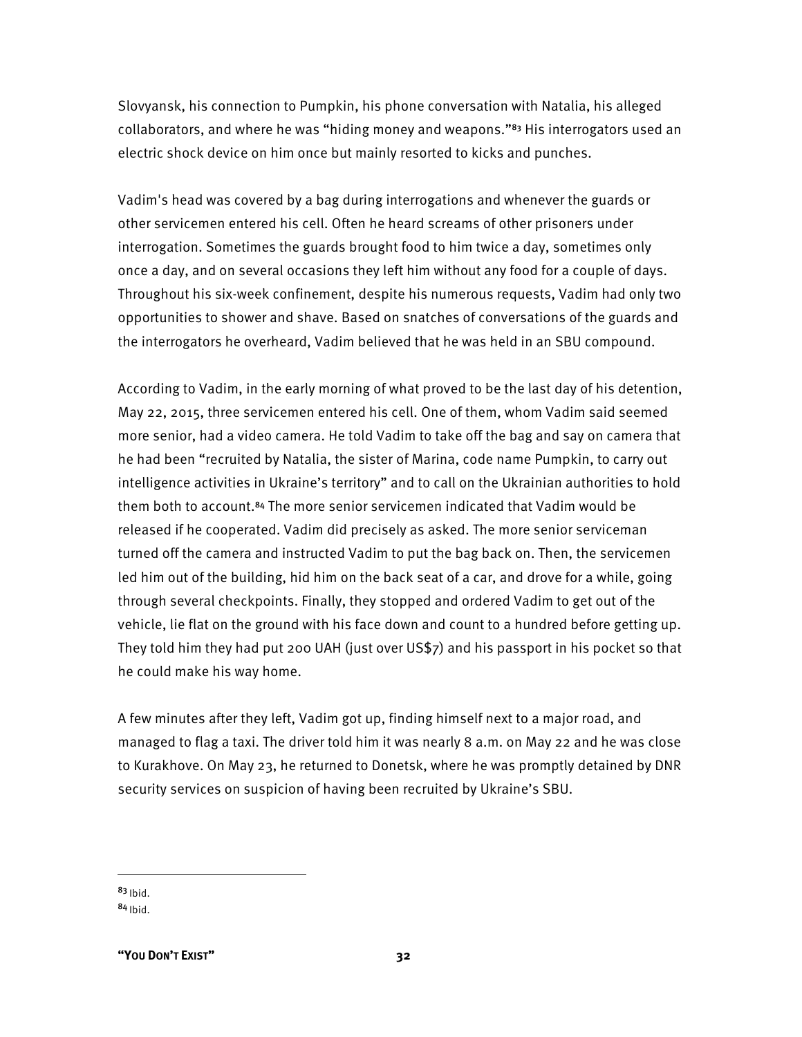Slovyansk, his connection to Pumpkin, his phone conversation with Natalia, his alleged collaborators, and where he was "hiding money and weapons."[83] His interrogators used an electric shock device on him once but mainly resorted to kicks and punches.

Vadim's head was covered by a bag during interrogations and whenever the guards or other servicemen entered his cell. Often he heard screams of other prisoners under interrogation. Sometimes the guards brought food to him twice a day, sometimes only once a day, and on several occasions they left him without any food for a couple of days. Throughout his six-week confinement, despite his numerous requests, Vadim had only two opportunities to shower and shave. Based on snatches of conversations of the guards and the interrogators he overheard, Vadim believed that he was held in an SBU compound.

According to Vadim, in the early morning of what proved to be the last day of his detention, May 22, 2015, three servicemen entered his cell. One of them, whom Vadim said seemed more senior, had a video camera. He told Vadim to take off the bag and say on camera that he had been "recruited by Natalia, the sister of Marina, code name Pumpkin, to carry out intelligence activities in Ukraine's territory" and to call on the Ukrainian authorities to hold them both to account.[84] The more senior servicemen indicated that Vadim would be released if he cooperated. Vadim did precisely as asked. The more senior serviceman turned off the camera and instructed Vadim to put the bag back on. Then, the servicemen led him out of the building, hid him on the back seat of a car, and drove for a while, going through several checkpoints. Finally, they stopped and ordered Vadim to get out of the vehicle, lie flat on the ground with his face down and count to a hundred before getting up. They told him they had put 200 UAH (just over US$7) and his passport in his pocket so that he could make his way home.

A few minutes after they left, Vadim got up, finding himself next to a major road, and managed to flag a taxi. The driver told him it was nearly 8 a.m. on May 22 and he was close to Kurakhove. On May 23, he returned to Donetsk, where he was promptly detained by DNR security services on suspicion of having been recruited by Ukraine's SBU.

---

[83] Ibid.

[84] Ibid.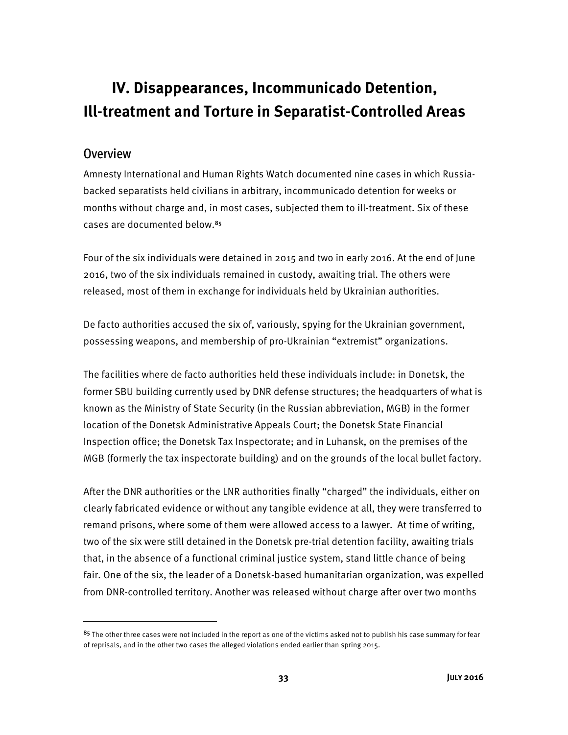# IV. Disappearances, Incommunicado Detention, Ill-treatment and Torture in Separatist-Controlled Areas

## Overview

Amnesty International and Human Rights Watch documented nine cases in which Russia-backed separatists held civilians in arbitrary, incommunicado detention for weeks or months without charge and, in most cases, subjected them to ill-treatment. Six of these cases are documented below.[85]

Four of the six individuals were detained in 2015 and two in early 2016. At the end of June 2016, two of the six individuals remained in custody, awaiting trial. The others were released, most of them in exchange for individuals held by Ukrainian authorities.

De facto authorities accused the six of, variously, spying for the Ukrainian government, possessing weapons, and membership of pro-Ukrainian "extremist" organizations.

The facilities where de facto authorities held these individuals include: in Donetsk, the former SBU building currently used by DNR defense structures; the headquarters of what is known as the Ministry of State Security (in the Russian abbreviation, MGB) in the former location of the Donetsk Administrative Appeals Court; the Donetsk State Financial Inspection office; the Donetsk Tax Inspectorate; and in Luhansk, on the premises of the MGB (formerly the tax inspectorate building) and on the grounds of the local bullet factory.

After the DNR authorities or the LNR authorities finally "charged" the individuals, either on clearly fabricated evidence or without any tangible evidence at all, they were transferred to remand prisons, where some of them were allowed access to a lawyer. At time of writing, two of the six were still detained in the Donetsk pre-trial detention facility, awaiting trials that, in the absence of a functional criminal justice system, stand little chance of being fair. One of the six, the leader of a Donetsk-based humanitarian organization, was expelled from DNR-controlled territory. Another was released without charge after over two months

[85] The other three cases were not included in the report as one of the victims asked not to publish his case summary for fear of reprisals, and in the other two cases the alleged violations ended earlier than spring 2015.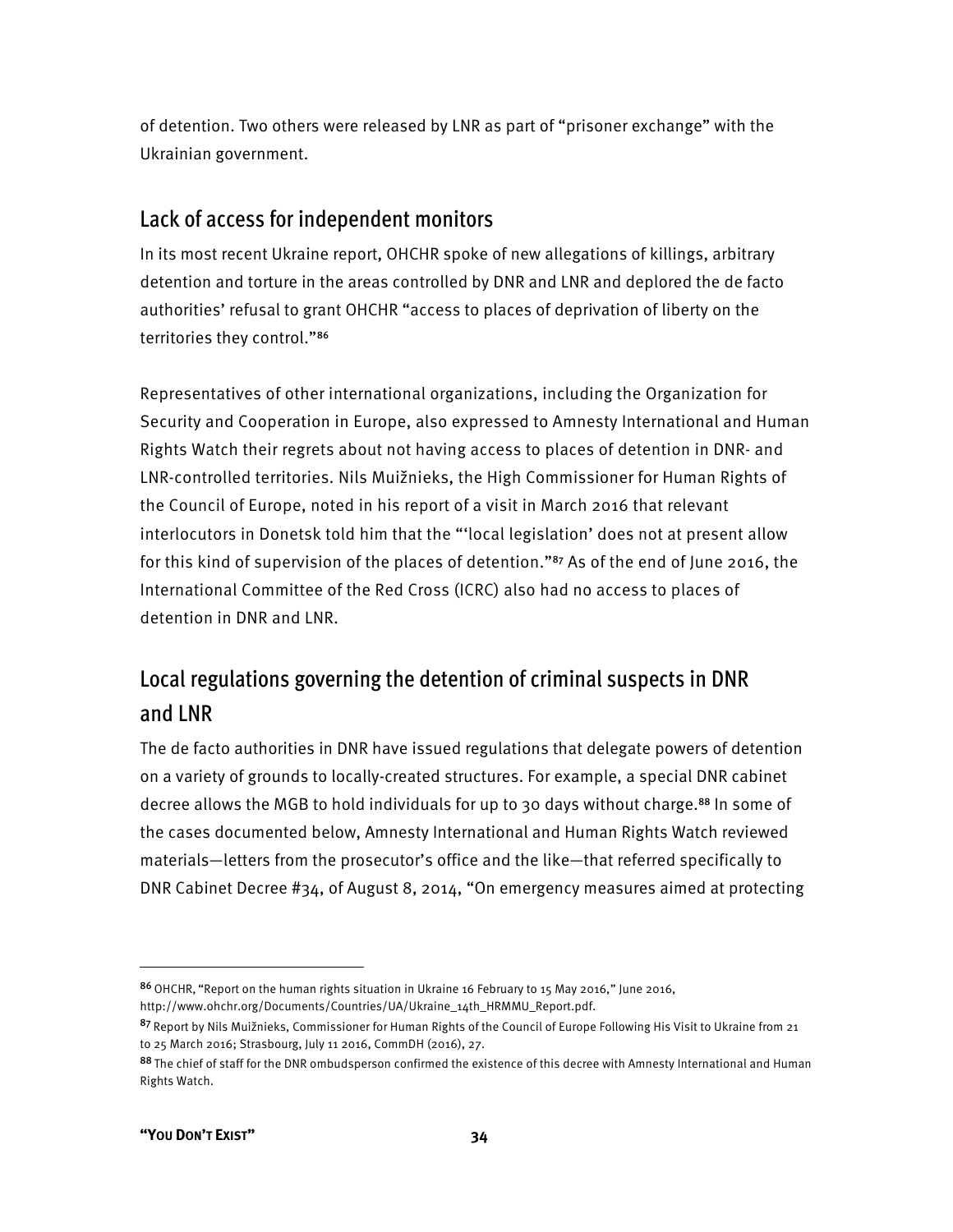of detention. Two others were released by LNR as part of "prisoner exchange" with the Ukrainian government.

## Lack of access for independent monitors

In its most recent Ukraine report, OHCHR spoke of new allegations of killings, arbitrary detention and torture in the areas controlled by DNR and LNR and deplored the de facto authorities' refusal to grant OHCHR "access to places of deprivation of liberty on the territories they control."[86]

Representatives of other international organizations, including the Organization for Security and Cooperation in Europe, also expressed to Amnesty International and Human Rights Watch their regrets about not having access to places of detention in DNR- and LNR-controlled territories. Nils Muižnieks, the High Commissioner for Human Rights of the Council of Europe, noted in his report of a visit in March 2016 that relevant interlocutors in Donetsk told him that the "'local legislation' does not at present allow for this kind of supervision of the places of detention."[87] As of the end of June 2016, the International Committee of the Red Cross (ICRC) also had no access to places of detention in DNR and LNR.

## Local regulations governing the detention of criminal suspects in DNR and LNR

The de facto authorities in DNR have issued regulations that delegate powers of detention on a variety of grounds to locally-created structures. For example, a special DNR cabinet decree allows the MGB to hold individuals for up to 30 days without charge.[88] In some of the cases documented below, Amnesty International and Human Rights Watch reviewed materials—letters from the prosecutor's office and the like—that referred specifically to DNR Cabinet Decree #34, of August 8, 2014, "On emergency measures aimed at protecting

---

[86] OHCHR, "Report on the human rights situation in Ukraine 16 February to 15 May 2016," June 2016, http://www.ohchr.org/Documents/Countries/UA/Ukraine_14th_HRMMU_Report.pdf.

[87] Report by Nils Muižnieks, Commissioner for Human Rights of the Council of Europe Following His Visit to Ukraine from 21 to 25 March 2016; Strasbourg, July 11 2016, CommDH (2016), 27.

[88] The chief of staff for the DNR ombudsperson confirmed the existence of this decree with Amnesty International and Human Rights Watch.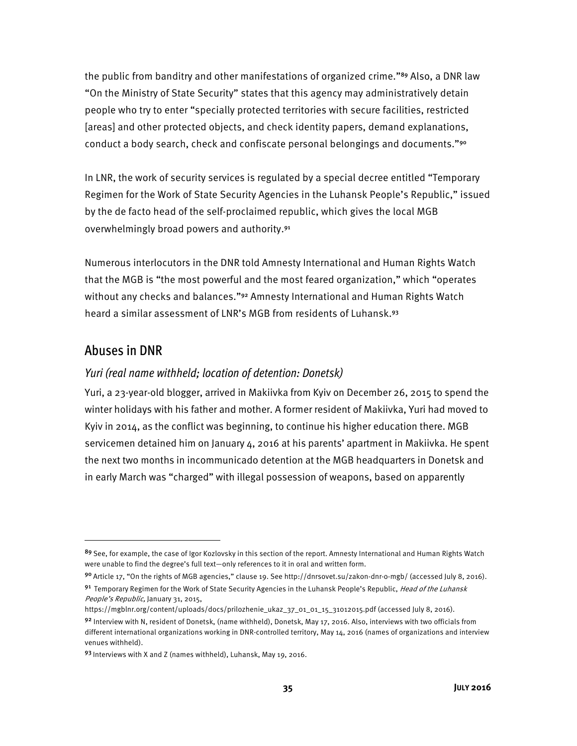the public from banditry and other manifestations of organized crime."[89] Also, a DNR law "On the Ministry of State Security" states that this agency may administratively detain people who try to enter "specially protected territories with secure facilities, restricted [areas] and other protected objects, and check identity papers, demand explanations, conduct a body search, check and confiscate personal belongings and documents."[90]

In LNR, the work of security services is regulated by a special decree entitled "Temporary Regimen for the Work of State Security Agencies in the Luhansk People's Republic," issued by the de facto head of the self-proclaimed republic, which gives the local MGB overwhelmingly broad powers and authority.[91]

Numerous interlocutors in the DNR told Amnesty International and Human Rights Watch that the MGB is "the most powerful and the most feared organization," which "operates without any checks and balances."[92] Amnesty International and Human Rights Watch heard a similar assessment of LNR's MGB from residents of Luhansk.[93]

## Abuses in DNR

### *Yuri (real name withheld; location of detention: Donetsk)*

Yuri, a 23-year-old blogger, arrived in Makiivka from Kyiv on December 26, 2015 to spend the winter holidays with his father and mother. A former resident of Makiivka, Yuri had moved to Kyiv in 2014, as the conflict was beginning, to continue his higher education there. MGB servicemen detained him on January 4, 2016 at his parents' apartment in Makiivka. He spent the next two months in incommunicado detention at the MGB headquarters in Donetsk and in early March was "charged" with illegal possession of weapons, based on apparently

---

[89] See, for example, the case of Igor Kozlovsky in this section of the report. Amnesty International and Human Rights Watch were unable to find the degree's full text—only references to it in oral and written form.

[90] Article 17, "On the rights of MGB agencies," clause 19. See http://dnrsovet.su/zakon-dnr-o-mgb/ (accessed July 8, 2016).

[91] Temporary Regimen for the Work of State Security Agencies in the Luhansk People's Republic, *Head of the Luhansk People's Republic,* January 31, 2015, https://mgblnr.org/content/uploads/docs/prilozhenie_ukaz_37_01_01_15_31012015.pdf (accessed July 8, 2016).

[92] Interview with N, resident of Donetsk, (name withheld), Donetsk, May 17, 2016. Also, interviews with two officials from different international organizations working in DNR-controlled territory, May 14, 2016 (names of organizations and interview venues withheld).

[93] Interviews with X and Z (names withheld), Luhansk, May 19, 2016.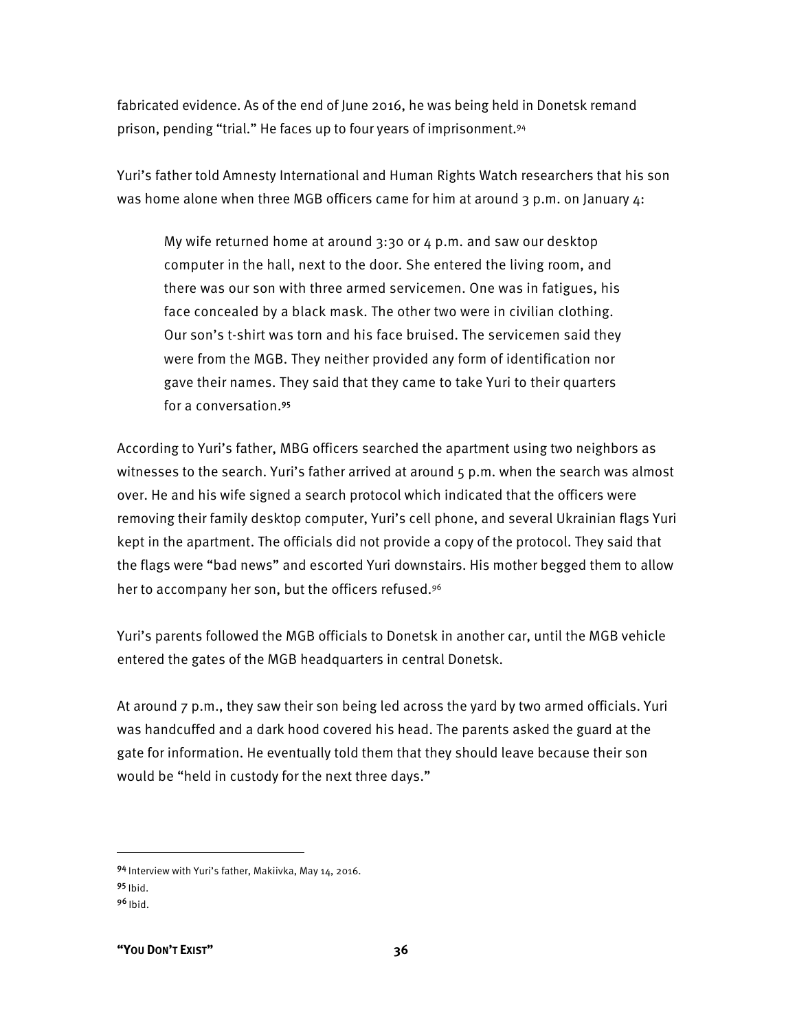fabricated evidence. As of the end of June 2016, he was being held in Donetsk remand prison, pending "trial." He faces up to four years of imprisonment.[94]

Yuri's father told Amnesty International and Human Rights Watch researchers that his son was home alone when three MGB officers came for him at around 3 p.m. on January 4:

> My wife returned home at around 3:30 or 4 p.m. and saw our desktop computer in the hall, next to the door. She entered the living room, and there was our son with three armed servicemen. One was in fatigues, his face concealed by a black mask. The other two were in civilian clothing. Our son's t-shirt was torn and his face bruised. The servicemen said they were from the MGB. They neither provided any form of identification nor gave their names. They said that they came to take Yuri to their quarters for a conversation.[95]

According to Yuri's father, MBG officers searched the apartment using two neighbors as witnesses to the search. Yuri's father arrived at around 5 p.m. when the search was almost over. He and his wife signed a search protocol which indicated that the officers were removing their family desktop computer, Yuri's cell phone, and several Ukrainian flags Yuri kept in the apartment. The officials did not provide a copy of the protocol. They said that the flags were "bad news" and escorted Yuri downstairs. His mother begged them to allow her to accompany her son, but the officers refused.[96]

Yuri's parents followed the MGB officials to Donetsk in another car, until the MGB vehicle entered the gates of the MGB headquarters in central Donetsk.

At around 7 p.m., they saw their son being led across the yard by two armed officials. Yuri was handcuffed and a dark hood covered his head. The parents asked the guard at the gate for information. He eventually told them that they should leave because their son would be "held in custody for the next three days."

---

[94] Interview with Yuri's father, Makiivka, May 14, 2016.

[95] Ibid.

[96] Ibid.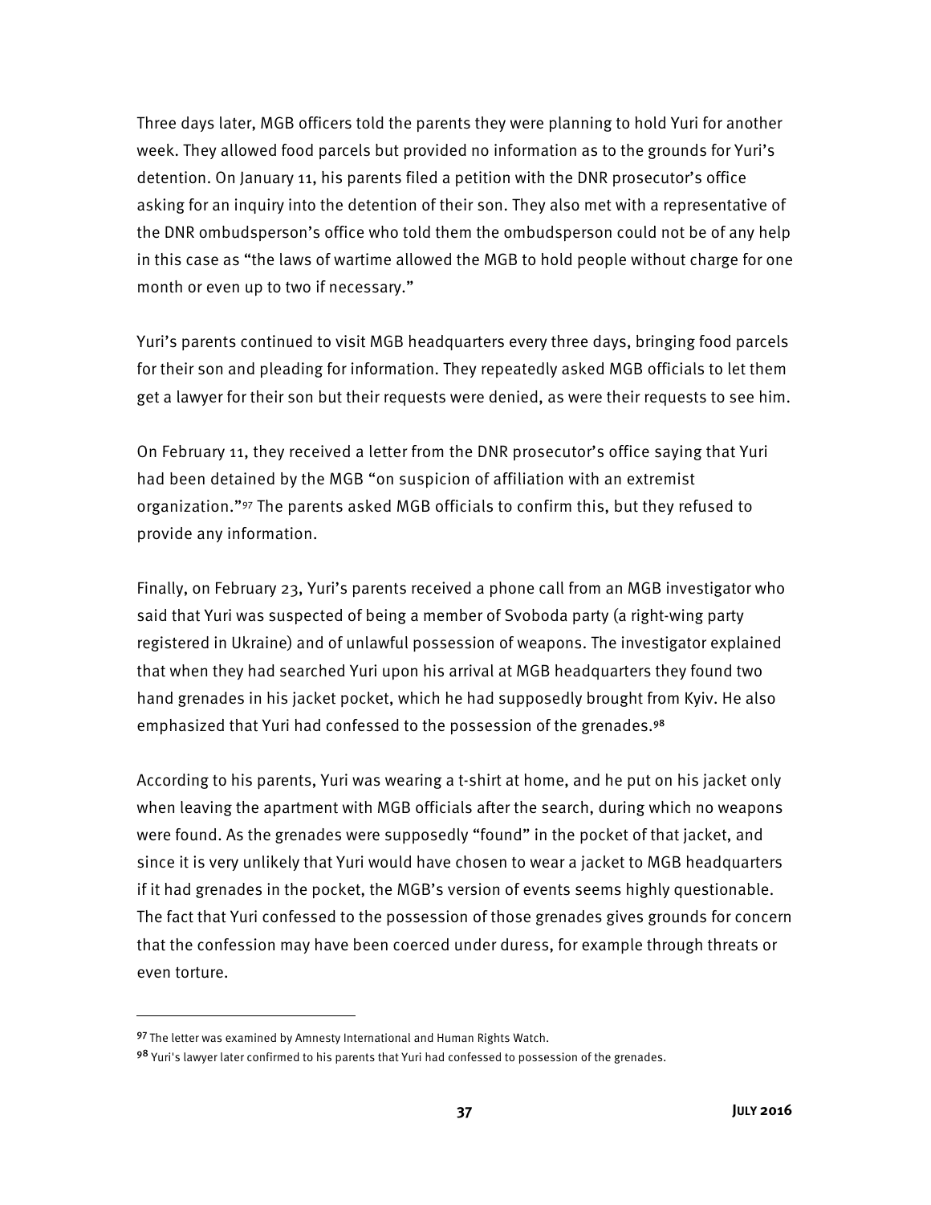Three days later, MGB officers told the parents they were planning to hold Yuri for another week. They allowed food parcels but provided no information as to the grounds for Yuri's detention. On January 11, his parents filed a petition with the DNR prosecutor's office asking for an inquiry into the detention of their son. They also met with a representative of the DNR ombudsperson's office who told them the ombudsperson could not be of any help in this case as "the laws of wartime allowed the MGB to hold people without charge for one month or even up to two if necessary."

Yuri's parents continued to visit MGB headquarters every three days, bringing food parcels for their son and pleading for information. They repeatedly asked MGB officials to let them get a lawyer for their son but their requests were denied, as were their requests to see him.

On February 11, they received a letter from the DNR prosecutor's office saying that Yuri had been detained by the MGB "on suspicion of affiliation with an extremist organization."[97] The parents asked MGB officials to confirm this, but they refused to provide any information.

Finally, on February 23, Yuri's parents received a phone call from an MGB investigator who said that Yuri was suspected of being a member of Svoboda party (a right-wing party registered in Ukraine) and of unlawful possession of weapons. The investigator explained that when they had searched Yuri upon his arrival at MGB headquarters they found two hand grenades in his jacket pocket, which he had supposedly brought from Kyiv. He also emphasized that Yuri had confessed to the possession of the grenades.[98]

According to his parents, Yuri was wearing a t-shirt at home, and he put on his jacket only when leaving the apartment with MGB officials after the search, during which no weapons were found. As the grenades were supposedly "found" in the pocket of that jacket, and since it is very unlikely that Yuri would have chosen to wear a jacket to MGB headquarters if it had grenades in the pocket, the MGB's version of events seems highly questionable. The fact that Yuri confessed to the possession of those grenades gives grounds for concern that the confession may have been coerced under duress, for example through threats or even torture.

---

[97] The letter was examined by Amnesty International and Human Rights Watch.

[98] Yuri's lawyer later confirmed to his parents that Yuri had confessed to possession of the grenades.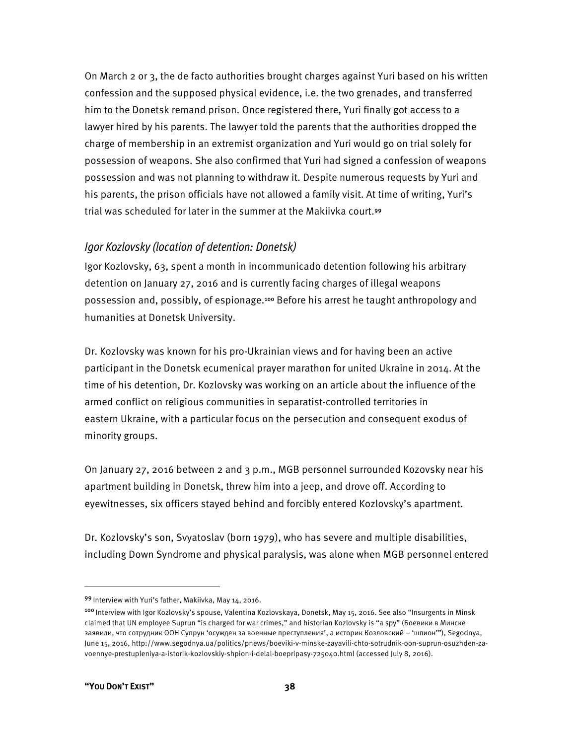On March 2 or 3, the de facto authorities brought charges against Yuri based on his written confession and the supposed physical evidence, i.e. the two grenades, and transferred him to the Donetsk remand prison. Once registered there, Yuri finally got access to a lawyer hired by his parents. The lawyer told the parents that the authorities dropped the charge of membership in an extremist organization and Yuri would go on trial solely for possession of weapons. She also confirmed that Yuri had signed a confession of weapons possession and was not planning to withdraw it. Despite numerous requests by Yuri and his parents, the prison officials have not allowed a family visit. At time of writing, Yuri's trial was scheduled for later in the summer at the Makiivka court.[99]

### *Igor Kozlovsky (location of detention: Donetsk)*

Igor Kozlovsky, 63, spent a month in incommunicado detention following his arbitrary detention on January 27, 2016 and is currently facing charges of illegal weapons possession and, possibly, of espionage.[100] Before his arrest he taught anthropology and humanities at Donetsk University.

Dr. Kozlovsky was known for his pro-Ukrainian views and for having been an active participant in the Donetsk ecumenical prayer marathon for united Ukraine in 2014. At the time of his detention, Dr. Kozlovsky was working on an article about the influence of the armed conflict on religious communities in separatist-controlled territories in eastern Ukraine, with a particular focus on the persecution and consequent exodus of minority groups.

On January 27, 2016 between 2 and 3 p.m., MGB personnel surrounded Kozovsky near his apartment building in Donetsk, threw him into a jeep, and drove off. According to eyewitnesses, six officers stayed behind and forcibly entered Kozlovsky's apartment.

Dr. Kozlovsky's son, Svyatoslav (born 1979), who has severe and multiple disabilities, including Down Syndrome and physical paralysis, was alone when MGB personnel entered

---

[99] Interview with Yuri's father, Makiivka, May 14, 2016.

[100] Interview with Igor Kozlovsky's spouse, Valentina Kozlovskaya, Donetsk, May 15, 2016. See also "Insurgents in Minsk claimed that UN employee Suprun "is charged for war crimes," and historian Kozlovsky is "a spy" (Боевики в Минске заявили, что сотрудник ООН Супрун 'осужден за военные преступления', а историк Козловский – 'шпион'"), Segodnya, June 15, 2016, http://www.segodnya.ua/politics/pnews/boeviki-v-minske-zayavili-chto-sotrudnik-oon-suprun-osuzhden-za-voennye-prestupleniya-a-istorik-kozlovskiy-shpion-i-delal-boepripasy-725040.html (accessed July 8, 2016).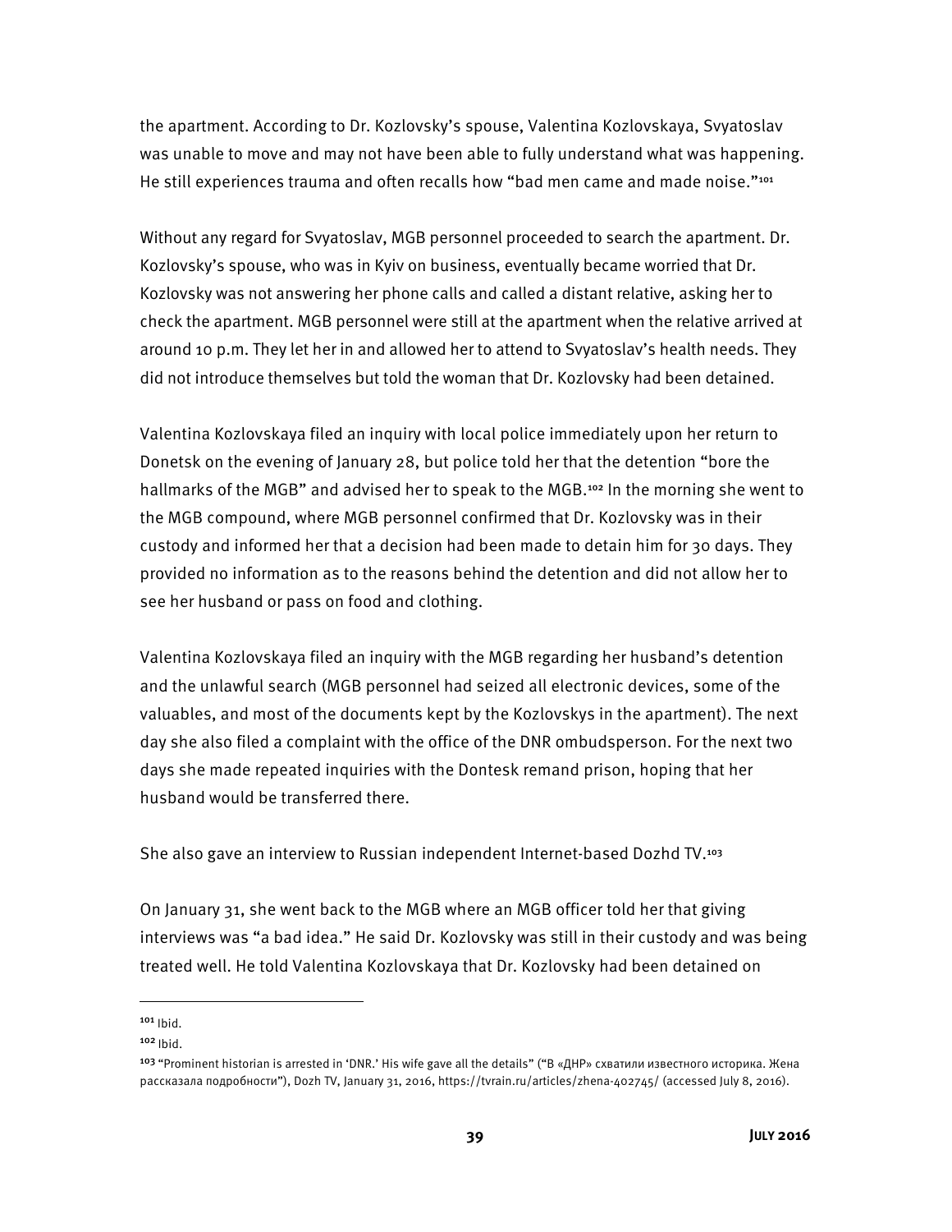the apartment. According to Dr. Kozlovsky's spouse, Valentina Kozlovskaya, Svyatoslav was unable to move and may not have been able to fully understand what was happening. He still experiences trauma and often recalls how "bad men came and made noise."[101]

Without any regard for Svyatoslav, MGB personnel proceeded to search the apartment. Dr. Kozlovsky's spouse, who was in Kyiv on business, eventually became worried that Dr. Kozlovsky was not answering her phone calls and called a distant relative, asking her to check the apartment. MGB personnel were still at the apartment when the relative arrived at around 10 p.m. They let her in and allowed her to attend to Svyatoslav's health needs. They did not introduce themselves but told the woman that Dr. Kozlovsky had been detained.

Valentina Kozlovskaya filed an inquiry with local police immediately upon her return to Donetsk on the evening of January 28, but police told her that the detention "bore the hallmarks of the MGB" and advised her to speak to the MGB.[102] In the morning she went to the MGB compound, where MGB personnel confirmed that Dr. Kozlovsky was in their custody and informed her that a decision had been made to detain him for 30 days. They provided no information as to the reasons behind the detention and did not allow her to see her husband or pass on food and clothing.

Valentina Kozlovskaya filed an inquiry with the MGB regarding her husband's detention and the unlawful search (MGB personnel had seized all electronic devices, some of the valuables, and most of the documents kept by the Kozlovskys in the apartment). The next day she also filed a complaint with the office of the DNR ombudsperson. For the next two days she made repeated inquiries with the Dontesk remand prison, hoping that her husband would be transferred there.

She also gave an interview to Russian independent Internet-based Dozhd TV.[103]

On January 31, she went back to the MGB where an MGB officer told her that giving interviews was "a bad idea." He said Dr. Kozlovsky was still in their custody and was being treated well. He told Valentina Kozlovskaya that Dr. Kozlovsky had been detained on

---

[101] Ibid.

[102] Ibid.

[103] "Prominent historian is arrested in 'DNR.' His wife gave all the details" ("В «ДНР» схватили известного историка. Жена рассказала подробности"), Dozh TV, January 31, 2016, https://tvrain.ru/articles/zhena-402745/ (accessed July 8, 2016).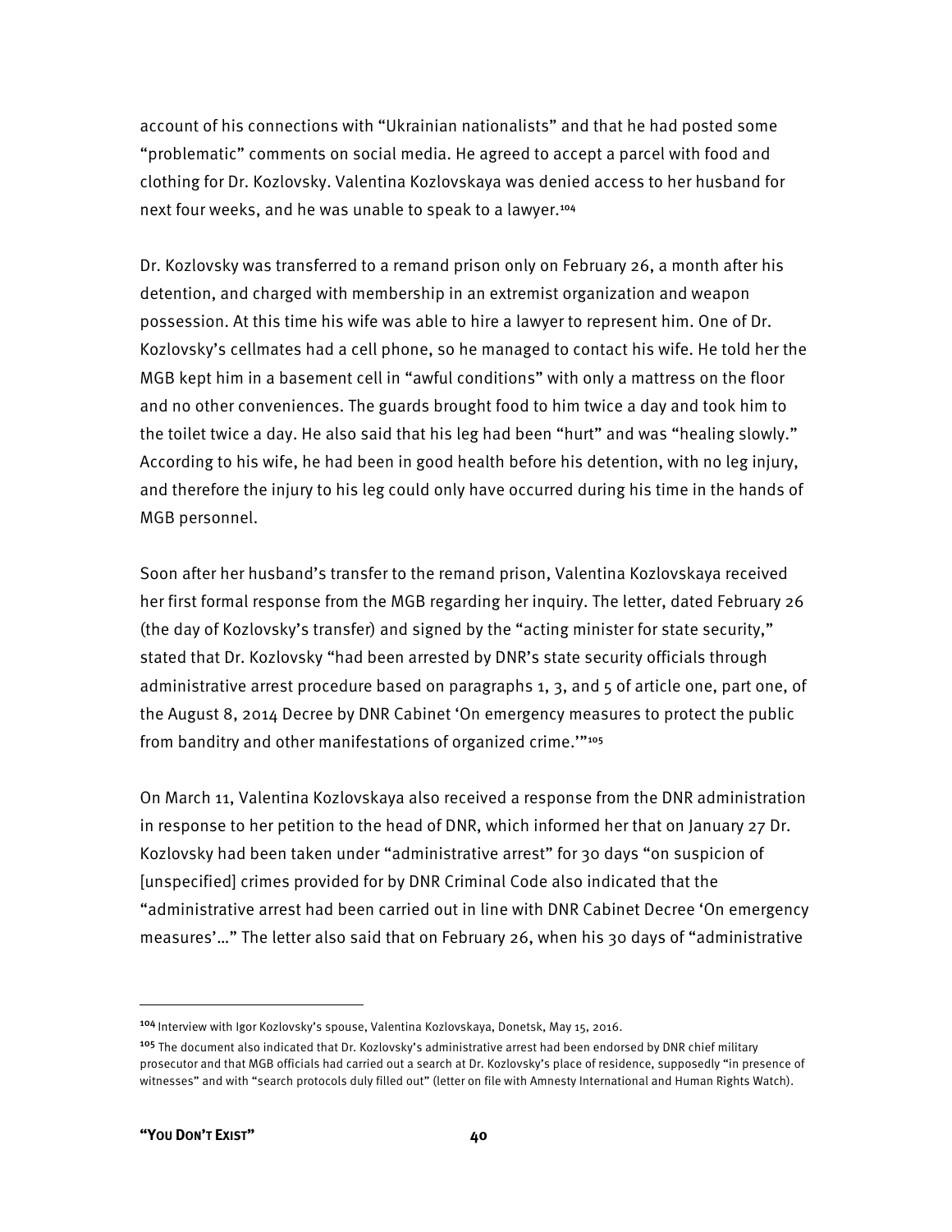account of his connections with "Ukrainian nationalists" and that he had posted some "problematic" comments on social media. He agreed to accept a parcel with food and clothing for Dr. Kozlovsky. Valentina Kozlovskaya was denied access to her husband for next four weeks, and he was unable to speak to a lawyer.[104]

Dr. Kozlovsky was transferred to a remand prison only on February 26, a month after his detention, and charged with membership in an extremist organization and weapon possession. At this time his wife was able to hire a lawyer to represent him. One of Dr. Kozlovsky's cellmates had a cell phone, so he managed to contact his wife. He told her the MGB kept him in a basement cell in "awful conditions" with only a mattress on the floor and no other conveniences. The guards brought food to him twice a day and took him to the toilet twice a day. He also said that his leg had been "hurt" and was "healing slowly." According to his wife, he had been in good health before his detention, with no leg injury, and therefore the injury to his leg could only have occurred during his time in the hands of MGB personnel.

Soon after her husband's transfer to the remand prison, Valentina Kozlovskaya received her first formal response from the MGB regarding her inquiry. The letter, dated February 26 (the day of Kozlovsky's transfer) and signed by the "acting minister for state security," stated that Dr. Kozlovsky "had been arrested by DNR's state security officials through administrative arrest procedure based on paragraphs 1, 3, and 5 of article one, part one, of the August 8, 2014 Decree by DNR Cabinet 'On emergency measures to protect the public from banditry and other manifestations of organized crime.'"[105]

On March 11, Valentina Kozlovskaya also received a response from the DNR administration in response to her petition to the head of DNR, which informed her that on January 27 Dr. Kozlovsky had been taken under "administrative arrest" for 30 days "on suspicion of [unspecified] crimes provided for by DNR Criminal Code also indicated that the "administrative arrest had been carried out in line with DNR Cabinet Decree 'On emergency measures'…" The letter also said that on February 26, when his 30 days of "administrative

---

[104] Interview with Igor Kozlovsky's spouse, Valentina Kozlovskaya, Donetsk, May 15, 2016.

[105] The document also indicated that Dr. Kozlovsky's administrative arrest had been endorsed by DNR chief military prosecutor and that MGB officials had carried out a search at Dr. Kozlovsky's place of residence, supposedly "in presence of witnesses" and with "search protocols duly filled out" (letter on file with Amnesty International and Human Rights Watch).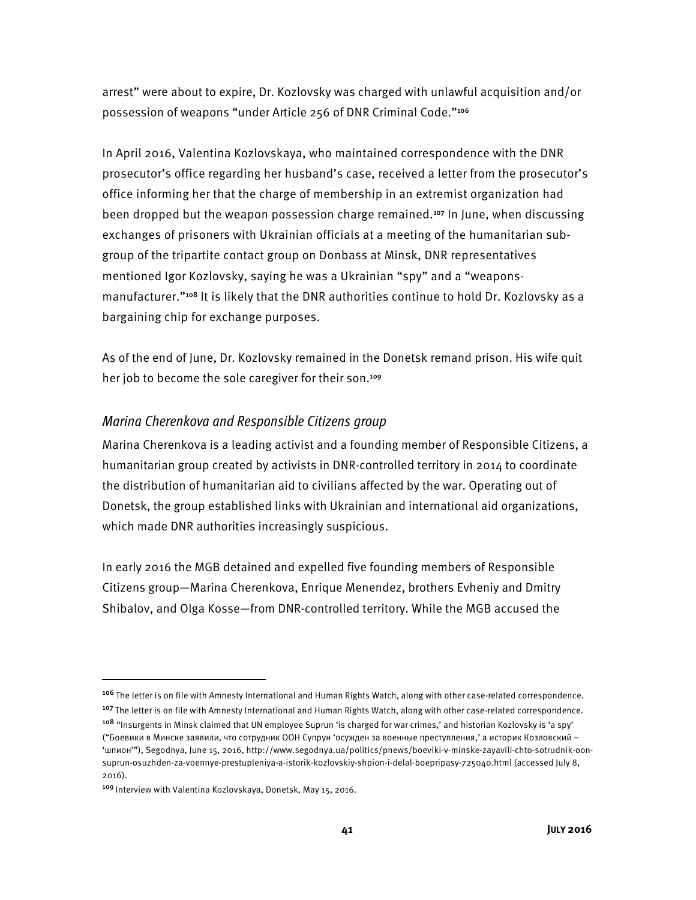arrest" were about to expire, Dr. Kozlovsky was charged with unlawful acquisition and/or possession of weapons "under Article 256 of DNR Criminal Code."[106]

In April 2016, Valentina Kozlovskaya, who maintained correspondence with the DNR prosecutor's office regarding her husband's case, received a letter from the prosecutor's office informing her that the charge of membership in an extremist organization had been dropped but the weapon possession charge remained.[107] In June, when discussing exchanges of prisoners with Ukrainian officials at a meeting of the humanitarian sub-group of the tripartite contact group on Donbass at Minsk, DNR representatives mentioned Igor Kozlovsky, saying he was a Ukrainian "spy" and a "weapons-manufacturer."[108] It is likely that the DNR authorities continue to hold Dr. Kozlovsky as a bargaining chip for exchange purposes.

As of the end of June, Dr. Kozlovsky remained in the Donetsk remand prison. His wife quit her job to become the sole caregiver for their son.[109]

### *Marina Cherenkova and Responsible Citizens group*

Marina Cherenkova is a leading activist and a founding member of Responsible Citizens, a humanitarian group created by activists in DNR-controlled territory in 2014 to coordinate the distribution of humanitarian aid to civilians affected by the war. Operating out of Donetsk, the group established links with Ukrainian and international aid organizations, which made DNR authorities increasingly suspicious.

In early 2016 the MGB detained and expelled five founding members of Responsible Citizens group—Marina Cherenkova, Enrique Menendez, brothers Evheniy and Dmitry Shibalov, and Olga Kosse—from DNR-controlled territory. While the MGB accused the

---

[106] The letter is on file with Amnesty International and Human Rights Watch, along with other case-related correspondence.

[107] The letter is on file with Amnesty International and Human Rights Watch, along with other case-related correspondence.

[108] "Insurgents in Minsk claimed that UN employee Suprun 'is charged for war crimes,' and historian Kozlovsky is 'a spy' ("Боевики в Минске заявили, что сотрудник ООН Супрун 'осужден за военные преступления,' а историк Козловский – 'шпион'"), Segodnya, June 15, 2016, http://www.segodnya.ua/politics/pnews/boeviki-v-minske-zayavili-chto-sotrudnik-oon-suprun-osuzhden-za-voennye-prestupleniya-a-istorik-kozlovskiy-shpion-i-delal-boepripasy-725040.html (accessed July 8, 2016).

[109] Interview with Valentina Kozlovskaya, Donetsk, May 15, 2016.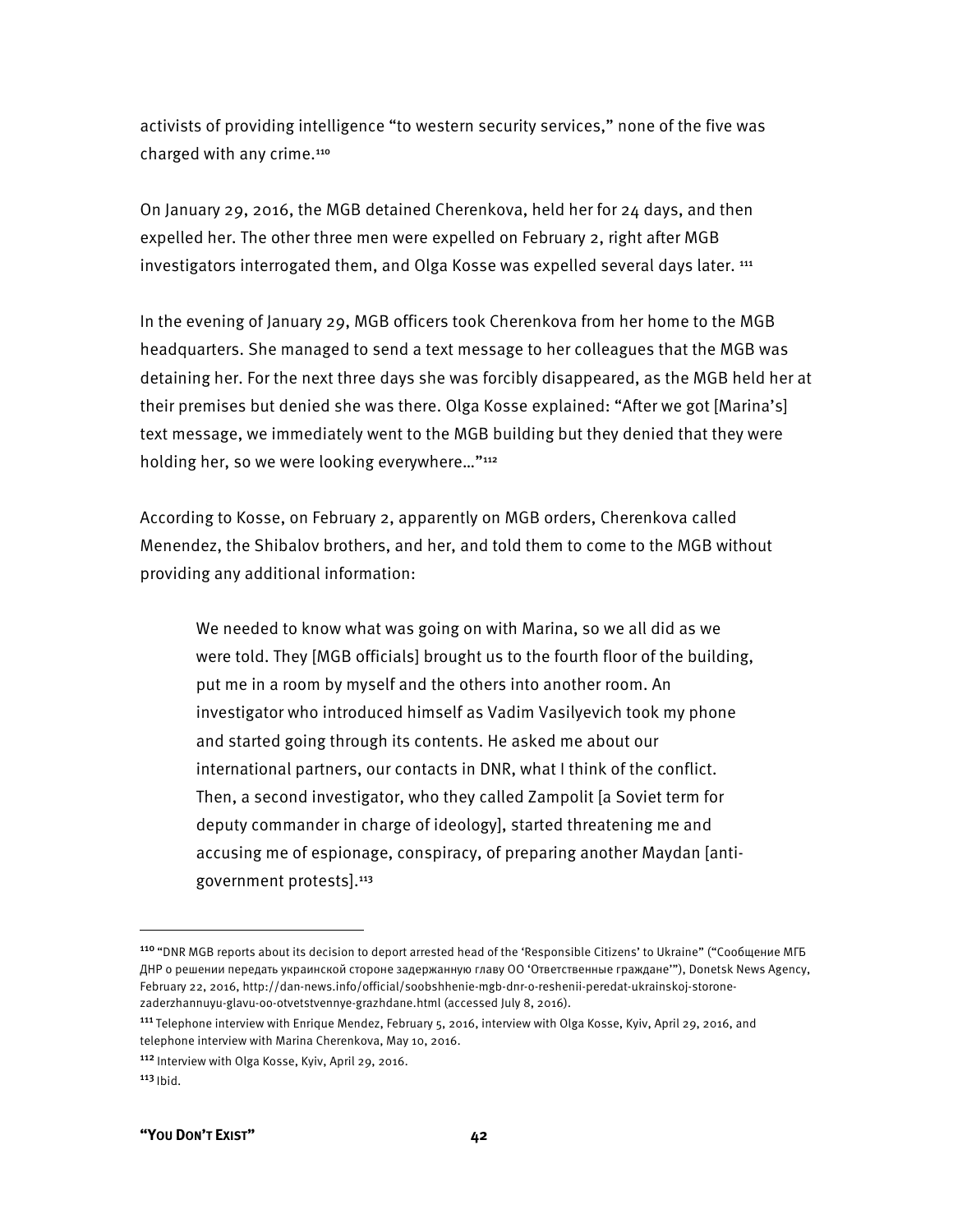activists of providing intelligence "to western security services," none of the five was charged with any crime.[110]

On January 29, 2016, the MGB detained Cherenkova, held her for 24 days, and then expelled her. The other three men were expelled on February 2, right after MGB investigators interrogated them, and Olga Kosse was expelled several days later. [111]

In the evening of January 29, MGB officers took Cherenkova from her home to the MGB headquarters. She managed to send a text message to her colleagues that the MGB was detaining her. For the next three days she was forcibly disappeared, as the MGB held her at their premises but denied she was there. Olga Kosse explained: "After we got [Marina's] text message, we immediately went to the MGB building but they denied that they were holding her, so we were looking everywhere…"[112]

According to Kosse, on February 2, apparently on MGB orders, Cherenkova called Menendez, the Shibalov brothers, and her, and told them to come to the MGB without providing any additional information:

> We needed to know what was going on with Marina, so we all did as we were told. They [MGB officials] brought us to the fourth floor of the building, put me in a room by myself and the others into another room. An investigator who introduced himself as Vadim Vasilyevich took my phone and started going through its contents. He asked me about our international partners, our contacts in DNR, what I think of the conflict. Then, a second investigator, who they called Zampolit [a Soviet term for deputy commander in charge of ideology], started threatening me and accusing me of espionage, conspiracy, of preparing another Maydan [anti-government protests].[113]

---

[110] "DNR MGB reports about its decision to deport arrested head of the 'Responsible Citizens' to Ukraine" ("Сообщение МГБ ДНР о решении передать украинской стороне задержанную главу ОО 'Ответственные граждане'"), Donetsk News Agency, February 22, 2016, http://dan-news.info/official/soobshhenie-mgb-dnr-o-reshenii-peredat-ukrainskoj-storone-zaderzhannuyu-glavu-oo-otvetstvennye-grazhdane.html (accessed July 8, 2016).

[111] Telephone interview with Enrique Mendez, February 5, 2016, interview with Olga Kosse, Kyiv, April 29, 2016, and telephone interview with Marina Cherenkova, May 10, 2016.

[112] Interview with Olga Kosse, Kyiv, April 29, 2016.

[113] Ibid.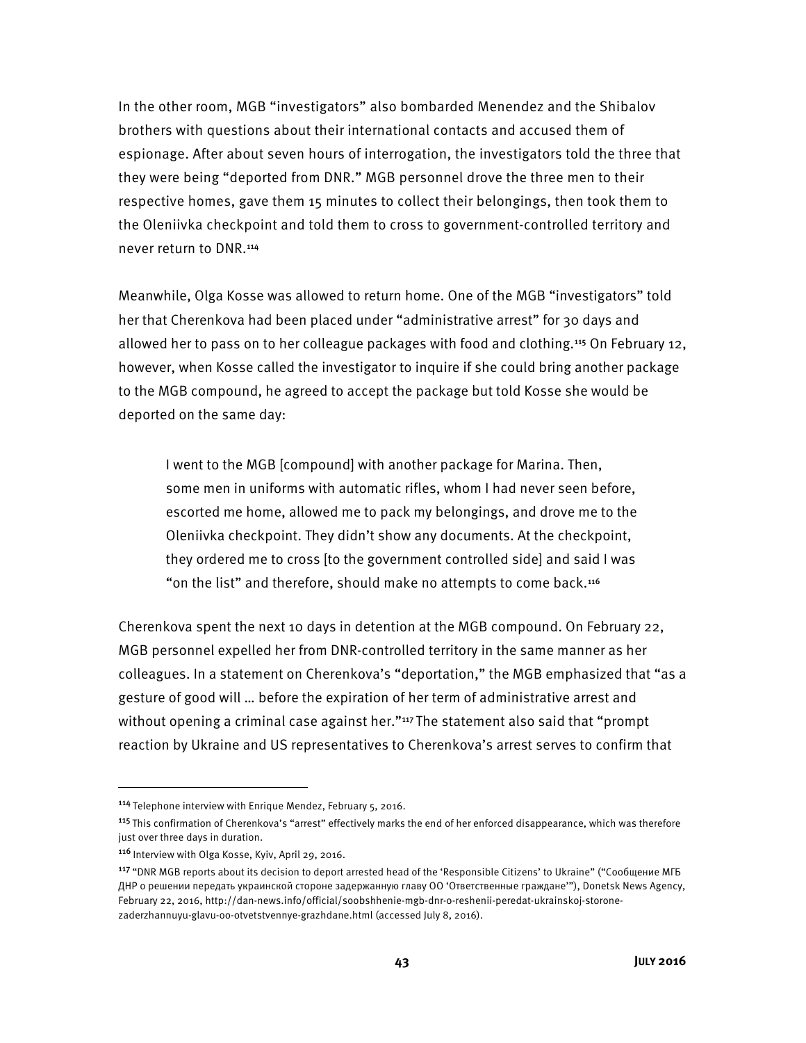In the other room, MGB "investigators" also bombarded Menendez and the Shibalov brothers with questions about their international contacts and accused them of espionage. After about seven hours of interrogation, the investigators told the three that they were being "deported from DNR." MGB personnel drove the three men to their respective homes, gave them 15 minutes to collect their belongings, then took them to the Oleniivka checkpoint and told them to cross to government-controlled territory and never return to DNR.[114]

Meanwhile, Olga Kosse was allowed to return home. One of the MGB "investigators" told her that Cherenkova had been placed under "administrative arrest" for 30 days and allowed her to pass on to her colleague packages with food and clothing.[115] On February 12, however, when Kosse called the investigator to inquire if she could bring another package to the MGB compound, he agreed to accept the package but told Kosse she would be deported on the same day:

> I went to the MGB [compound] with another package for Marina. Then, some men in uniforms with automatic rifles, whom I had never seen before, escorted me home, allowed me to pack my belongings, and drove me to the Oleniivka checkpoint. They didn't show any documents. At the checkpoint, they ordered me to cross [to the government controlled side] and said I was "on the list" and therefore, should make no attempts to come back.[116]

Cherenkova spent the next 10 days in detention at the MGB compound. On February 22, MGB personnel expelled her from DNR-controlled territory in the same manner as her colleagues. In a statement on Cherenkova's "deportation," the MGB emphasized that "as a gesture of good will … before the expiration of her term of administrative arrest and without opening a criminal case against her."[117] The statement also said that "prompt reaction by Ukraine and US representatives to Cherenkova's arrest serves to confirm that

---

[114] Telephone interview with Enrique Mendez, February 5, 2016.

[115] This confirmation of Cherenkova's "arrest" effectively marks the end of her enforced disappearance, which was therefore just over three days in duration.

[116] Interview with Olga Kosse, Kyiv, April 29, 2016.

[117] "DNR MGB reports about its decision to deport arrested head of the 'Responsible Citizens' to Ukraine" ("Сообщение МГБ ДНР о решении передать украинской стороне задержанную главу ОО 'Ответственные граждане'"), Donetsk News Agency, February 22, 2016, http://dan-news.info/official/soobshhenie-mgb-dnr-o-reshenii-peredat-ukrainskoj-storone-zaderzhannuyu-glavu-oo-otvetstvennye-grazhdane.html (accessed July 8, 2016).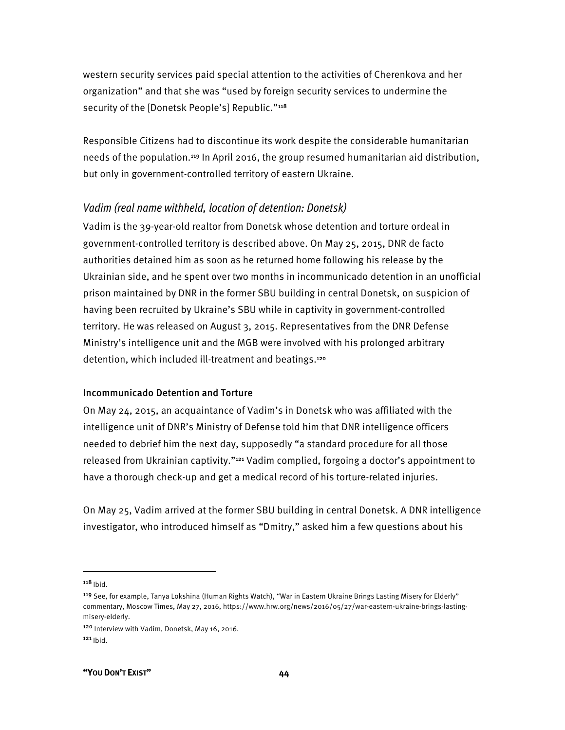western security services paid special attention to the activities of Cherenkova and her organization" and that she was "used by foreign security services to undermine the security of the [Donetsk People's] Republic."[118]

Responsible Citizens had to discontinue its work despite the considerable humanitarian needs of the population.[119] In April 2016, the group resumed humanitarian aid distribution, but only in government-controlled territory of eastern Ukraine.

### *Vadim (real name withheld, location of detention: Donetsk)*

Vadim is the 39-year-old realtor from Donetsk whose detention and torture ordeal in government-controlled territory is described above. On May 25, 2015, DNR de facto authorities detained him as soon as he returned home following his release by the Ukrainian side, and he spent over two months in incommunicado detention in an unofficial prison maintained by DNR in the former SBU building in central Donetsk, on suspicion of having been recruited by Ukraine's SBU while in captivity in government-controlled territory. He was released on August 3, 2015. Representatives from the DNR Defense Ministry's intelligence unit and the MGB were involved with his prolonged arbitrary detention, which included ill-treatment and beatings.[120]

#### Incommunicado Detention and Torture

On May 24, 2015, an acquaintance of Vadim's in Donetsk who was affiliated with the intelligence unit of DNR's Ministry of Defense told him that DNR intelligence officers needed to debrief him the next day, supposedly "a standard procedure for all those released from Ukrainian captivity."[121] Vadim complied, forgoing a doctor's appointment to have a thorough check-up and get a medical record of his torture-related injuries.

On May 25, Vadim arrived at the former SBU building in central Donetsk. A DNR intelligence investigator, who introduced himself as "Dmitry," asked him a few questions about his

---

[118] Ibid.

[119] See, for example, Tanya Lokshina (Human Rights Watch), "War in Eastern Ukraine Brings Lasting Misery for Elderly" commentary, Moscow Times, May 27, 2016, https://www.hrw.org/news/2016/05/27/war-eastern-ukraine-brings-lasting-misery-elderly.

[120] Interview with Vadim, Donetsk, May 16, 2016.

[121] Ibid.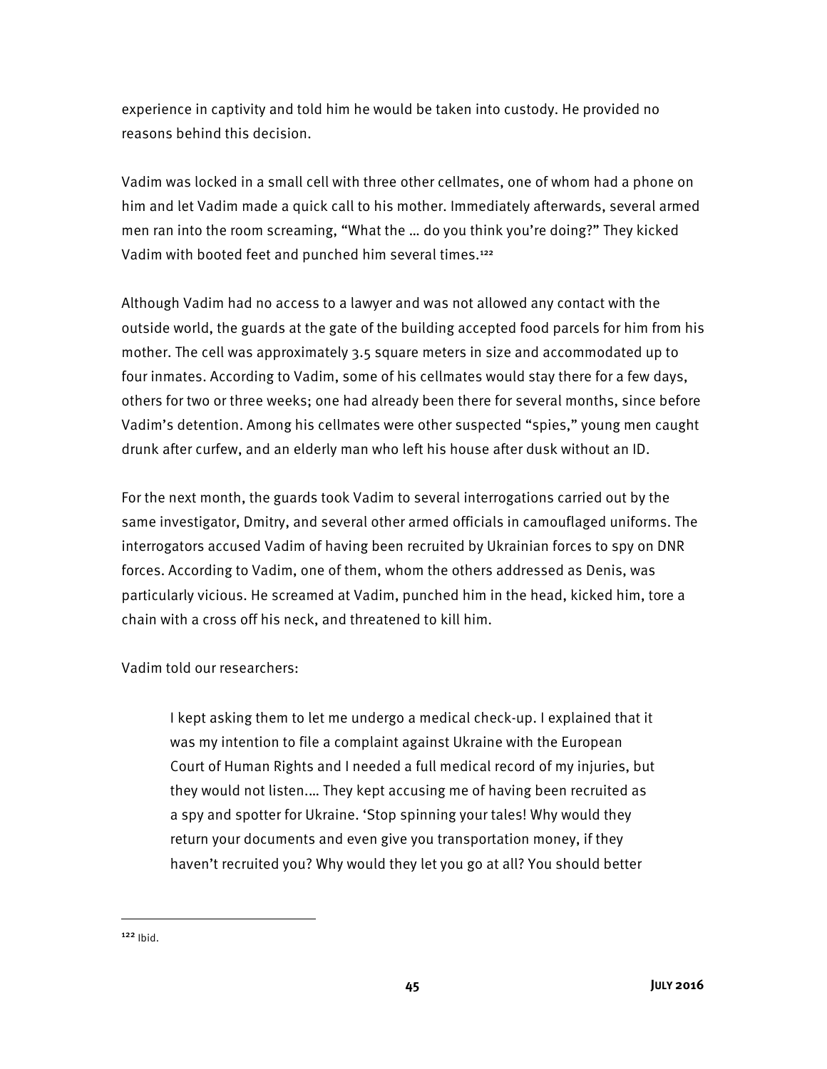experience in captivity and told him he would be taken into custody. He provided no reasons behind this decision.

Vadim was locked in a small cell with three other cellmates, one of whom had a phone on him and let Vadim made a quick call to his mother. Immediately afterwards, several armed men ran into the room screaming, "What the … do you think you're doing?" They kicked Vadim with booted feet and punched him several times.[122]

Although Vadim had no access to a lawyer and was not allowed any contact with the outside world, the guards at the gate of the building accepted food parcels for him from his mother. The cell was approximately 3.5 square meters in size and accommodated up to four inmates. According to Vadim, some of his cellmates would stay there for a few days, others for two or three weeks; one had already been there for several months, since before Vadim's detention. Among his cellmates were other suspected "spies," young men caught drunk after curfew, and an elderly man who left his house after dusk without an ID.

For the next month, the guards took Vadim to several interrogations carried out by the same investigator, Dmitry, and several other armed officials in camouflaged uniforms. The interrogators accused Vadim of having been recruited by Ukrainian forces to spy on DNR forces. According to Vadim, one of them, whom the others addressed as Denis, was particularly vicious. He screamed at Vadim, punched him in the head, kicked him, tore a chain with a cross off his neck, and threatened to kill him.

Vadim told our researchers:

> I kept asking them to let me undergo a medical check-up. I explained that it was my intention to file a complaint against Ukraine with the European Court of Human Rights and I needed a full medical record of my injuries, but they would not listen.… They kept accusing me of having been recruited as a spy and spotter for Ukraine. 'Stop spinning your tales! Why would they return your documents and even give you transportation money, if they haven't recruited you? Why would they let you go at all? You should better

---

[122] Ibid.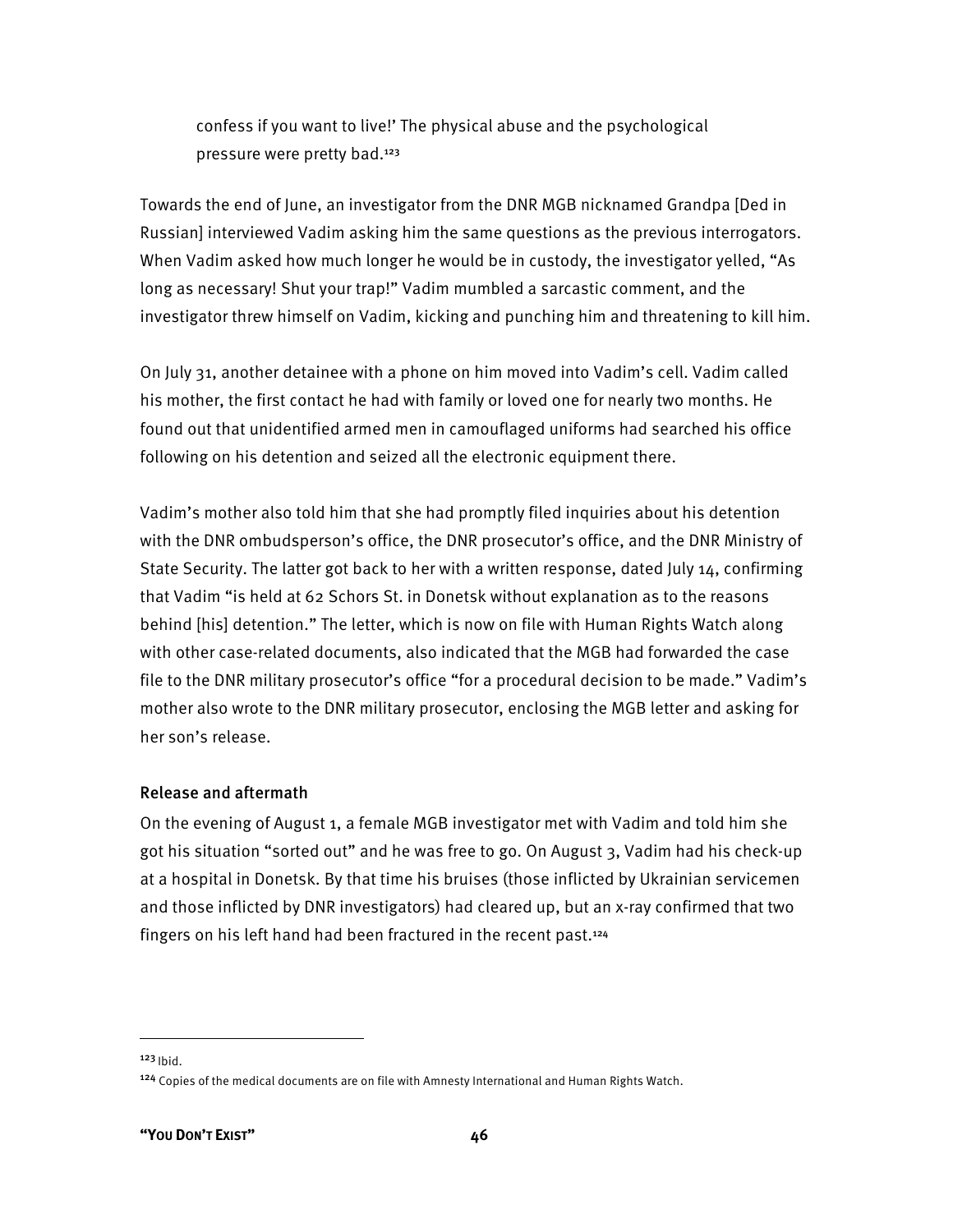> confess if you want to live!' The physical abuse and the psychological pressure were pretty bad.[123]

Towards the end of June, an investigator from the DNR MGB nicknamed Grandpa [Ded in Russian] interviewed Vadim asking him the same questions as the previous interrogators. When Vadim asked how much longer he would be in custody, the investigator yelled, "As long as necessary! Shut your trap!" Vadim mumbled a sarcastic comment, and the investigator threw himself on Vadim, kicking and punching him and threatening to kill him.

On July 31, another detainee with a phone on him moved into Vadim's cell. Vadim called his mother, the first contact he had with family or loved one for nearly two months. He found out that unidentified armed men in camouflaged uniforms had searched his office following on his detention and seized all the electronic equipment there.

Vadim's mother also told him that she had promptly filed inquiries about his detention with the DNR ombudsperson's office, the DNR prosecutor's office, and the DNR Ministry of State Security. The latter got back to her with a written response, dated July 14, confirming that Vadim "is held at 62 Schors St. in Donetsk without explanation as to the reasons behind [his] detention." The letter, which is now on file with Human Rights Watch along with other case-related documents, also indicated that the MGB had forwarded the case file to the DNR military prosecutor's office "for a procedural decision to be made." Vadim's mother also wrote to the DNR military prosecutor, enclosing the MGB letter and asking for her son's release.

### Release and aftermath

On the evening of August 1, a female MGB investigator met with Vadim and told him she got his situation "sorted out" and he was free to go. On August 3, Vadim had his check-up at a hospital in Donetsk. By that time his bruises (those inflicted by Ukrainian servicemen and those inflicted by DNR investigators) had cleared up, but an x-ray confirmed that two fingers on his left hand had been fractured in the recent past.[124]

---

[123] Ibid.

[124] Copies of the medical documents are on file with Amnesty International and Human Rights Watch.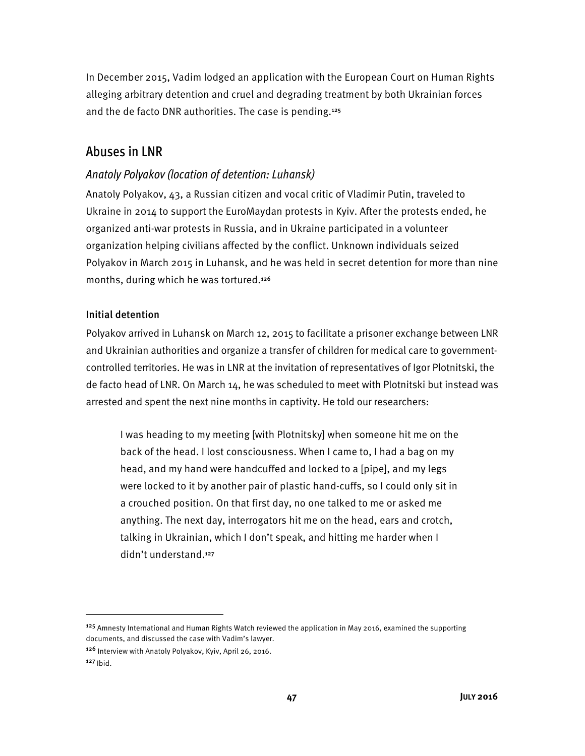In December 2015, Vadim lodged an application with the European Court on Human Rights alleging arbitrary detention and cruel and degrading treatment by both Ukrainian forces and the de facto DNR authorities. The case is pending.[125]

## Abuses in LNR

### *Anatoly Polyakov (location of detention: Luhansk)*

Anatoly Polyakov, 43, a Russian citizen and vocal critic of Vladimir Putin, traveled to Ukraine in 2014 to support the EuroMaydan protests in Kyiv. After the protests ended, he organized anti-war protests in Russia, and in Ukraine participated in a volunteer organization helping civilians affected by the conflict. Unknown individuals seized Polyakov in March 2015 in Luhansk, and he was held in secret detention for more than nine months, during which he was tortured.[126]

#### Initial detention

Polyakov arrived in Luhansk on March 12, 2015 to facilitate a prisoner exchange between LNR and Ukrainian authorities and organize a transfer of children for medical care to government-controlled territories. He was in LNR at the invitation of representatives of Igor Plotnitski, the de facto head of LNR. On March 14, he was scheduled to meet with Plotnitski but instead was arrested and spent the next nine months in captivity. He told our researchers:

> I was heading to my meeting [with Plotnitsky] when someone hit me on the back of the head. I lost consciousness. When I came to, I had a bag on my head, and my hand were handcuffed and locked to a [pipe], and my legs were locked to it by another pair of plastic hand-cuffs, so I could only sit in a crouched position. On that first day, no one talked to me or asked me anything. The next day, interrogators hit me on the head, ears and crotch, talking in Ukrainian, which I don't speak, and hitting me harder when I didn't understand.[127]

---

[125] Amnesty International and Human Rights Watch reviewed the application in May 2016, examined the supporting documents, and discussed the case with Vadim's lawyer.

[126] Interview with Anatoly Polyakov, Kyiv, April 26, 2016.

[127] Ibid.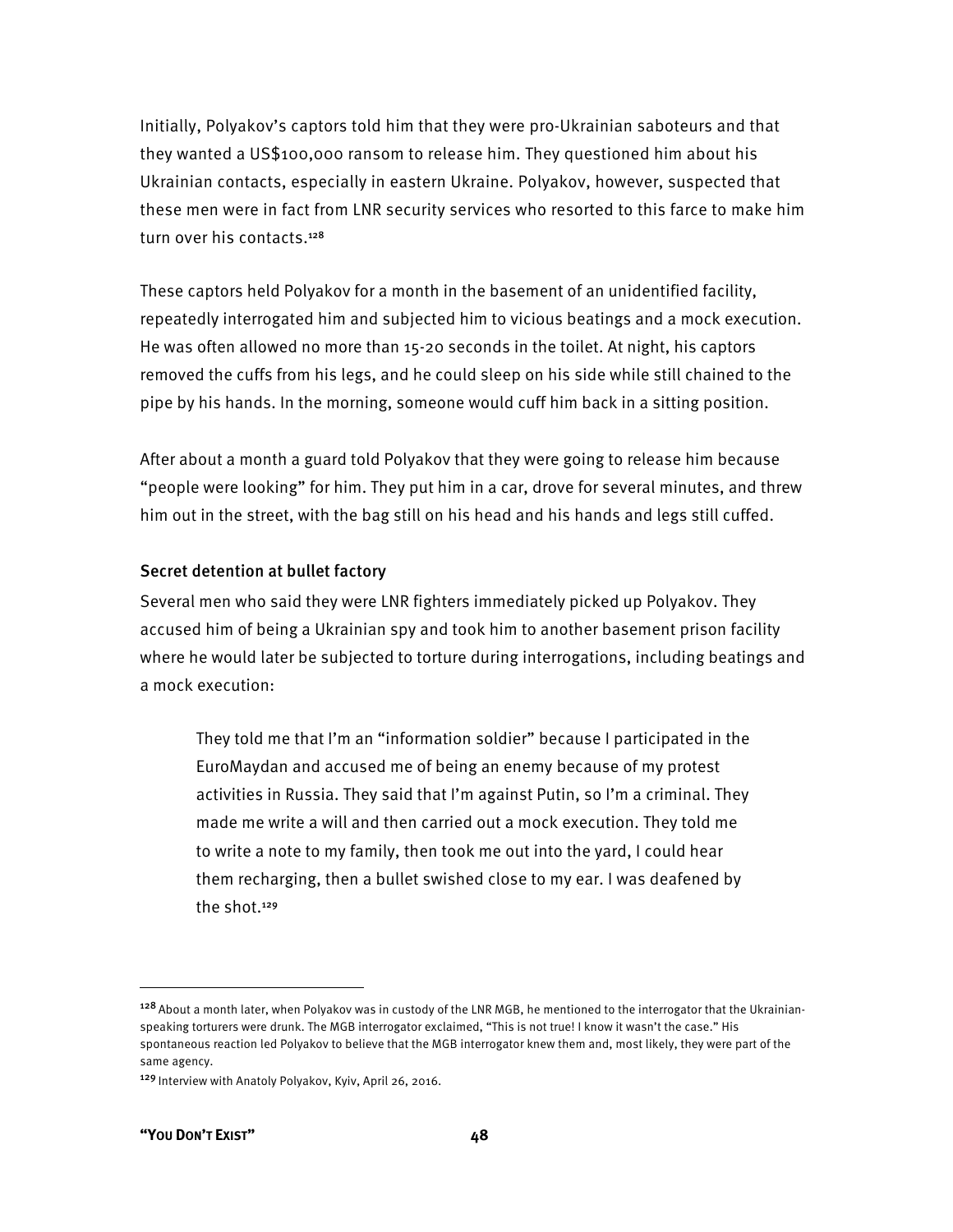Initially, Polyakov's captors told him that they were pro-Ukrainian saboteurs and that they wanted a US$100,000 ransom to release him. They questioned him about his Ukrainian contacts, especially in eastern Ukraine. Polyakov, however, suspected that these men were in fact from LNR security services who resorted to this farce to make him turn over his contacts.[128]

These captors held Polyakov for a month in the basement of an unidentified facility, repeatedly interrogated him and subjected him to vicious beatings and a mock execution. He was often allowed no more than 15-20 seconds in the toilet. At night, his captors removed the cuffs from his legs, and he could sleep on his side while still chained to the pipe by his hands. In the morning, someone would cuff him back in a sitting position.

After about a month a guard told Polyakov that they were going to release him because "people were looking" for him. They put him in a car, drove for several minutes, and threw him out in the street, with the bag still on his head and his hands and legs still cuffed.

### Secret detention at bullet factory

Several men who said they were LNR fighters immediately picked up Polyakov. They accused him of being a Ukrainian spy and took him to another basement prison facility where he would later be subjected to torture during interrogations, including beatings and a mock execution:

> They told me that I'm an "information soldier" because I participated in the EuroMaydan and accused me of being an enemy because of my protest activities in Russia. They said that I'm against Putin, so I'm a criminal. They made me write a will and then carried out a mock execution. They told me to write a note to my family, then took me out into the yard, I could hear them recharging, then a bullet swished close to my ear. I was deafened by the shot.[129]

---

[128] About a month later, when Polyakov was in custody of the LNR MGB, he mentioned to the interrogator that the Ukrainian-speaking torturers were drunk. The MGB interrogator exclaimed, "This is not true! I know it wasn't the case." His spontaneous reaction led Polyakov to believe that the MGB interrogator knew them and, most likely, they were part of the same agency.

[129] Interview with Anatoly Polyakov, Kyiv, April 26, 2016.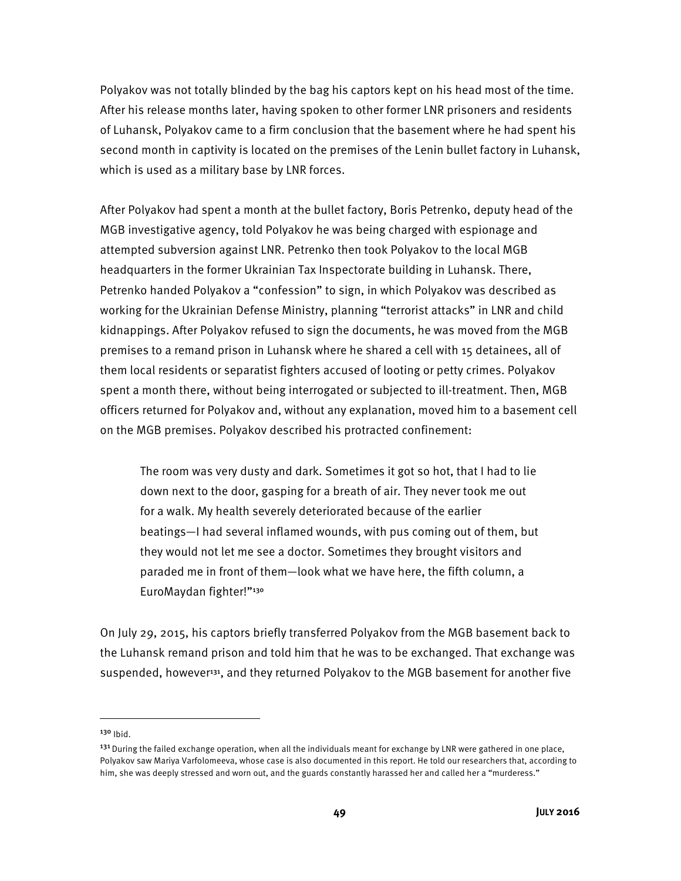Polyakov was not totally blinded by the bag his captors kept on his head most of the time. After his release months later, having spoken to other former LNR prisoners and residents of Luhansk, Polyakov came to a firm conclusion that the basement where he had spent his second month in captivity is located on the premises of the Lenin bullet factory in Luhansk, which is used as a military base by LNR forces.

After Polyakov had spent a month at the bullet factory, Boris Petrenko, deputy head of the MGB investigative agency, told Polyakov he was being charged with espionage and attempted subversion against LNR. Petrenko then took Polyakov to the local MGB headquarters in the former Ukrainian Tax Inspectorate building in Luhansk. There, Petrenko handed Polyakov a "confession" to sign, in which Polyakov was described as working for the Ukrainian Defense Ministry, planning "terrorist attacks" in LNR and child kidnappings. After Polyakov refused to sign the documents, he was moved from the MGB premises to a remand prison in Luhansk where he shared a cell with 15 detainees, all of them local residents or separatist fighters accused of looting or petty crimes. Polyakov spent a month there, without being interrogated or subjected to ill-treatment. Then, MGB officers returned for Polyakov and, without any explanation, moved him to a basement cell on the MGB premises. Polyakov described his protracted confinement:

> The room was very dusty and dark. Sometimes it got so hot, that I had to lie down next to the door, gasping for a breath of air. They never took me out for a walk. My health severely deteriorated because of the earlier beatings—I had several inflamed wounds, with pus coming out of them, but they would not let me see a doctor. Sometimes they brought visitors and paraded me in front of them—look what we have here, the fifth column, a EuroMaydan fighter!"[130]

On July 29, 2015, his captors briefly transferred Polyakov from the MGB basement back to the Luhansk remand prison and told him that he was to be exchanged. That exchange was suspended, however[131], and they returned Polyakov to the MGB basement for another five

---

[130] Ibid.

[131] During the failed exchange operation, when all the individuals meant for exchange by LNR were gathered in one place, Polyakov saw Mariya Varfolomeeva, whose case is also documented in this report. He told our researchers that, according to him, she was deeply stressed and worn out, and the guards constantly harassed her and called her a "murderess."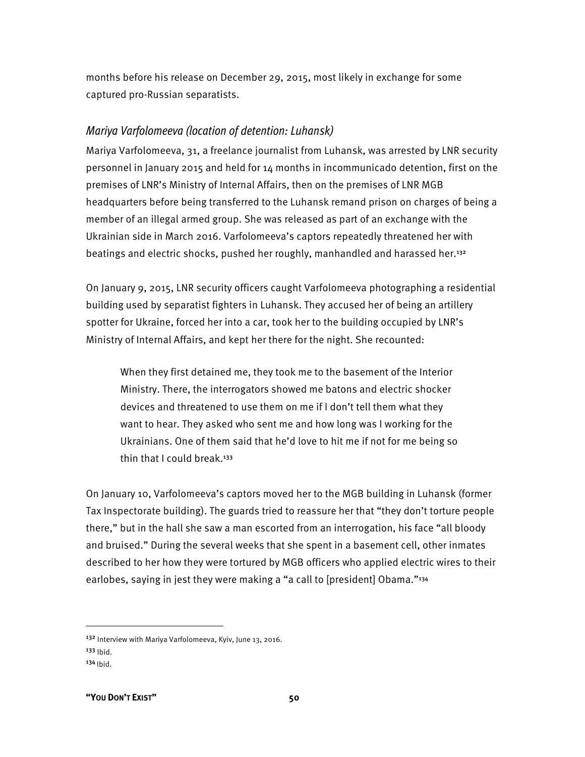months before his release on December 29, 2015, most likely in exchange for some captured pro-Russian separatists.

### *Mariya Varfolomeeva (location of detention: Luhansk)*

Mariya Varfolomeeva, 31, a freelance journalist from Luhansk, was arrested by LNR security personnel in January 2015 and held for 14 months in incommunicado detention, first on the premises of LNR's Ministry of Internal Affairs, then on the premises of LNR MGB headquarters before being transferred to the Luhansk remand prison on charges of being a member of an illegal armed group. She was released as part of an exchange with the Ukrainian side in March 2016. Varfolomeeva's captors repeatedly threatened her with beatings and electric shocks, pushed her roughly, manhandled and harassed her.[132]

On January 9, 2015, LNR security officers caught Varfolomeeva photographing a residential building used by separatist fighters in Luhansk. They accused her of being an artillery spotter for Ukraine, forced her into a car, took her to the building occupied by LNR's Ministry of Internal Affairs, and kept her there for the night. She recounted:

> When they first detained me, they took me to the basement of the Interior Ministry. There, the interrogators showed me batons and electric shocker devices and threatened to use them on me if I don't tell them what they want to hear. They asked who sent me and how long was I working for the Ukrainians. One of them said that he'd love to hit me if not for me being so thin that I could break.[133]

On January 10, Varfolomeeva's captors moved her to the MGB building in Luhansk (former Tax Inspectorate building). The guards tried to reassure her that "they don't torture people there," but in the hall she saw a man escorted from an interrogation, his face "all bloody and bruised." During the several weeks that she spent in a basement cell, other inmates described to her how they were tortured by MGB officers who applied electric wires to their earlobes, saying in jest they were making a "a call to [president] Obama."[134]

---

[132] Interview with Mariya Varfolomeeva, Kyiv, June 13, 2016.

[133] Ibid.

[134] Ibid.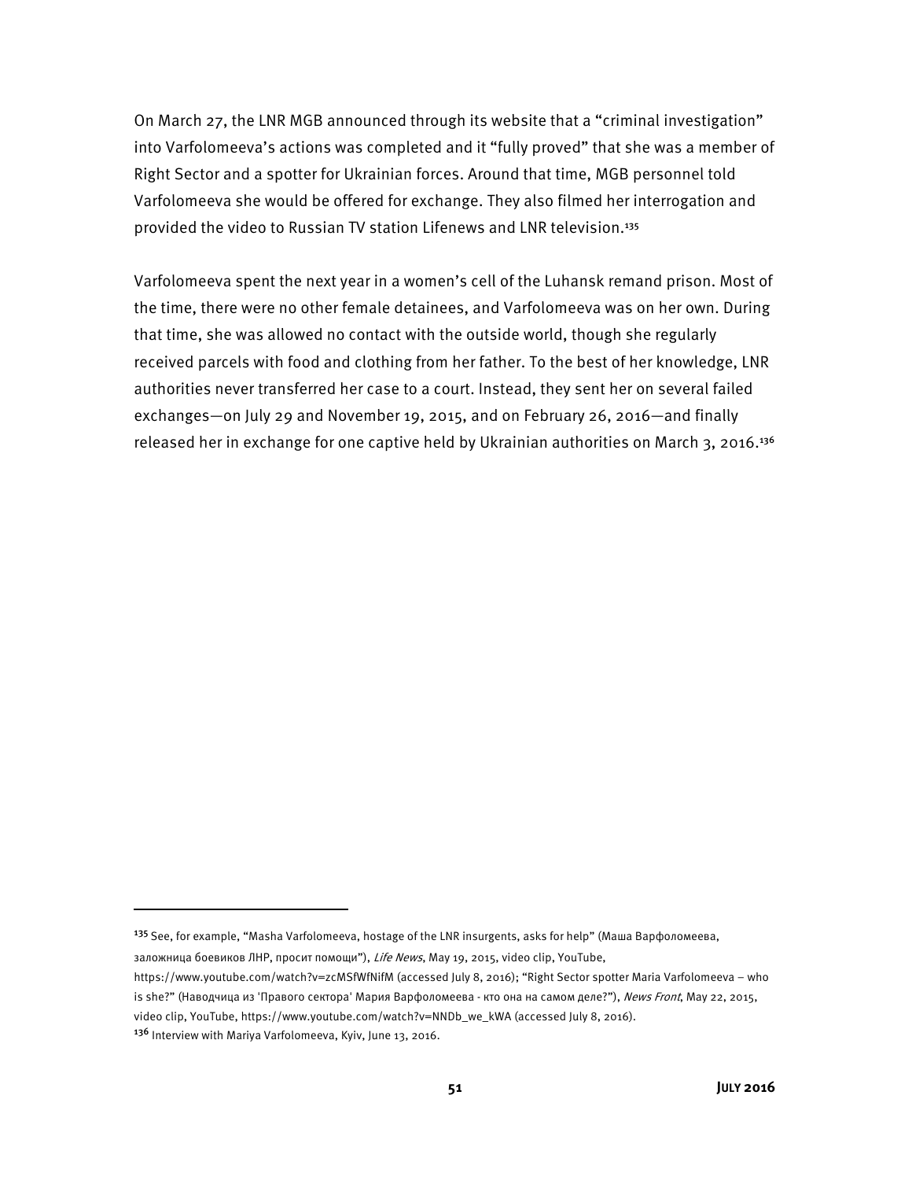On March 27, the LNR MGB announced through its website that a "criminal investigation" into Varfolomeeva's actions was completed and it "fully proved" that she was a member of Right Sector and a spotter for Ukrainian forces. Around that time, MGB personnel told Varfolomeeva she would be offered for exchange. They also filmed her interrogation and provided the video to Russian TV station Lifenews and LNR television.[135]

Varfolomeeva spent the next year in a women's cell of the Luhansk remand prison. Most of the time, there were no other female detainees, and Varfolomeeva was on her own. During that time, she was allowed no contact with the outside world, though she regularly received parcels with food and clothing from her father. To the best of her knowledge, LNR authorities never transferred her case to a court. Instead, they sent her on several failed exchanges—on July 29 and November 19, 2015, and on February 26, 2016—and finally released her in exchange for one captive held by Ukrainian authorities on March 3, 2016.[136]

---

[135] See, for example, "Masha Varfolomeeva, hostage of the LNR insurgents, asks for help" (Маша Варфоломеева, заложница боевиков ЛНР, просит помощи"), *Life News*, May 19, 2015, video clip, YouTube, https://www.youtube.com/watch?v=zcMSfWfNifM (accessed July 8, 2016); "Right Sector spotter Maria Varfolomeeva – who is she?" (Наводчица из 'Правого сектора' Мария Варфоломеева - кто она на самом деле?"), *News Front*, May 22, 2015, video clip, YouTube, https://www.youtube.com/watch?v=NNDb_we_kWA (accessed July 8, 2016).

[136] Interview with Mariya Varfolomeeva, Kyiv, June 13, 2016.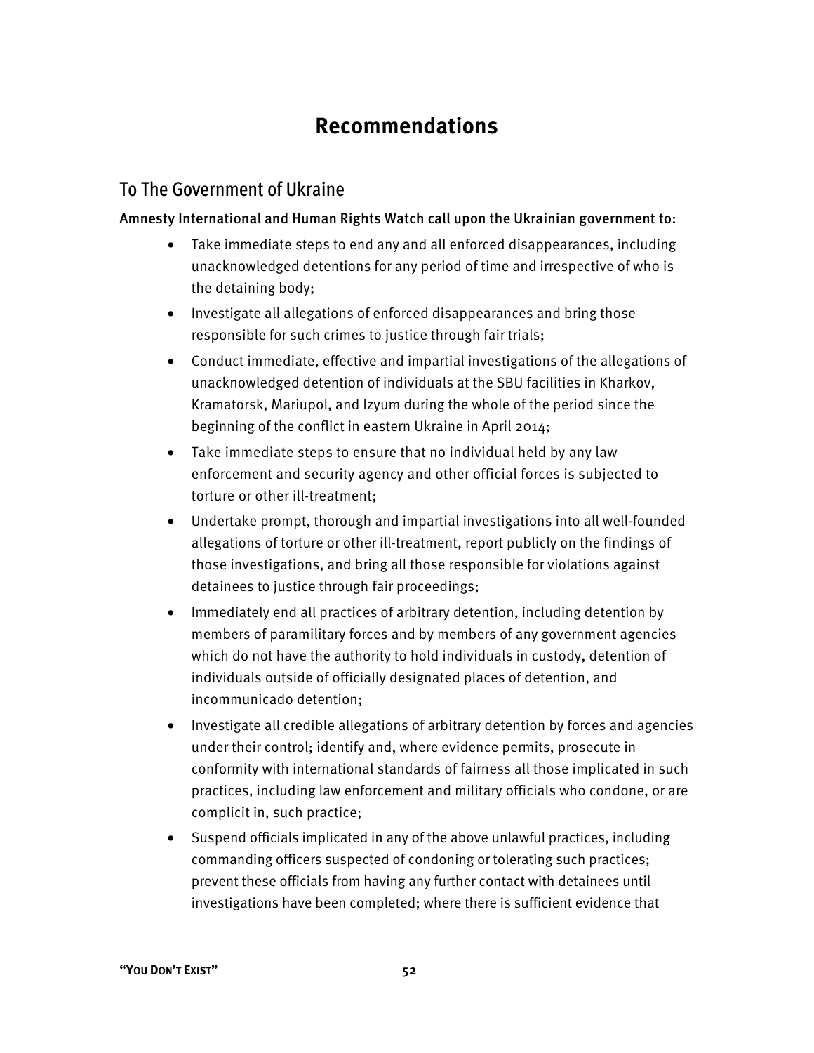# Recommendations

## To The Government of Ukraine

**Amnesty International and Human Rights Watch call upon the Ukrainian government to:**

- Take immediate steps to end any and all enforced disappearances, including unacknowledged detentions for any period of time and irrespective of who is the detaining body;
- Investigate all allegations of enforced disappearances and bring those responsible for such crimes to justice through fair trials;
- Conduct immediate, effective and impartial investigations of the allegations of unacknowledged detention of individuals at the SBU facilities in Kharkov, Kramatorsk, Mariupol, and Izyum during the whole of the period since the beginning of the conflict in eastern Ukraine in April 2014;
- Take immediate steps to ensure that no individual held by any law enforcement and security agency and other official forces is subjected to torture or other ill-treatment;
- Undertake prompt, thorough and impartial investigations into all well-founded allegations of torture or other ill-treatment, report publicly on the findings of those investigations, and bring all those responsible for violations against detainees to justice through fair proceedings;
- Immediately end all practices of arbitrary detention, including detention by members of paramilitary forces and by members of any government agencies which do not have the authority to hold individuals in custody, detention of individuals outside of officially designated places of detention, and incommunicado detention;
- Investigate all credible allegations of arbitrary detention by forces and agencies under their control; identify and, where evidence permits, prosecute in conformity with international standards of fairness all those implicated in such practices, including law enforcement and military officials who condone, or are complicit in, such practice;
- Suspend officials implicated in any of the above unlawful practices, including commanding officers suspected of condoning or tolerating such practices; prevent these officials from having any further contact with detainees until investigations have been completed; where there is sufficient evidence that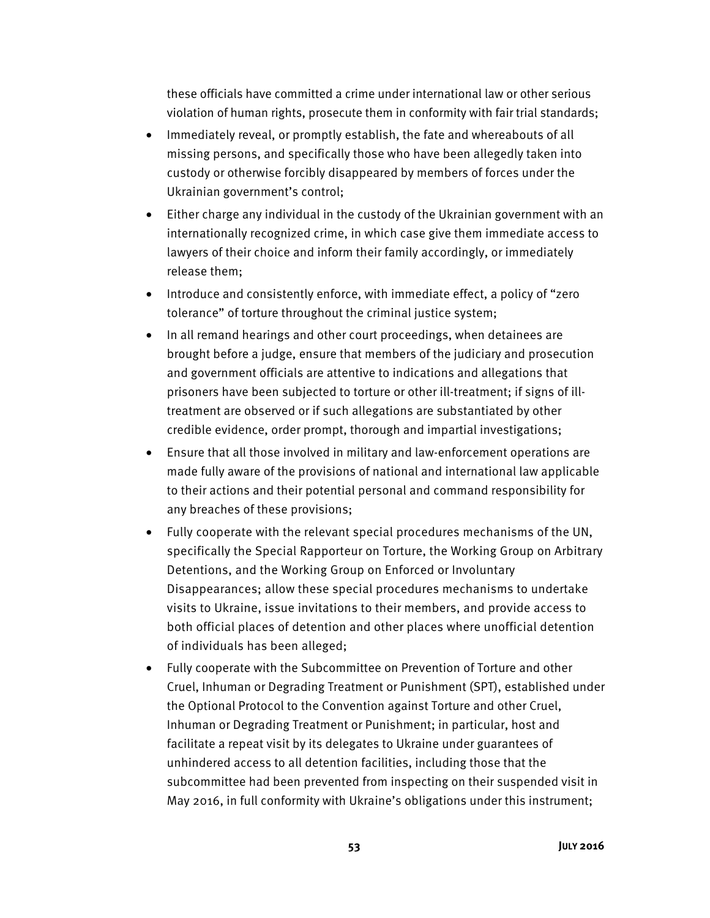these officials have committed a crime under international law or other serious violation of human rights, prosecute them in conformity with fair trial standards;

- Immediately reveal, or promptly establish, the fate and whereabouts of all missing persons, and specifically those who have been allegedly taken into custody or otherwise forcibly disappeared by members of forces under the Ukrainian government's control;
- Either charge any individual in the custody of the Ukrainian government with an internationally recognized crime, in which case give them immediate access to lawyers of their choice and inform their family accordingly, or immediately release them;
- Introduce and consistently enforce, with immediate effect, a policy of "zero tolerance" of torture throughout the criminal justice system;
- In all remand hearings and other court proceedings, when detainees are brought before a judge, ensure that members of the judiciary and prosecution and government officials are attentive to indications and allegations that prisoners have been subjected to torture or other ill-treatment; if signs of ill-treatment are observed or if such allegations are substantiated by other credible evidence, order prompt, thorough and impartial investigations;
- Ensure that all those involved in military and law-enforcement operations are made fully aware of the provisions of national and international law applicable to their actions and their potential personal and command responsibility for any breaches of these provisions;
- Fully cooperate with the relevant special procedures mechanisms of the UN, specifically the Special Rapporteur on Torture, the Working Group on Arbitrary Detentions, and the Working Group on Enforced or Involuntary Disappearances; allow these special procedures mechanisms to undertake visits to Ukraine, issue invitations to their members, and provide access to both official places of detention and other places where unofficial detention of individuals has been alleged;
- Fully cooperate with the Subcommittee on Prevention of Torture and other Cruel, Inhuman or Degrading Treatment or Punishment (SPT), established under the Optional Protocol to the Convention against Torture and other Cruel, Inhuman or Degrading Treatment or Punishment; in particular, host and facilitate a repeat visit by its delegates to Ukraine under guarantees of unhindered access to all detention facilities, including those that the subcommittee had been prevented from inspecting on their suspended visit in May 2016, in full conformity with Ukraine's obligations under this instrument;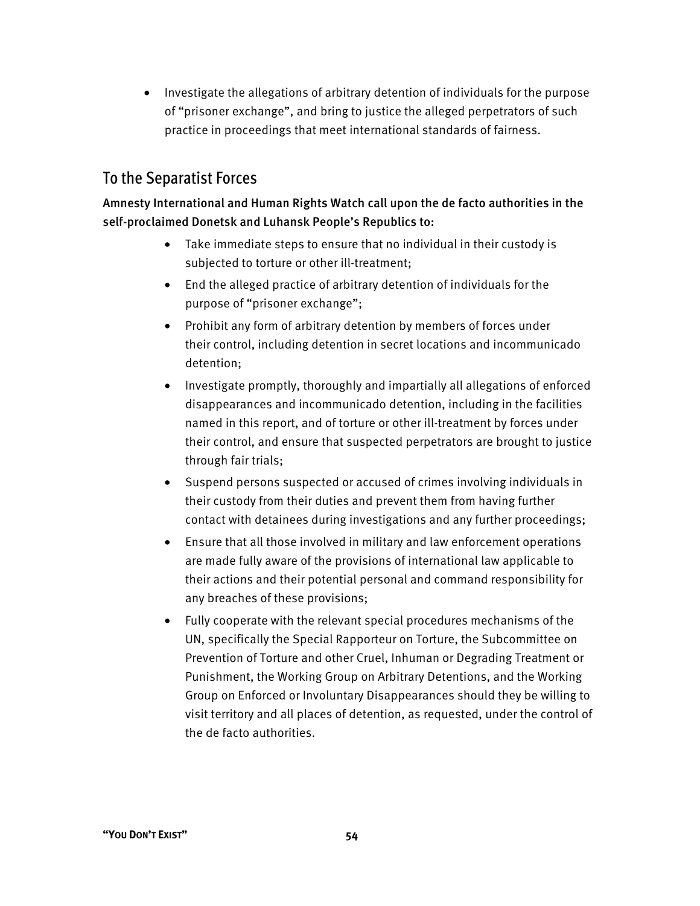- Investigate the allegations of arbitrary detention of individuals for the purpose of "prisoner exchange", and bring to justice the alleged perpetrators of such practice in proceedings that meet international standards of fairness.

## To the Separatist Forces

**Amnesty International and Human Rights Watch call upon the de facto authorities in the self-proclaimed Donetsk and Luhansk People's Republics to:**

- Take immediate steps to ensure that no individual in their custody is subjected to torture or other ill-treatment;
- End the alleged practice of arbitrary detention of individuals for the purpose of "prisoner exchange";
- Prohibit any form of arbitrary detention by members of forces under their control, including detention in secret locations and incommunicado detention;
- Investigate promptly, thoroughly and impartially all allegations of enforced disappearances and incommunicado detention, including in the facilities named in this report, and of torture or other ill-treatment by forces under their control, and ensure that suspected perpetrators are brought to justice through fair trials;
- Suspend persons suspected or accused of crimes involving individuals in their custody from their duties and prevent them from having further contact with detainees during investigations and any further proceedings;
- Ensure that all those involved in military and law enforcement operations are made fully aware of the provisions of international law applicable to their actions and their potential personal and command responsibility for any breaches of these provisions;
- Fully cooperate with the relevant special procedures mechanisms of the UN, specifically the Special Rapporteur on Torture, the Subcommittee on Prevention of Torture and other Cruel, Inhuman or Degrading Treatment or Punishment, the Working Group on Arbitrary Detentions, and the Working Group on Enforced or Involuntary Disappearances should they be willing to visit territory and all places of detention, as requested, under the control of the de facto authorities.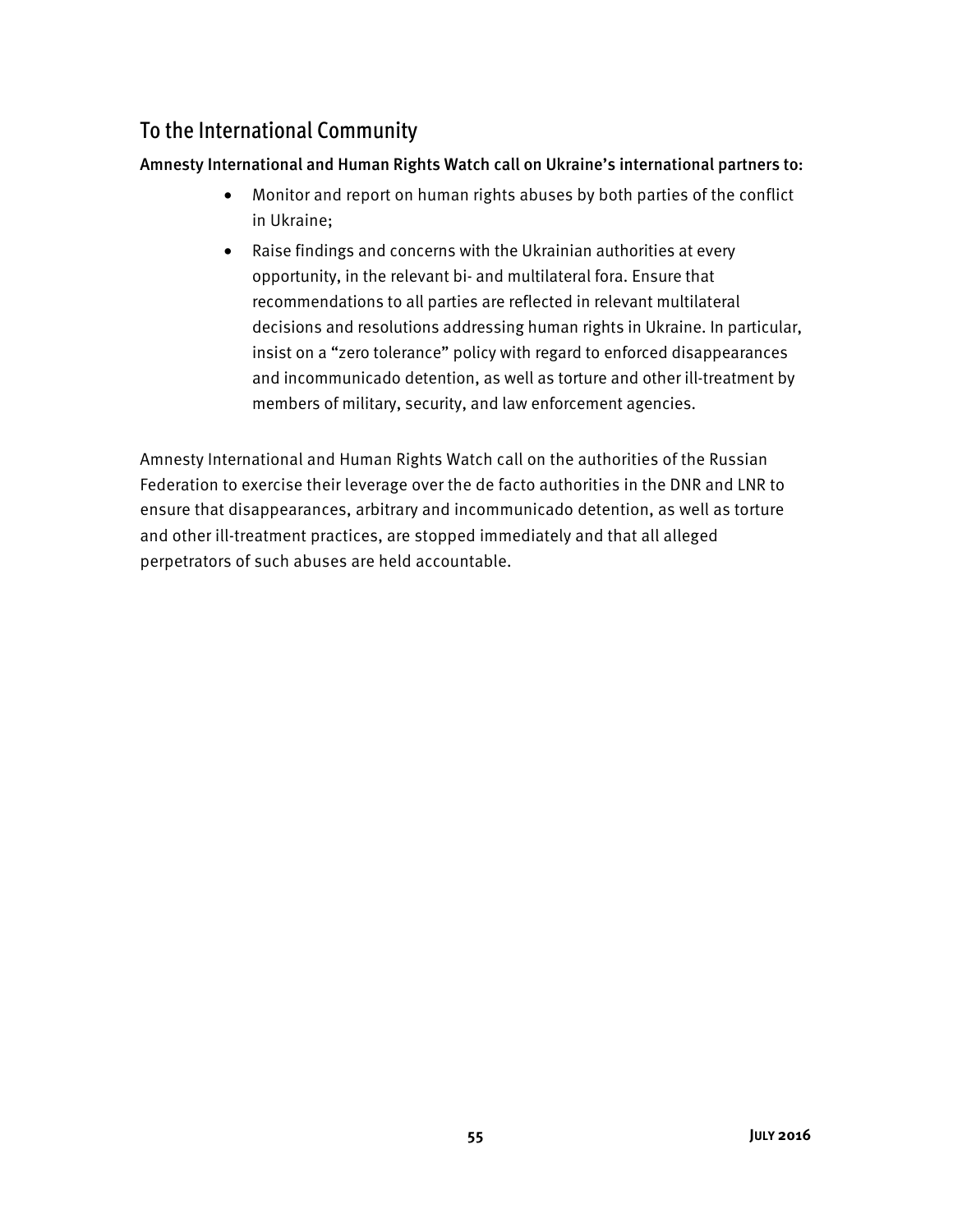## To the International Community

**Amnesty International and Human Rights Watch call on Ukraine's international partners to:**

- Monitor and report on human rights abuses by both parties of the conflict in Ukraine;
- Raise findings and concerns with the Ukrainian authorities at every opportunity, in the relevant bi- and multilateral fora. Ensure that recommendations to all parties are reflected in relevant multilateral decisions and resolutions addressing human rights in Ukraine. In particular, insist on a "zero tolerance" policy with regard to enforced disappearances and incommunicado detention, as well as torture and other ill-treatment by members of military, security, and law enforcement agencies.

Amnesty International and Human Rights Watch call on the authorities of the Russian Federation to exercise their leverage over the de facto authorities in the DNR and LNR to ensure that disappearances, arbitrary and incommunicado detention, as well as torture and other ill-treatment practices, are stopped immediately and that all alleged perpetrators of such abuses are held accountable.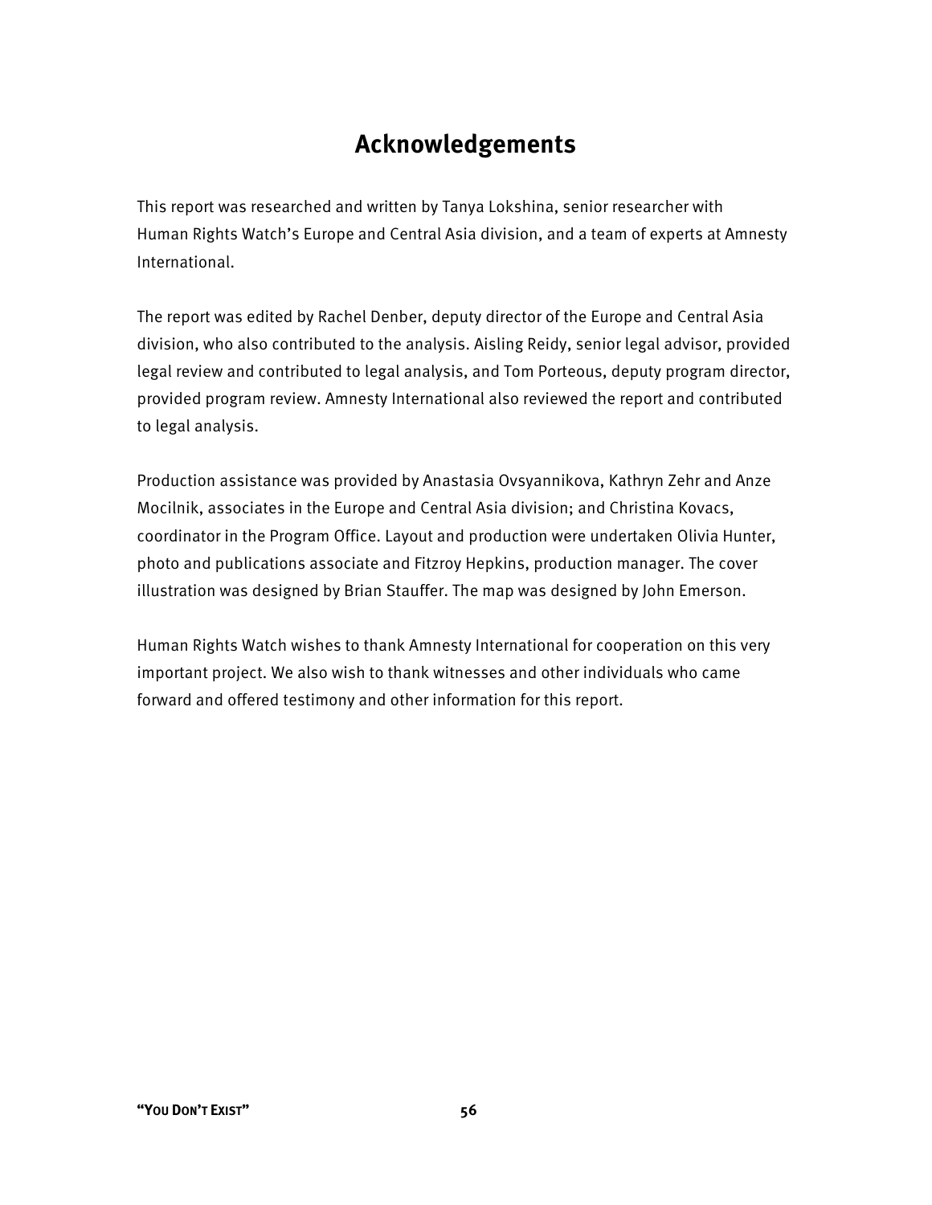# Acknowledgements

This report was researched and written by Tanya Lokshina, senior researcher with Human Rights Watch's Europe and Central Asia division, and a team of experts at Amnesty International.

The report was edited by Rachel Denber, deputy director of the Europe and Central Asia division, who also contributed to the analysis. Aisling Reidy, senior legal advisor, provided legal review and contributed to legal analysis, and Tom Porteous, deputy program director, provided program review. Amnesty International also reviewed the report and contributed to legal analysis.

Production assistance was provided by Anastasia Ovsyannikova, Kathryn Zehr and Anze Mocilnik, associates in the Europe and Central Asia division; and Christina Kovacs, coordinator in the Program Office. Layout and production were undertaken Olivia Hunter, photo and publications associate and Fitzroy Hepkins, production manager. The cover illustration was designed by Brian Stauffer. The map was designed by John Emerson.

Human Rights Watch wishes to thank Amnesty International for cooperation on this very important project. We also wish to thank witnesses and other individuals who came forward and offered testimony and other information for this report.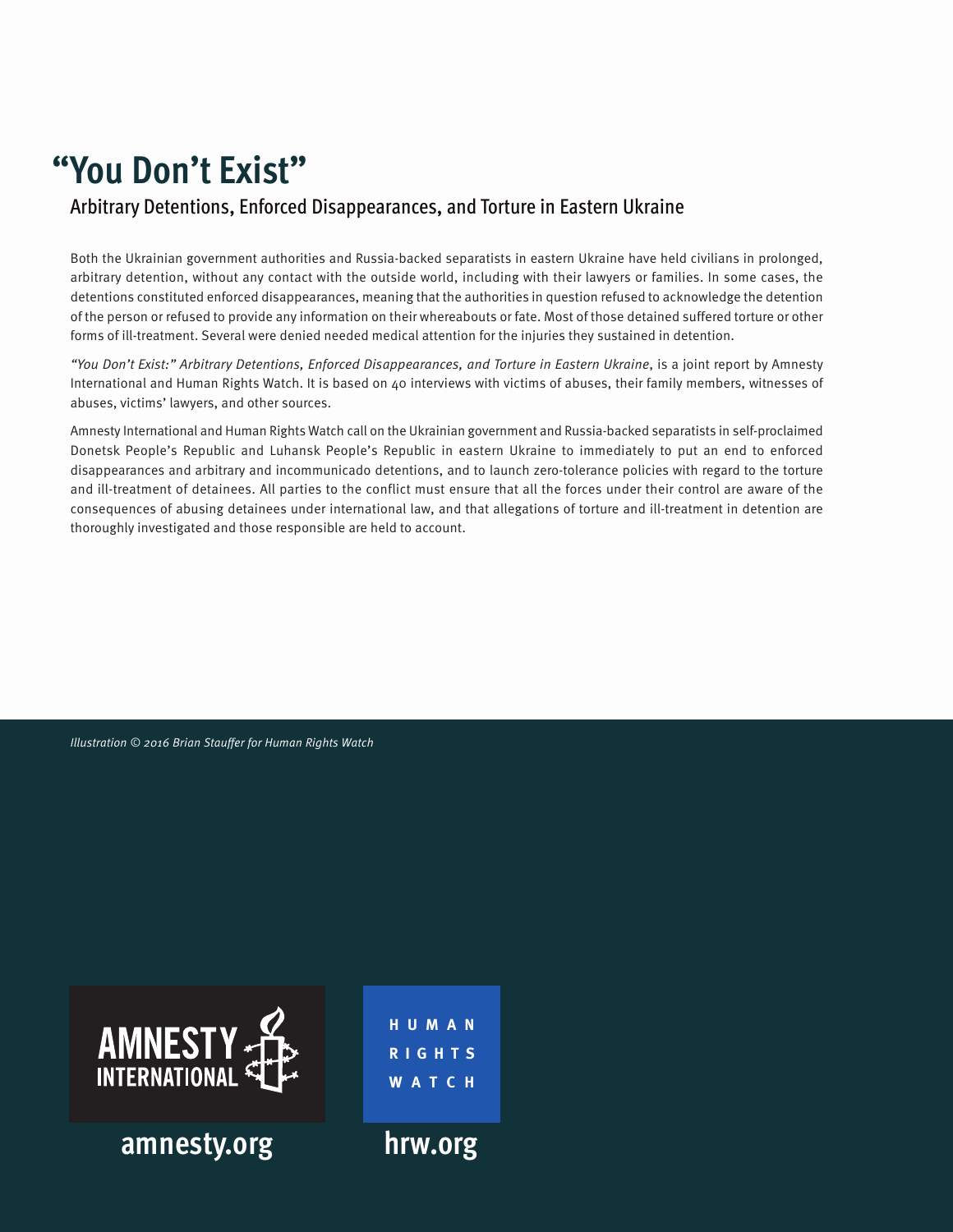# "You Don't Exist"

## Arbitrary Detentions, Enforced Disappearances, and Torture in Eastern Ukraine

Both the Ukrainian government authorities and Russia-backed separatists in eastern Ukraine have held civilians in prolonged, arbitrary detention, without any contact with the outside world, including with their lawyers or families. In some cases, the detentions constituted enforced disappearances, meaning that the authorities in question refused to acknowledge the detention of the person or refused to provide any information on their whereabouts or fate. Most of those detained suffered torture or other forms of ill-treatment. Several were denied needed medical attention for the injuries they sustained in detention.

*"You Don't Exist:" Arbitrary Detentions, Enforced Disappearances, and Torture in Eastern Ukraine*, is a joint report by Amnesty International and Human Rights Watch. It is based on 40 interviews with victims of abuses, their family members, witnesses of abuses, victims' lawyers, and other sources.

Amnesty International and Human Rights Watch call on the Ukrainian government and Russia-backed separatists in self-proclaimed Donetsk People's Republic and Luhansk People's Republic in eastern Ukraine to immediately to put an end to enforced disappearances and arbitrary and incommunicado detentions, and to launch zero-tolerance policies with regard to the torture and ill-treatment of detainees. All parties to the conflict must ensure that all the forces under their control are aware of the consequences of abusing detainees under international law, and that allegations of torture and ill-treatment in detention are thoroughly investigated and those responsible are held to account.

*Illustration © 2016 Brian Stauffer for Human Rights Watch*

AMNESTY INTERNATIONAL

amnesty.org

HUMAN RIGHTS WATCH

hrw.org